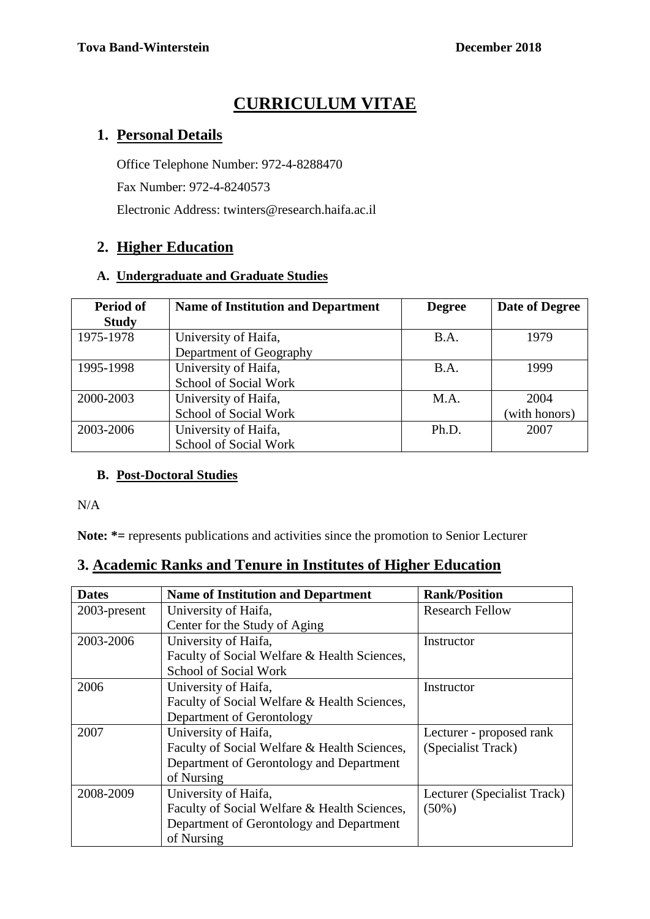# CURRICULUM VITAE

## 1. Personal Details

Office Telephone Number: 972-4-8288470

Fax Number: 972-4-8240573

Electronic Address: twinters@research.haifa.ac.il

## 2. Higher Education

### A. Undergraduate and Graduate Studies

| Period of Study | Name of Institution and Department | Degree | Date of Degree |
|---|---|---|---|
| 1975-1978 | University of Haifa, Department of Geography | B.A. | 1979 |
| 1995-1998 | University of Haifa, School of Social Work | B.A. | 1999 |
| 2000-2003 | University of Haifa, School of Social Work | M.A. | 2004 (with honors) |
| 2003-2006 | University of Haifa, School of Social Work | Ph.D. | 2007 |

### B. Post-Doctoral Studies

N/A

**Note: *=** represents publications and activities since the promotion to Senior Lecturer

## 3. Academic Ranks and Tenure in Institutes of Higher Education

| Dates | Name of Institution and Department | Rank/Position |
|---|---|---|
| 2003-present | University of Haifa, Center for the Study of Aging | Research Fellow |
| 2003-2006 | University of Haifa, Faculty of Social Welfare & Health Sciences, School of Social Work | Instructor |
| 2006 | University of Haifa, Faculty of Social Welfare & Health Sciences, Department of Gerontology | Instructor |
| 2007 | University of Haifa, Faculty of Social Welfare & Health Sciences, Department of Gerontology and Department of Nursing | Lecturer - proposed rank (Specialist Track) |
| 2008-2009 | University of Haifa, Faculty of Social Welfare & Health Sciences, Department of Gerontology and Department of Nursing | Lecturer (Specialist Track) (50%) |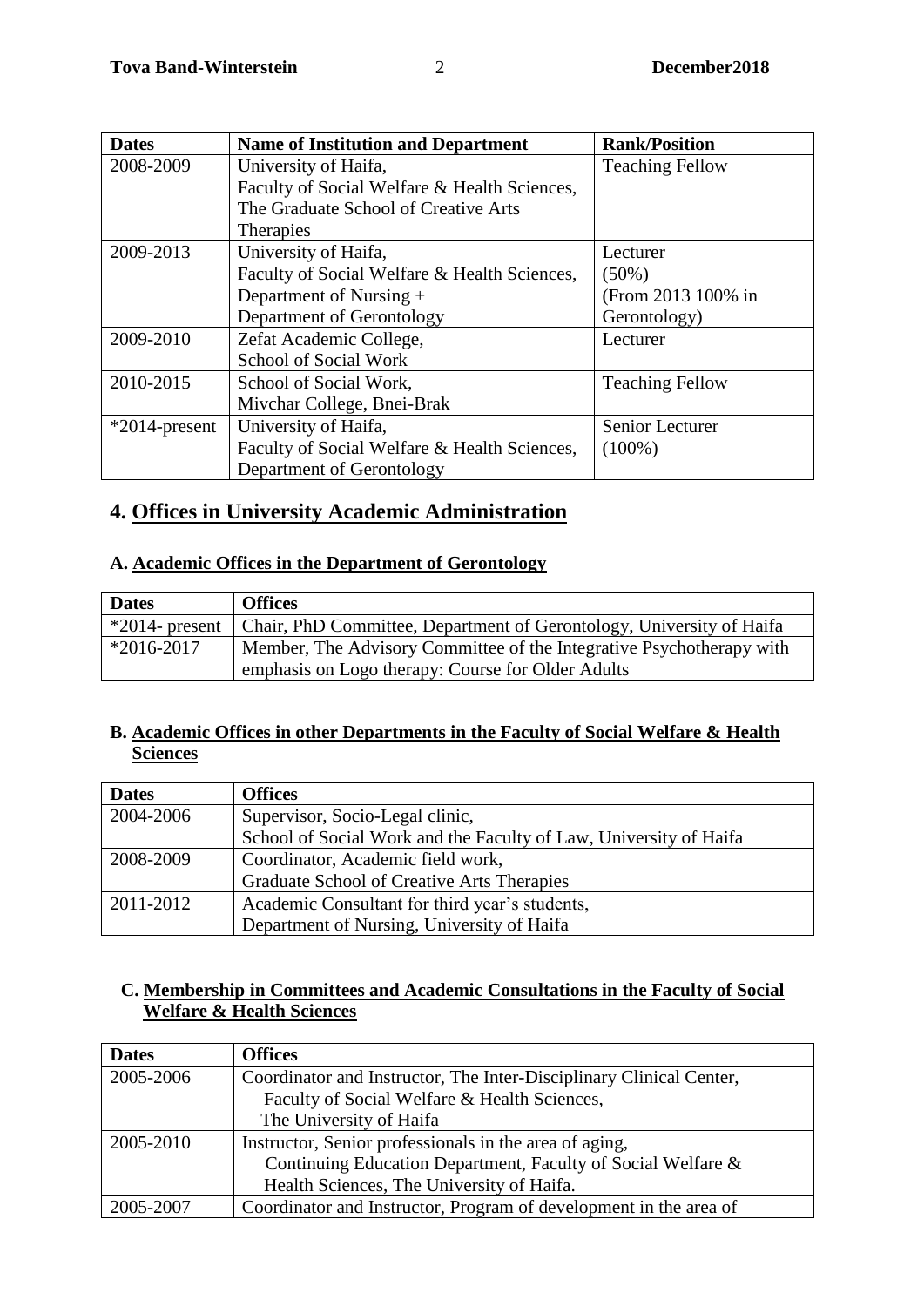| Dates | Name of Institution and Department | Rank/Position |
|---|---|---|
| 2008-2009 | University of Haifa, Faculty of Social Welfare & Health Sciences, The Graduate School of Creative Arts Therapies | Teaching Fellow |
| 2009-2013 | University of Haifa, Faculty of Social Welfare & Health Sciences, Department of Nursing + Department of Gerontology | Lecturer (50%) (From 2013 100% in Gerontology) |
| 2009-2010 | Zefat Academic College, School of Social Work | Lecturer |
| 2010-2015 | School of Social Work, Mivchar College, Bnei-Brak | Teaching Fellow |
| *2014-present | University of Haifa, Faculty of Social Welfare & Health Sciences, Department of Gerontology | Senior Lecturer (100%) |

## 4. Offices in University Academic Administration

### A. Academic Offices in the Department of Gerontology

| Dates | Offices |
|---|---|
| *2014- present | Chair, PhD Committee, Department of Gerontology, University of Haifa |
| *2016-2017 | Member, The Advisory Committee of the Integrative Psychotherapy with emphasis on Logo therapy: Course for Older Adults |

### B. Academic Offices in other Departments in the Faculty of Social Welfare & Health Sciences

| Dates | Offices |
|---|---|
| 2004-2006 | Supervisor, Socio-Legal clinic, School of Social Work and the Faculty of Law, University of Haifa |
| 2008-2009 | Coordinator, Academic field work, Graduate School of Creative Arts Therapies |
| 2011-2012 | Academic Consultant for third year's students, Department of Nursing, University of Haifa |

### C. Membership in Committees and Academic Consultations in the Faculty of Social Welfare & Health Sciences

| Dates | Offices |
|---|---|
| 2005-2006 | Coordinator and Instructor, The Inter-Disciplinary Clinical Center, Faculty of Social Welfare & Health Sciences, The University of Haifa |
| 2005-2010 | Instructor, Senior professionals in the area of aging, Continuing Education Department, Faculty of Social Welfare & Health Sciences, The University of Haifa. |
| 2005-2007 | Coordinator and Instructor, Program of development in the area of |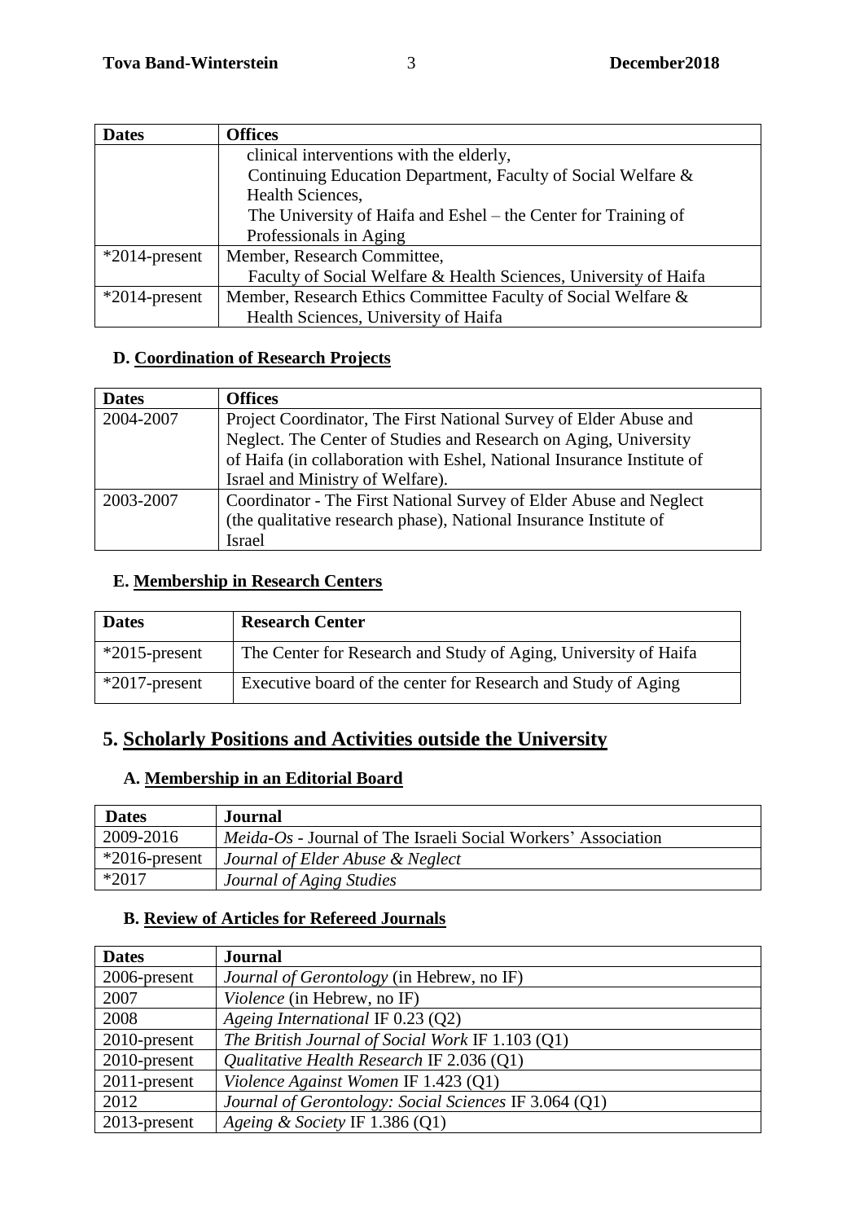| Dates | Offices |
|---|---|
| | clinical interventions with the elderly, Continuing Education Department, Faculty of Social Welfare & Health Sciences, The University of Haifa and Eshel – the Center for Training of Professionals in Aging |
| *2014-present | Member, Research Committee, Faculty of Social Welfare & Health Sciences, University of Haifa |
| *2014-present | Member, Research Ethics Committee Faculty of Social Welfare & Health Sciences, University of Haifa |

### D. Coordination of Research Projects

| Dates | Offices |
|---|---|
| 2004-2007 | Project Coordinator, The First National Survey of Elder Abuse and Neglect. The Center of Studies and Research on Aging, University of Haifa (in collaboration with Eshel, National Insurance Institute of Israel and Ministry of Welfare). |
| 2003-2007 | Coordinator - The First National Survey of Elder Abuse and Neglect (the qualitative research phase), National Insurance Institute of Israel |

### E. Membership in Research Centers

| Dates | Research Center |
|---|---|
| *2015-present | The Center for Research and Study of Aging, University of Haifa |
| *2017-present | Executive board of the center for Research and Study of Aging |

## 5. Scholarly Positions and Activities outside the University

### A. Membership in an Editorial Board

| Dates | Journal |
|---|---|
| 2009-2016 | *Meida-Os* - Journal of The Israeli Social Workers' Association |
| *2016-present | *Journal of Elder Abuse & Neglect* |
| *2017 | *Journal of Aging Studies* |

### B. Review of Articles for Refereed Journals

| Dates | Journal |
|---|---|
| 2006-present | *Journal of Gerontology* (in Hebrew, no IF) |
| 2007 | *Violence* (in Hebrew, no IF) |
| 2008 | *Ageing International* IF 0.23 (Q2) |
| 2010-present | *The British Journal of Social Work* IF 1.103 (Q1) |
| 2010-present | *Qualitative Health Research* IF 2.036 (Q1) |
| 2011-present | *Violence Against Women* IF 1.423 (Q1) |
| 2012 | *Journal of Gerontology: Social Sciences* IF 3.064 (Q1) |
| 2013-present | *Ageing & Society* IF 1.386 (Q1) |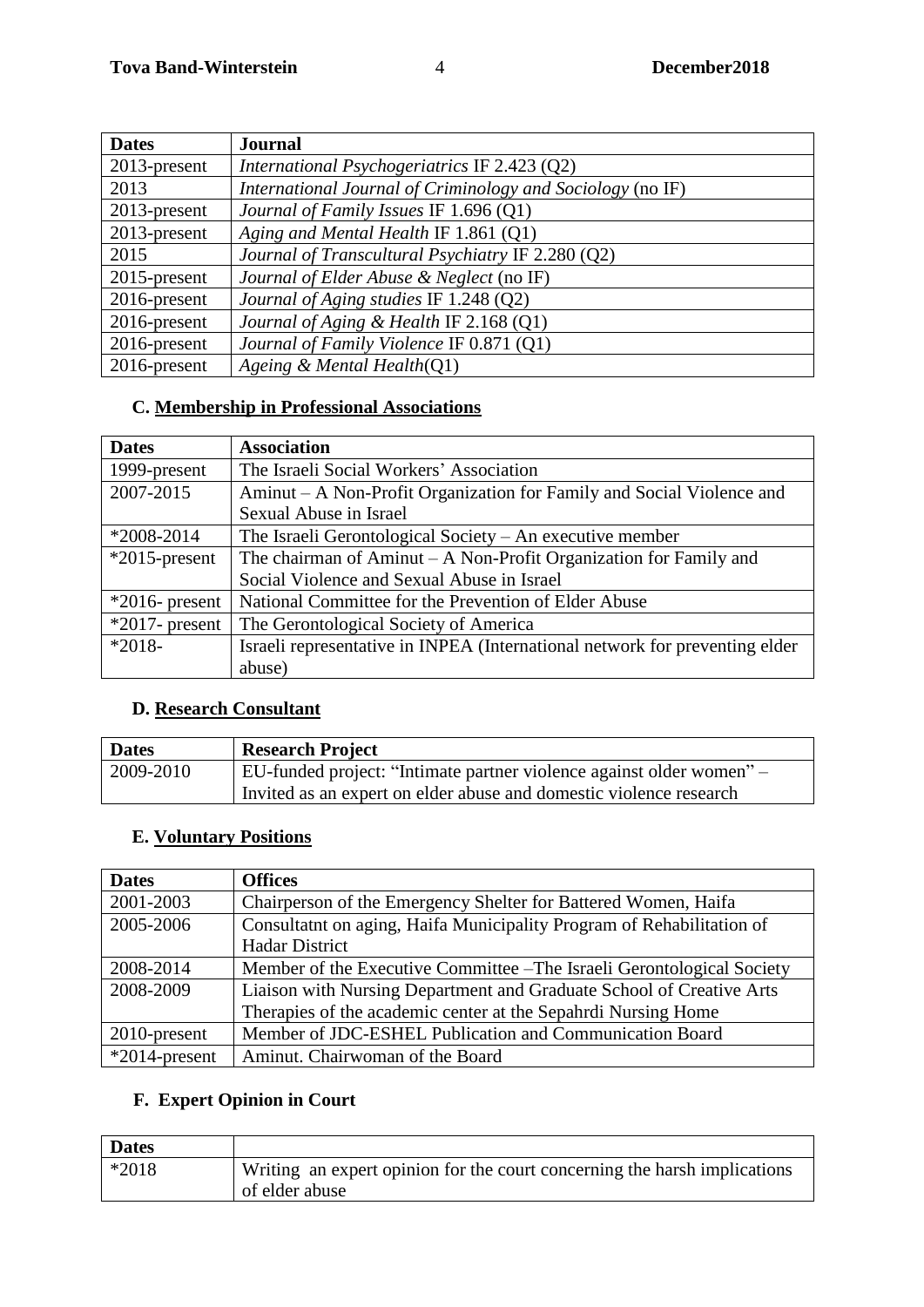| Dates | Journal |
|---|---|
| 2013-present | *International Psychogeriatrics* IF 2.423 (Q2) |
| 2013 | *International Journal of Criminology and Sociology* (no IF) |
| 2013-present | *Journal of Family Issues* IF 1.696 (Q1) |
| 2013-present | *Aging and Mental Health* IF 1.861 (Q1) |
| 2015 | *Journal of Transcultural Psychiatry* IF 2.280 (Q2) |
| 2015-present | *Journal of Elder Abuse & Neglect* (no IF) |
| 2016-present | *Journal of Aging studies* IF 1.248 (Q2) |
| 2016-present | *Journal of Aging & Health* IF 2.168 (Q1) |
| 2016-present | *Journal of Family Violence* IF 0.871 (Q1) |
| 2016-present | *Ageing & Mental Health*(Q1) |

### C. Membership in Professional Associations

| Dates | Association |
|---|---|
| 1999-present | The Israeli Social Workers' Association |
| 2007-2015 | Aminut – A Non-Profit Organization for Family and Social Violence and Sexual Abuse in Israel |
| *2008-2014 | The Israeli Gerontological Society – An executive member |
| *2015-present | The chairman of Aminut – A Non-Profit Organization for Family and Social Violence and Sexual Abuse in Israel |
| *2016- present | National Committee for the Prevention of Elder Abuse |
| *2017- present | The Gerontological Society of America |
| *2018- | Israeli representative in INPEA (International network for preventing elder abuse) |

### D. Research Consultant

| Dates | Research Project |
|---|---|
| 2009-2010 | EU-funded project: "Intimate partner violence against older women" – Invited as an expert on elder abuse and domestic violence research |

### E. Voluntary Positions

| Dates | Offices |
|---|---|
| 2001-2003 | Chairperson of the Emergency Shelter for Battered Women, Haifa |
| 2005-2006 | Consultatnt on aging, Haifa Municipality Program of Rehabilitation of Hadar District |
| 2008-2014 | Member of the Executive Committee –The Israeli Gerontological Society |
| 2008-2009 | Liaison with Nursing Department and Graduate School of Creative Arts Therapies of the academic center at the Sepahrdi Nursing Home |
| 2010-present | Member of JDC-ESHEL Publication and Communication Board |
| *2014-present | Aminut. Chairwoman of the Board |

### F. Expert Opinion in Court

| Dates | |
|---|---|
| *2018 | Writing an expert opinion for the court concerning the harsh implications of elder abuse |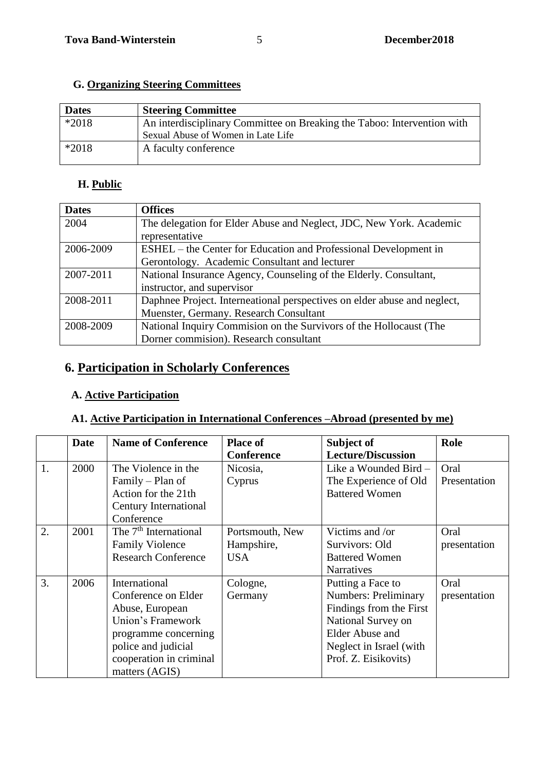### G. Organizing Steering Committees

| Dates | Steering Committee |
|---|---|
| *2018 | An interdisciplinary Committee on Breaking the Taboo: Intervention with Sexual Abuse of Women in Late Life |
| *2018 | A faculty conference |

### H. Public

| Dates | Offices |
|---|---|
| 2004 | The delegation for Elder Abuse and Neglect, JDC, New York. Academic representative |
| 2006-2009 | ESHEL – the Center for Education and Professional Development in Gerontology. Academic Consultant and lecturer |
| 2007-2011 | National Insurance Agency, Counseling of the Elderly. Consultant, instructor, and supervisor |
| 2008-2011 | Daphnee Project. Interneational perspectives on elder abuse and neglect, Muenster, Germany. Research Consultant |
| 2008-2009 | National Inquiry Commision on the Survivors of the Hollocaust (The Dorner commision). Research consultant |

## 6. Participation in Scholarly Conferences

### A. Active Participation

### A1. Active Participation in International Conferences –Abroad (presented by me)

| | Date | Name of Conference | Place of Conference | Subject of Lecture/Discussion | Role |
|---|---|---|---|---|---|
| 1. | 2000 | The Violence in the Family – Plan of Action for the 21th Century International Conference | Nicosia, Cyprus | Like a Wounded Bird – The Experience of Old Battered Women | Oral Presentation |
| 2. | 2001 | The 7th International Family Violence Research Conference | Portsmouth, New Hampshire, USA | Victims and /or Survivors: Old Battered Women Narratives | Oral presentation |
| 3. | 2006 | International Conference on Elder Abuse, European Union's Framework programme concerning police and judicial cooperation in criminal matters (AGIS) | Cologne, Germany | Putting a Face to Numbers: Preliminary Findings from the First National Survey on Elder Abuse and Neglect in Israel (with Prof. Z. Eisikovits) | Oral presentation |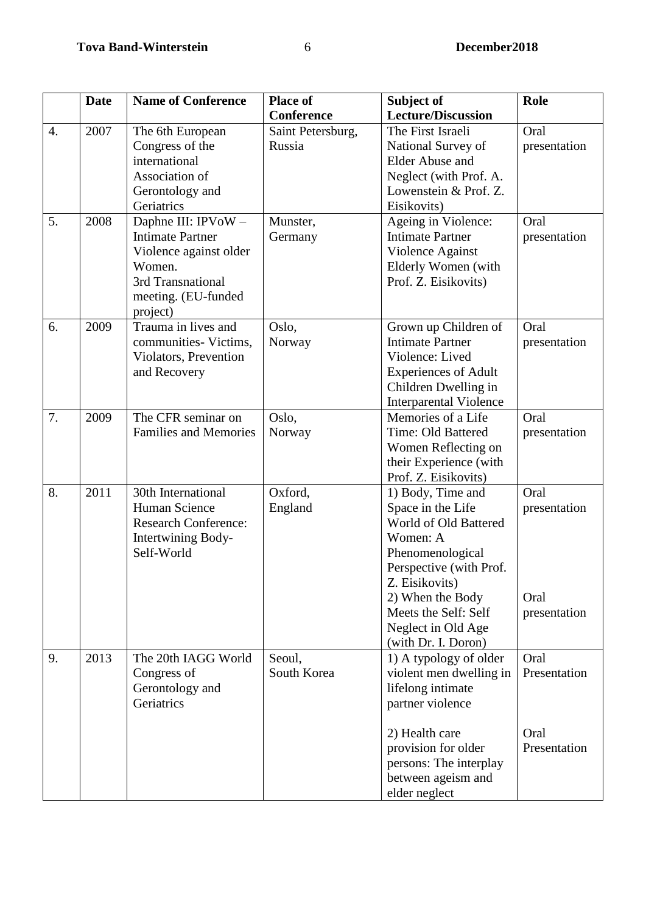| | Date | Name of Conference | Place of Conference | Subject of Lecture/Discussion | Role |
|---|---|---|---|---|---|
| 4. | 2007 | The 6th European Congress of the international Association of Gerontology and Geriatrics | Saint Petersburg, Russia | The First Israeli National Survey of Elder Abuse and Neglect (with Prof. A. Lowenstein & Prof. Z. Eisikovits) | Oral presentation |
| 5. | 2008 | Daphne III: IPVoW – Intimate Partner Violence against older Women. 3rd Transnational meeting. (EU-funded project) | Munster, Germany | Ageing in Violence: Intimate Partner Violence Against Elderly Women (with Prof. Z. Eisikovits) | Oral presentation |
| 6. | 2009 | Trauma in lives and communities- Victims, Violators, Prevention and Recovery | Oslo, Norway | Grown up Children of Intimate Partner Violence: Lived Experiences of Adult Children Dwelling in Interparental Violence | Oral presentation |
| 7. | 2009 | The CFR seminar on Families and Memories | Oslo, Norway | Memories of a Life Time: Old Battered Women Reflecting on their Experience (with Prof. Z. Eisikovits) | Oral presentation |
| 8. | 2011 | 30th International Human Science Research Conference: Intertwining Body-Self-World | Oxford, England | 1) Body, Time and Space in the Life World of Old Battered Women: A Phenomenological Perspective (with Prof. Z. Eisikovits)<br>2) When the Body Meets the Self: Self Neglect in Old Age (with Dr. I. Doron) | Oral presentation<br><br>Oral presentation |
| 9. | 2013 | The 20th IAGG World Congress of Gerontology and Geriatrics | Seoul, South Korea | 1) A typology of older violent men dwelling in lifelong intimate partner violence<br><br>2) Health care provision for older persons: The interplay between ageism and elder neglect | Oral Presentation<br><br>Oral Presentation |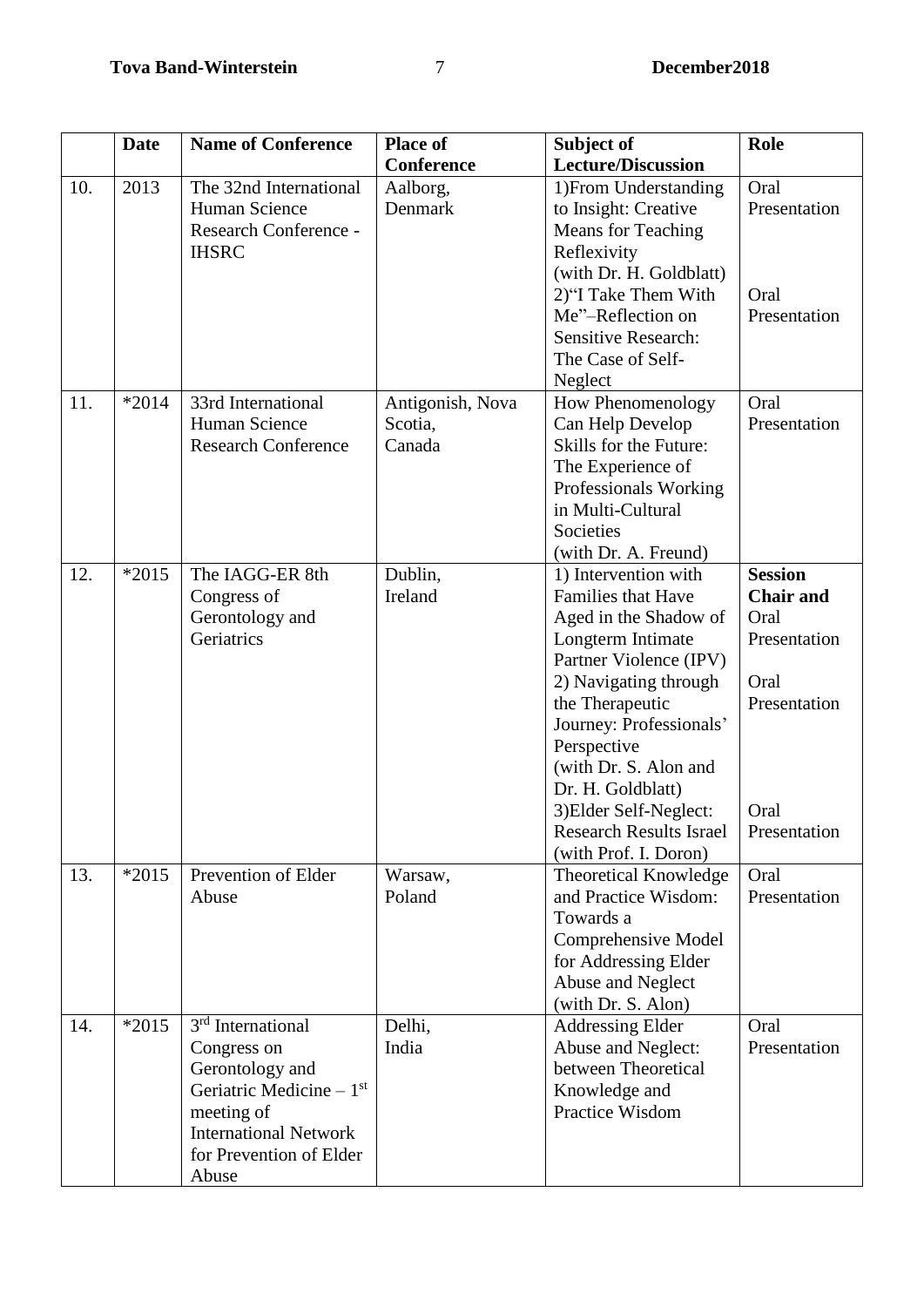| | Date | Name of Conference | Place of Conference | Subject of Lecture/Discussion | Role |
|---|---|---|---|---|---|
| 10. | 2013 | The 32nd International Human Science Research Conference - IHSRC | Aalborg, Denmark | 1)From Understanding to Insight: Creative Means for Teaching Reflexivity (with Dr. H. Goldblatt) 2)"I Take Them With Me"–Reflection on Sensitive Research: The Case of Self-Neglect | Oral Presentation Oral Presentation |
| 11. | *2014 | 33rd International Human Science Research Conference | Antigonish, Nova Scotia, Canada | How Phenomenology Can Help Develop Skills for the Future: The Experience of Professionals Working in Multi-Cultural Societies (with Dr. A. Freund) | Oral Presentation |
| 12. | *2015 | The IAGG-ER 8th Congress of Gerontology and Geriatrics | Dublin, Ireland | 1) Intervention with Families that Have Aged in the Shadow of Longterm Intimate Partner Violence (IPV) 2) Navigating through the Therapeutic Journey: Professionals' Perspective (with Dr. S. Alon and Dr. H. Goldblatt) 3)Elder Self-Neglect: Research Results Israel (with Prof. I. Doron) | **Session Chair and** Oral Presentation Oral Presentation Oral Presentation |
| 13. | *2015 | Prevention of Elder Abuse | Warsaw, Poland | Theoretical Knowledge and Practice Wisdom: Towards a Comprehensive Model for Addressing Elder Abuse and Neglect (with Dr. S. Alon) | Oral Presentation |
| 14. | *2015 | 3rd International Congress on Gerontology and Geriatric Medicine – 1st meeting of International Network for Prevention of Elder Abuse | Delhi, India | Addressing Elder Abuse and Neglect: between Theoretical Knowledge and Practice Wisdom | Oral Presentation |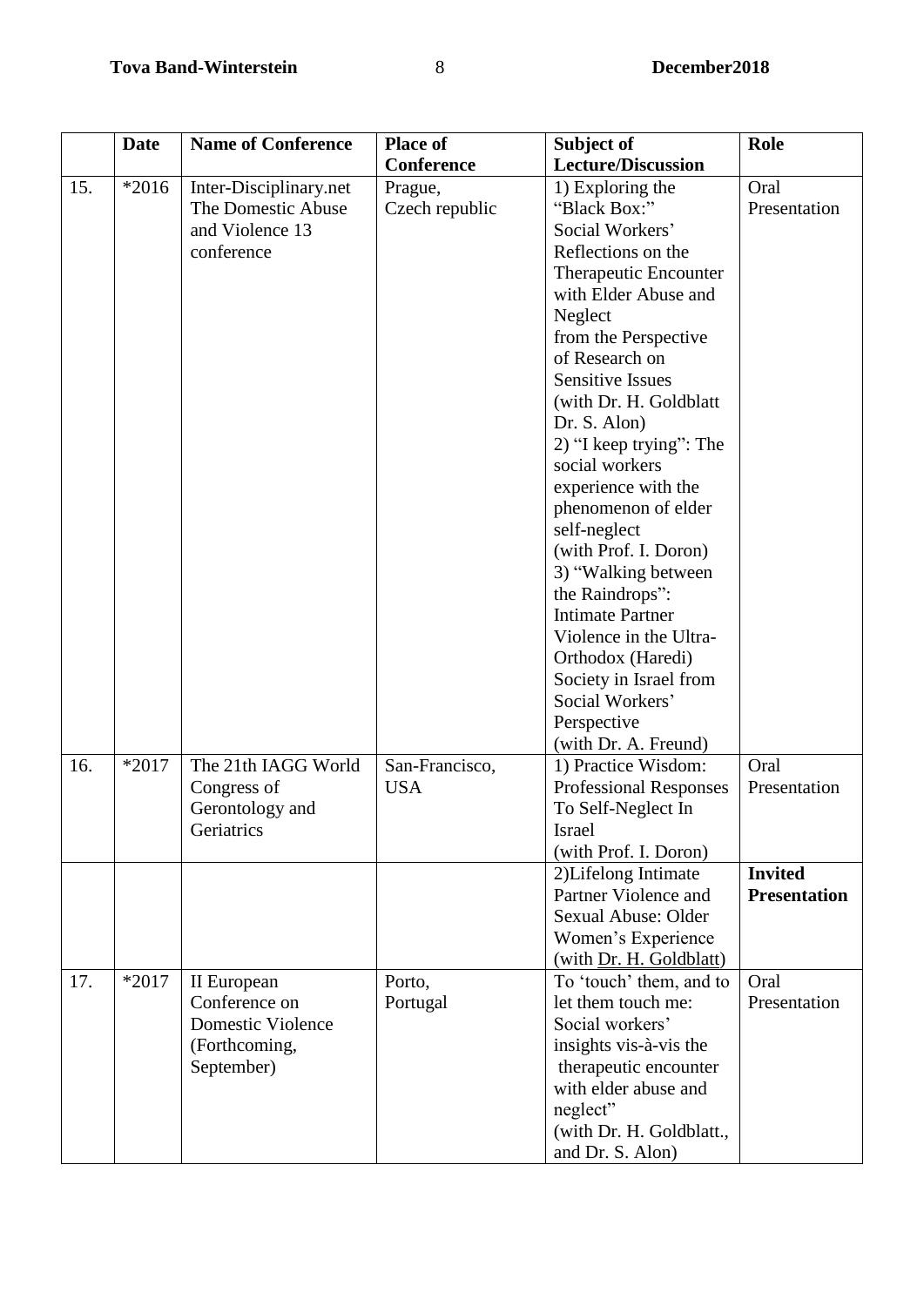| | Date | Name of Conference | Place of Conference | Subject of Lecture/Discussion | Role |
|---|---|---|---|---|---|
| 15. | *2016 | Inter-Disciplinary.net The Domestic Abuse and Violence 13 conference | Prague, Czech republic | 1) Exploring the "Black Box:" Social Workers' Reflections on the Therapeutic Encounter with Elder Abuse and Neglect from the Perspective of Research on Sensitive Issues (with Dr. H. Goldblatt Dr. S. Alon) 2) "I keep trying": The social workers experience with the phenomenon of elder self-neglect (with Prof. I. Doron) 3) "Walking between the Raindrops": Intimate Partner Violence in the Ultra-Orthodox (Haredi) Society in Israel from Social Workers' Perspective (with Dr. A. Freund) | Oral Presentation |
| 16. | *2017 | The 21th IAGG World Congress of Gerontology and Geriatrics | San-Francisco, USA | 1) Practice Wisdom: Professional Responses To Self-Neglect In Israel (with Prof. I. Doron) | Oral Presentation |
| | | | | 2)Lifelong Intimate Partner Violence and Sexual Abuse: Older Women's Experience (with Dr. H. Goldblatt) | **Invited Presentation** |
| 17. | *2017 | II European Conference on Domestic Violence (Forthcoming, September) | Porto, Portugal | To 'touch' them, and to let them touch me: Social workers' insights vis-à-vis the therapeutic encounter with elder abuse and neglect" (with Dr. H. Goldblatt., and Dr. S. Alon) | Oral Presentation |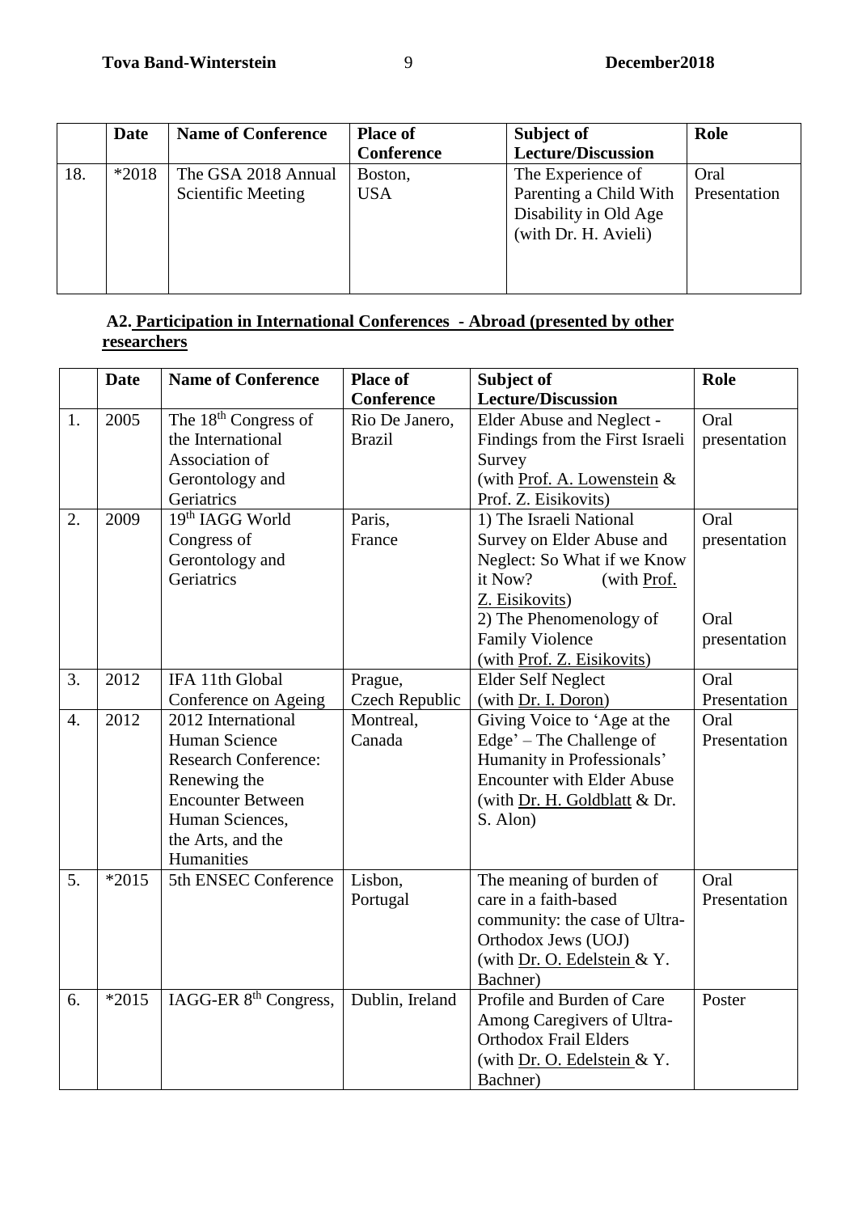| | Date | Name of Conference | Place of Conference | Subject of Lecture/Discussion | Role |
|---|---|---|---|---|---|
| 18. | *2018 | The GSA 2018 Annual Scientific Meeting | Boston, USA | The Experience of Parenting a Child With Disability in Old Age (with Dr. H. Avieli) | Oral Presentation |

**A2. Participation in International Conferences - Abroad (presented by other researchers**

| | Date | Name of Conference | Place of Conference | Subject of Lecture/Discussion | Role |
|---|---|---|---|---|---|
| 1. | 2005 | The 18th Congress of the International Association of Gerontology and Geriatrics | Rio De Janero, Brazil | Elder Abuse and Neglect - Findings from the First Israeli Survey (with Prof. A. Lowenstein & Prof. Z. Eisikovits) | Oral presentation |
| 2. | 2009 | 19th IAGG World Congress of Gerontology and Geriatrics | Paris, France | 1) The Israeli National Survey on Elder Abuse and Neglect: So What if we Know it Now? (with Prof. Z. Eisikovits)<br>2) The Phenomenology of Family Violence (with Prof. Z. Eisikovits) | Oral presentation<br><br>Oral presentation |
| 3. | 2012 | IFA 11th Global Conference on Ageing | Prague, Czech Republic | Elder Self Neglect (with Dr. I. Doron) | Oral Presentation |
| 4. | 2012 | 2012 International Human Science Research Conference: Renewing the Encounter Between Human Sciences, the Arts, and the Humanities | Montreal, Canada | Giving Voice to 'Age at the Edge' – The Challenge of Humanity in Professionals' Encounter with Elder Abuse (with Dr. H. Goldblatt & Dr. S. Alon) | Oral Presentation |
| 5. | *2015 | 5th ENSEC Conference | Lisbon, Portugal | The meaning of burden of care in a faith-based community: the case of Ultra-Orthodox Jews (UOJ) (with Dr. O. Edelstein & Y. Bachner) | Oral Presentation |
| 6. | *2015 | IAGG-ER 8th Congress, | Dublin, Ireland | Profile and Burden of Care Among Caregivers of Ultra-Orthodox Frail Elders (with Dr. O. Edelstein & Y. Bachner) | Poster |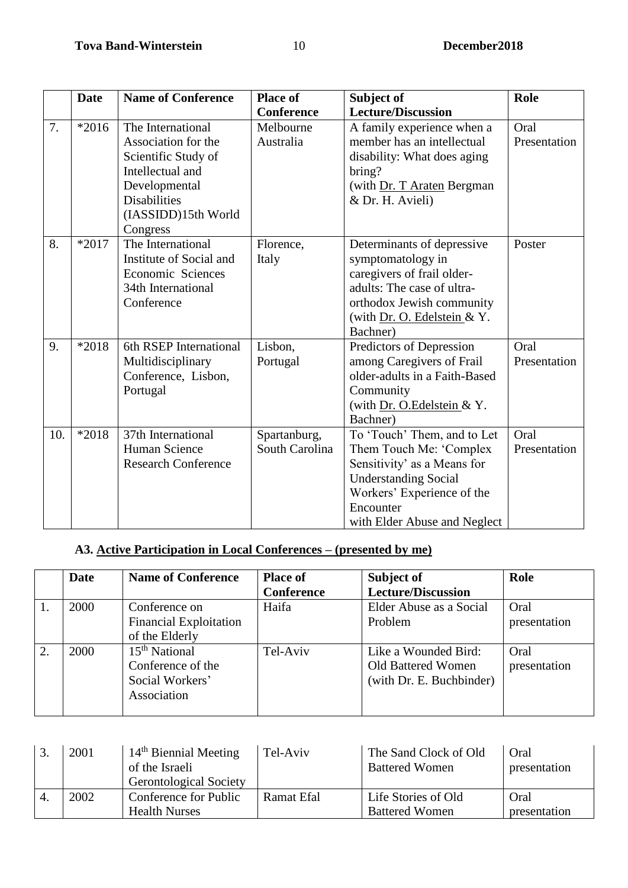| | Date | Name of Conference | Place of Conference | Subject of Lecture/Discussion | Role |
|---|---|---|---|---|---|
| 7. | *2016 | The International Association for the Scientific Study of Intellectual and Developmental Disabilities (IASSIDD)15th World Congress | Melbourne Australia | A family experience when a member has an intellectual disability: What does aging bring? (with Dr. T Araten Bergman & Dr. H. Avieli) | Oral Presentation |
| 8. | *2017 | The International Institute of Social and Economic Sciences 34th International Conference | Florence, Italy | Determinants of depressive symptomatology in caregivers of frail older-adults: The case of ultra-orthodox Jewish community (with Dr. O. Edelstein & Y. Bachner) | Poster |
| 9. | *2018 | 6th RSEP International Multidisciplinary Conference, Lisbon, Portugal | Lisbon, Portugal | Predictors of Depression among Caregivers of Frail older-adults in a Faith-Based Community (with Dr. O.Edelstein & Y. Bachner) | Oral Presentation |
| 10. | *2018 | 37th International Human Science Research Conference | Spartanburg, South Carolina | To 'Touch' Them, and to Let Them Touch Me: 'Complex Sensitivity' as a Means for Understanding Social Workers' Experience of the Encounter with Elder Abuse and Neglect | Oral Presentation |

### A3. Active Participation in Local Conferences – (presented by me)

| | Date | Name of Conference | Place of Conference | Subject of Lecture/Discussion | Role |
|---|---|---|---|---|---|
| 1. | 2000 | Conference on Financial Exploitation of the Elderly | Haifa | Elder Abuse as a Social Problem | Oral presentation |
| 2. | 2000 | 15th National Conference of the Social Workers' Association | Tel-Aviv | Like a Wounded Bird: Old Battered Women (with Dr. E. Buchbinder) | Oral presentation |
| 3. | 2001 | 14th Biennial Meeting of the Israeli Gerontological Society | Tel-Aviv | The Sand Clock of Old Battered Women | Oral presentation |
| 4. | 2002 | Conference for Public Health Nurses | Ramat Efal | Life Stories of Old Battered Women | Oral presentation |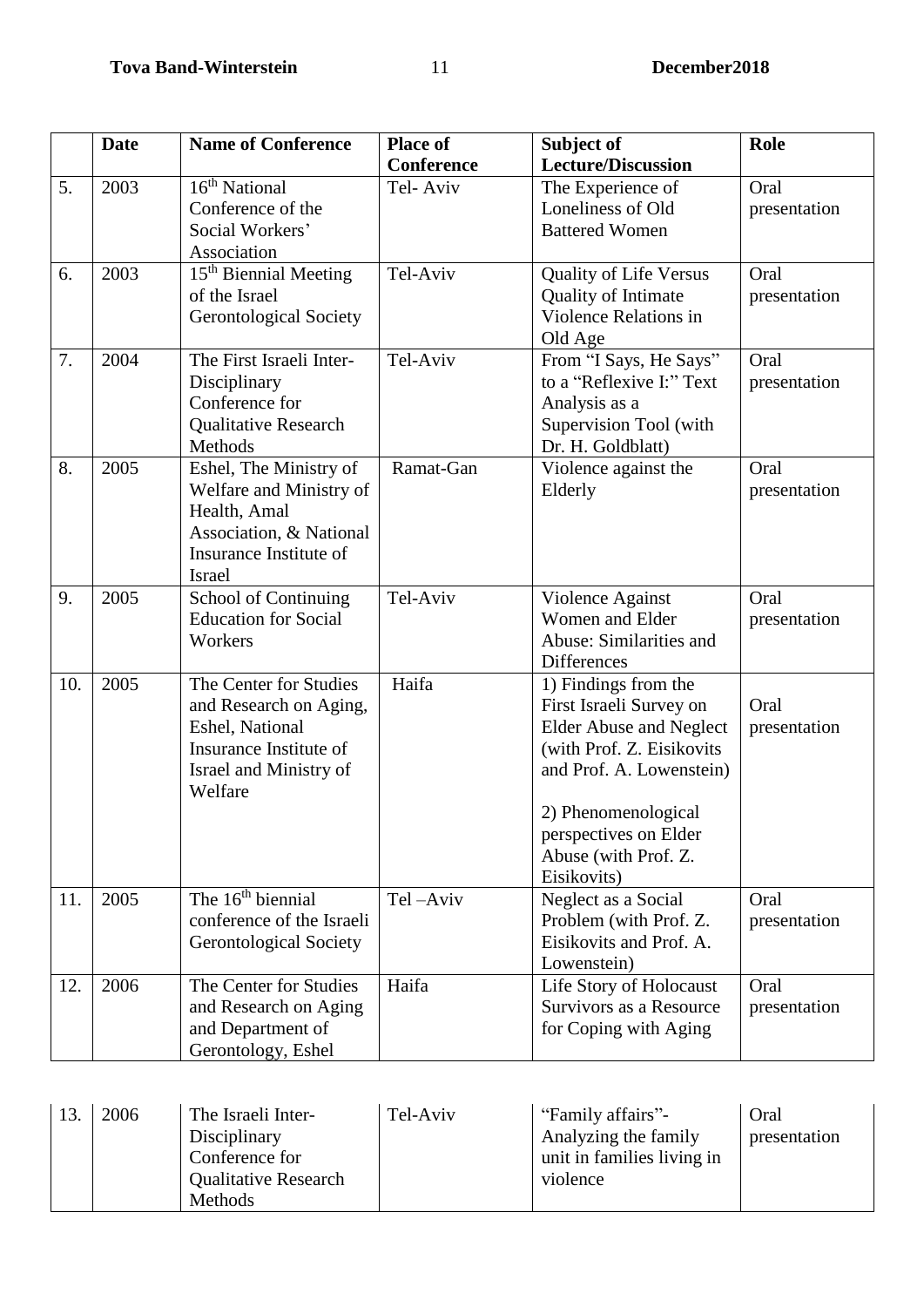|  | Date | Name of Conference | Place of Conference | Subject of Lecture/Discussion | Role |
|---|---|---|---|---|---|
| 5. | 2003 | 16th National Conference of the Social Workers' Association | Tel- Aviv | The Experience of Loneliness of Old Battered Women | Oral presentation |
| 6. | 2003 | 15th Biennial Meeting of the Israel Gerontological Society | Tel-Aviv | Quality of Life Versus Quality of Intimate Violence Relations in Old Age | Oral presentation |
| 7. | 2004 | The First Israeli Inter-Disciplinary Conference for Qualitative Research Methods | Tel-Aviv | From "I Says, He Says" to a "Reflexive I:" Text Analysis as a Supervision Tool (with Dr. H. Goldblatt) | Oral presentation |
| 8. | 2005 | Eshel, The Ministry of Welfare and Ministry of Health, Amal Association, & National Insurance Institute of Israel | Ramat-Gan | Violence against the Elderly | Oral presentation |
| 9. | 2005 | School of Continuing Education for Social Workers | Tel-Aviv | Violence Against Women and Elder Abuse: Similarities and Differences | Oral presentation |
| 10. | 2005 | The Center for Studies and Research on Aging, Eshel, National Insurance Institute of Israel and Ministry of Welfare | Haifa | 1) Findings from the First Israeli Survey on Elder Abuse and Neglect (with Prof. Z. Eisikovits and Prof. A. Lowenstein)<br><br>2) Phenomenological perspectives on Elder Abuse (with Prof. Z. Eisikovits) | Oral presentation |
| 11. | 2005 | The 16th biennial conference of the Israeli Gerontological Society | Tel –Aviv | Neglect as a Social Problem (with Prof. Z. Eisikovits and Prof. A. Lowenstein) | Oral presentation |
| 12. | 2006 | The Center for Studies and Research on Aging and Department of Gerontology, Eshel | Haifa | Life Story of Holocaust Survivors as a Resource for Coping with Aging | Oral presentation |
| 13. | 2006 | The Israeli Inter-Disciplinary Conference for Qualitative Research Methods | Tel-Aviv | "Family affairs"-Analyzing the family unit in families living in violence | Oral presentation |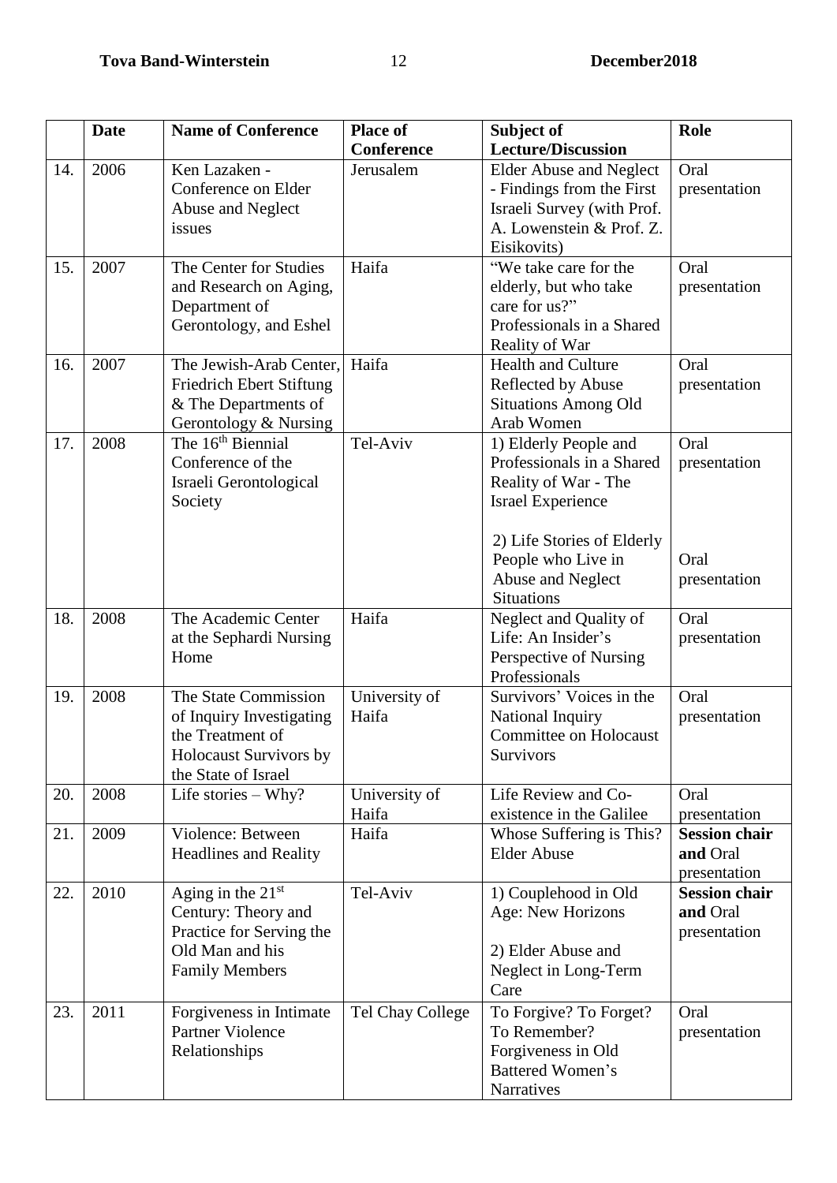| | Date | Name of Conference | Place of Conference | Subject of Lecture/Discussion | Role |
|---|---|---|---|---|---|
| 14. | 2006 | Ken Lazaken - Conference on Elder Abuse and Neglect issues | Jerusalem | Elder Abuse and Neglect - Findings from the First Israeli Survey (with Prof. A. Lowenstein & Prof. Z. Eisikovits) | Oral presentation |
| 15. | 2007 | The Center for Studies and Research on Aging, Department of Gerontology, and Eshel | Haifa | "We take care for the elderly, but who take care for us?" Professionals in a Shared Reality of War | Oral presentation |
| 16. | 2007 | The Jewish-Arab Center, Friedrich Ebert Stiftung & The Departments of Gerontology & Nursing | Haifa | Health and Culture Reflected by Abuse Situations Among Old Arab Women | Oral presentation |
| 17. | 2008 | The 16th Biennial Conference of the Israeli Gerontological Society | Tel-Aviv | 1) Elderly People and Professionals in a Shared Reality of War - The Israel Experience<br><br>2) Life Stories of Elderly People who Live in Abuse and Neglect Situations | Oral presentation<br><br>Oral presentation |
| 18. | 2008 | The Academic Center at the Sephardi Nursing Home | Haifa | Neglect and Quality of Life: An Insider's Perspective of Nursing Professionals | Oral presentation |
| 19. | 2008 | The State Commission of Inquiry Investigating the Treatment of Holocaust Survivors by the State of Israel | University of Haifa | Survivors' Voices in the National Inquiry Committee on Holocaust Survivors | Oral presentation |
| 20. | 2008 | Life stories – Why? | University of Haifa | Life Review and Co-existence in the Galilee | Oral presentation |
| 21. | 2009 | Violence: Between Headlines and Reality | Haifa | Whose Suffering is This? Elder Abuse | **Session chair and** Oral presentation |
| 22. | 2010 | Aging in the 21st Century: Theory and Practice for Serving the Old Man and his Family Members | Tel-Aviv | 1) Couplehood in Old Age: New Horizons<br><br>2) Elder Abuse and Neglect in Long-Term Care | **Session chair and** Oral presentation |
| 23. | 2011 | Forgiveness in Intimate Partner Violence Relationships | Tel Chay College | To Forgive? To Forget? To Remember? Forgiveness in Old Battered Women's Narratives | Oral presentation |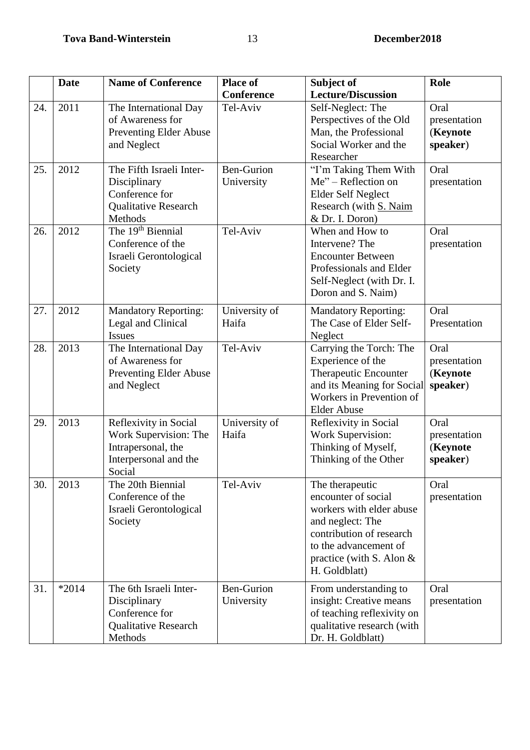|  | Date | Name of Conference | Place of Conference | Subject of Lecture/Discussion | Role |
|---|---|---|---|---|---|
| 24. | 2011 | The International Day of Awareness for Preventing Elder Abuse and Neglect | Tel-Aviv | Self-Neglect: The Perspectives of the Old Man, the Professional Social Worker and the Researcher | Oral presentation (**Keynote speaker**) |
| 25. | 2012 | The Fifth Israeli Inter-Disciplinary Conference for Qualitative Research Methods | Ben-Gurion University | "I'm Taking Them With Me" – Reflection on Elder Self Neglect Research (with S. Naim & Dr. I. Doron) | Oral presentation |
| 26. | 2012 | The 19th Biennial Conference of the Israeli Gerontological Society | Tel-Aviv | When and How to Intervene? The Encounter Between Professionals and Elder Self-Neglect (with Dr. I. Doron and S. Naim) | Oral presentation |
| 27. | 2012 | Mandatory Reporting: Legal and Clinical Issues | University of Haifa | Mandatory Reporting: The Case of Elder Self-Neglect | Oral Presentation |
| 28. | 2013 | The International Day of Awareness for Preventing Elder Abuse and Neglect | Tel-Aviv | Carrying the Torch: The Experience of the Therapeutic Encounter and its Meaning for Social Workers in Prevention of Elder Abuse | Oral presentation (**Keynote speaker**) |
| 29. | 2013 | Reflexivity in Social Work Supervision: The Intrapersonal, the Interpersonal and the Social | University of Haifa | Reflexivity in Social Work Supervision: Thinking of Myself, Thinking of the Other | Oral presentation (**Keynote speaker**) |
| 30. | 2013 | The 20th Biennial Conference of the Israeli Gerontological Society | Tel-Aviv | The therapeutic encounter of social workers with elder abuse and neglect: The contribution of research to the advancement of practice (with S. Alon & H. Goldblatt) | Oral presentation |
| 31. | *2014 | The 6th Israeli Inter-Disciplinary Conference for Qualitative Research Methods | Ben-Gurion University | From understanding to insight: Creative means of teaching reflexivity on qualitative research (with Dr. H. Goldblatt) | Oral presentation |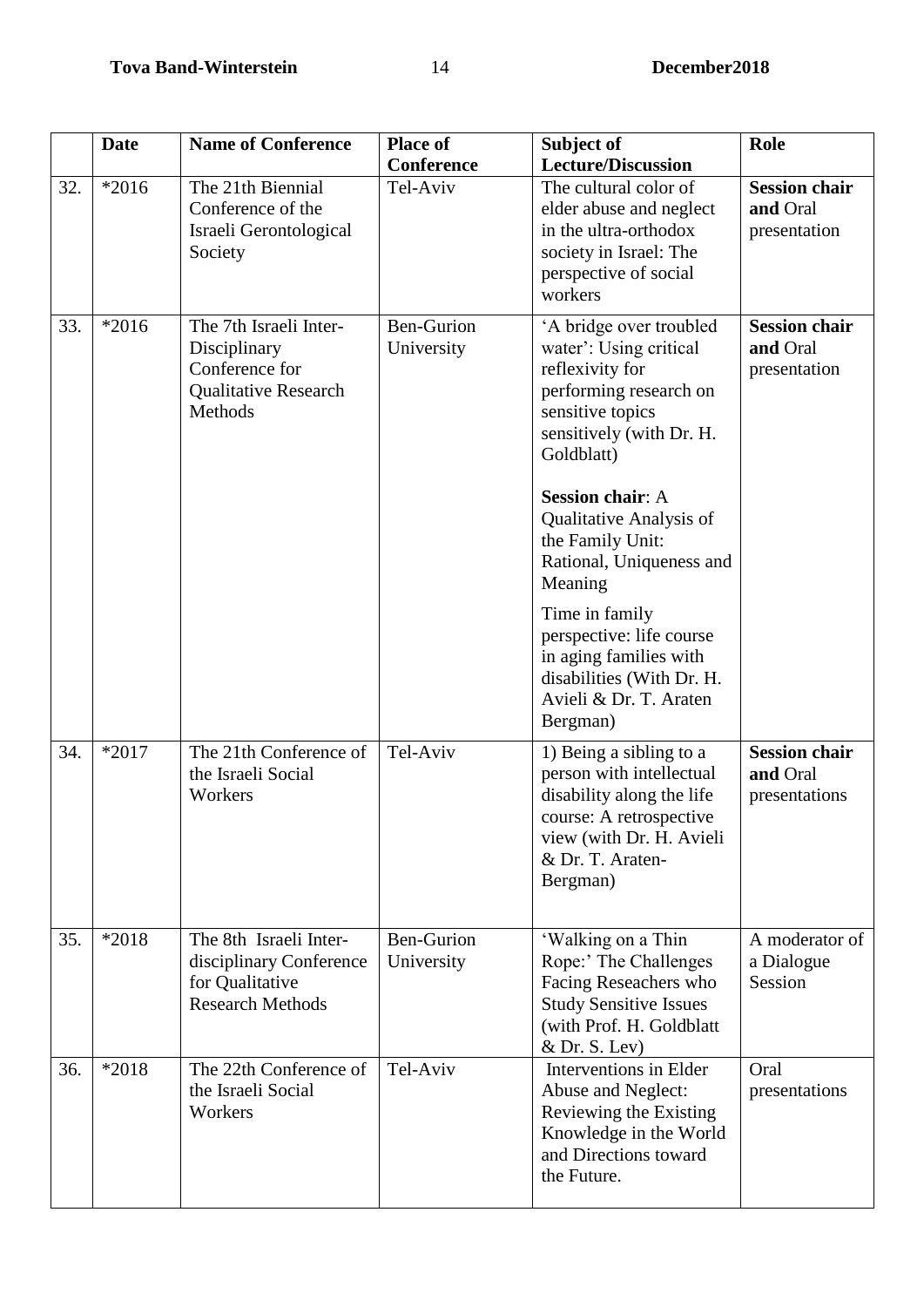|  | Date | Name of Conference | Place of Conference | Subject of Lecture/Discussion | Role |
|---|---|---|---|---|---|
| 32. | *2016 | The 21th Biennial Conference of the Israeli Gerontological Society | Tel-Aviv | The cultural color of elder abuse and neglect in the ultra-orthodox society in Israel: The perspective of social workers | **Session chair and** Oral presentation |
| 33. | *2016 | The 7th Israeli Inter-Disciplinary Conference for Qualitative Research Methods | Ben-Gurion University | 'A bridge over troubled water': Using critical reflexivity for performing research on sensitive topics sensitively (with Dr. H. Goldblatt)<br><br>**Session chair**: A Qualitative Analysis of the Family Unit: Rational, Uniqueness and Meaning<br><br>Time in family perspective: life course in aging families with disabilities (With Dr. H. Avieli & Dr. T. Araten Bergman) | **Session chair and** Oral presentation |
| 34. | *2017 | The 21th Conference of the Israeli Social Workers | Tel-Aviv | 1) Being a sibling to a person with intellectual disability along the life course: A retrospective view (with Dr. H. Avieli & Dr. T. Araten-Bergman) | **Session chair and** Oral presentations |
| 35. | *2018 | The 8th Israeli Inter-disciplinary Conference for Qualitative Research Methods | Ben-Gurion University | 'Walking on a Thin Rope:' The Challenges Facing Reseachers who Study Sensitive Issues (with Prof. H. Goldblatt & Dr. S. Lev) | A moderator of a Dialogue Session |
| 36. | *2018 | The 22th Conference of the Israeli Social Workers | Tel-Aviv | Interventions in Elder Abuse and Neglect: Reviewing the Existing Knowledge in the World and Directions toward the Future. | Oral presentations |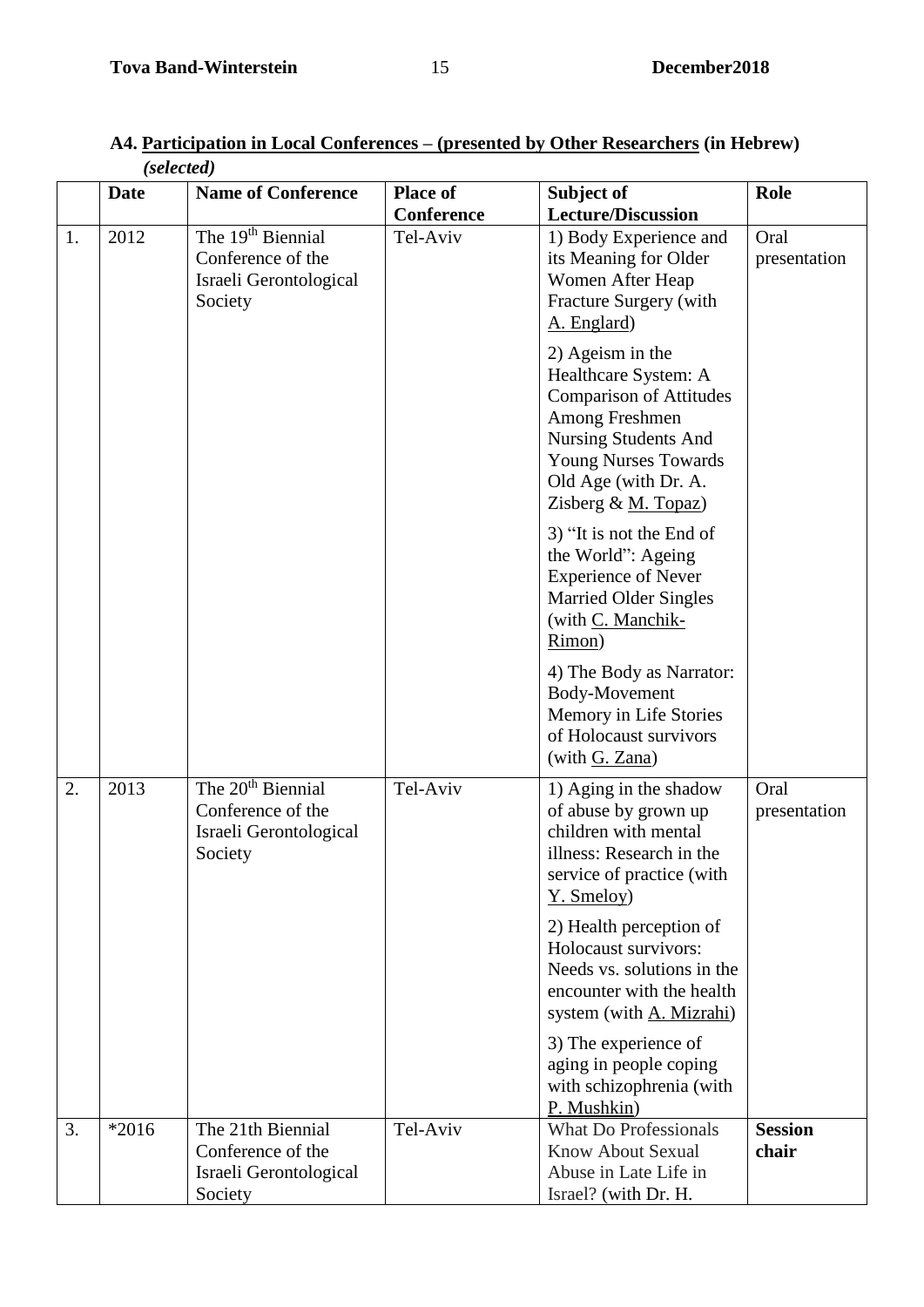**A4. <u>Participation in Local Conferences – (presented by Other Researchers</u> (in Hebrew)** ***(selected)***

| | Date | Name of Conference | Place of Conference | Subject of Lecture/Discussion | Role |
|---|---|---|---|---|---|
| 1. | 2012 | The 19th Biennial Conference of the Israeli Gerontological Society | Tel-Aviv | 1) Body Experience and its Meaning for Older Women After Heap Fracture Surgery (with A. Englard)<br><br>2) Ageism in the Healthcare System: A Comparison of Attitudes Among Freshmen Nursing Students And Young Nurses Towards Old Age (with Dr. A. Zisberg & M. Topaz)<br><br>3) "It is not the End of the World": Ageing Experience of Never Married Older Singles (with C. Manchik-Rimon)<br><br>4) The Body as Narrator: Body-Movement Memory in Life Stories of Holocaust survivors (with G. Zana) | Oral presentation |
| 2. | 2013 | The 20th Biennial Conference of the Israeli Gerontological Society | Tel-Aviv | 1) Aging in the shadow of abuse by grown up children with mental illness: Research in the service of practice (with Y. Smeloy)<br><br>2) Health perception of Holocaust survivors: Needs vs. solutions in the encounter with the health system (with A. Mizrahi)<br><br>3) The experience of aging in people coping with schizophrenia (with P. Mushkin) | Oral presentation |
| 3. | *2016 | The 21th Biennial Conference of the Israeli Gerontological Society | Tel-Aviv | What Do Professionals Know About Sexual Abuse in Late Life in Israel? (with Dr. H. | **Session chair** |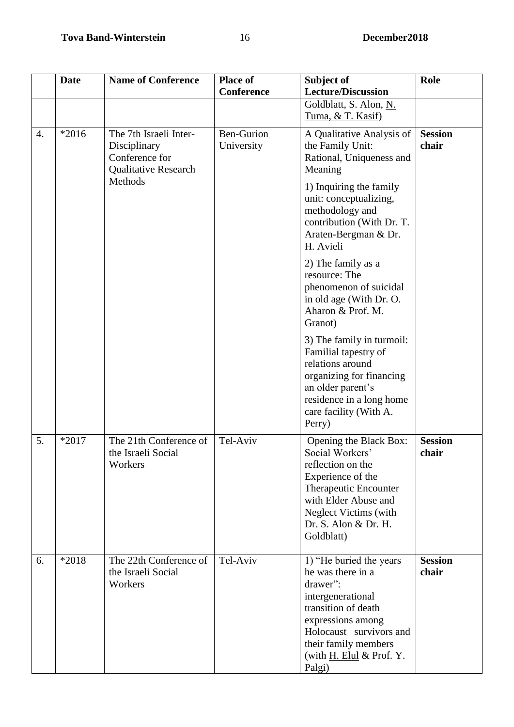| | Date | Name of Conference | Place of Conference | Subject of Lecture/Discussion | Role |
|---|---|---|---|---|---|
| | | | | Goldblatt, S. Alon, N. Tuma, & T. Kasif) | |
| 4. | *2016 | The 7th Israeli Inter-Disciplinary Conference for Qualitative Research Methods | Ben-Gurion University | A Qualitative Analysis of the Family Unit: Rational, Uniqueness and Meaning<br><br>1) Inquiring the family unit: conceptualizing, methodology and contribution (With Dr. T. Araten-Bergman & Dr. H. Avieli<br><br>2) The family as a resource: The phenomenon of suicidal in old age (With Dr. O. Aharon & Prof. M. Granot)<br><br>3) The family in turmoil: Familial tapestry of relations around organizing for financing an older parent's residence in a long home care facility (With A. Perry) | **Session chair** |
| 5. | *2017 | The 21th Conference of the Israeli Social Workers | Tel-Aviv | Opening the Black Box: Social Workers' reflection on the Experience of the Therapeutic Encounter with Elder Abuse and Neglect Victims (with Dr. S. Alon & Dr. H. Goldblatt) | **Session chair** |
| 6. | *2018 | The 22th Conference of the Israeli Social Workers | Tel-Aviv | 1) "He buried the years he was there in a drawer": intergenerational transition of death expressions among Holocaust survivors and their family members (with H. Elul & Prof. Y. Palgi) | **Session chair** |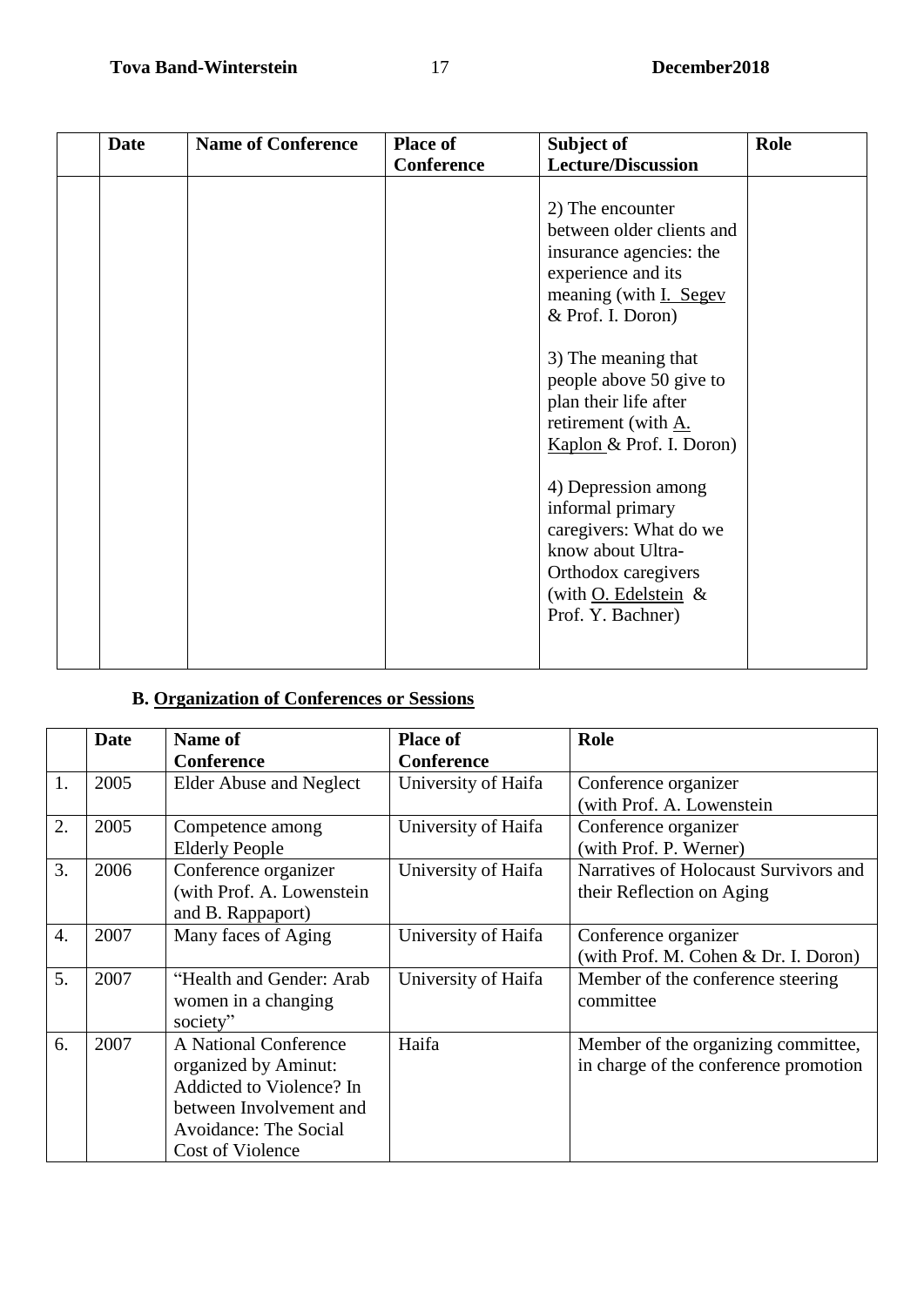| | Date | Name of Conference | Place of Conference | Subject of Lecture/Discussion | Role |
|---|---|---|---|---|---|
| | | | | 2) The encounter between older clients and insurance agencies: the experience and its meaning (with I. Segev & Prof. I. Doron)<br><br>3) The meaning that people above 50 give to plan their life after retirement (with A. Kaplon & Prof. I. Doron)<br><br>4) Depression among informal primary caregivers: What do we know about Ultra-Orthodox caregivers (with O. Edelstein & Prof. Y. Bachner) | |

### B. Organization of Conferences or Sessions

| | Date | Name of Conference | Place of Conference | Role |
|---|---|---|---|---|
| 1. | 2005 | Elder Abuse and Neglect | University of Haifa | Conference organizer (with Prof. A. Lowenstein |
| 2. | 2005 | Competence among Elderly People | University of Haifa | Conference organizer (with Prof. P. Werner) |
| 3. | 2006 | Conference organizer (with Prof. A. Lowenstein and B. Rappaport) | University of Haifa | Narratives of Holocaust Survivors and their Reflection on Aging |
| 4. | 2007 | Many faces of Aging | University of Haifa | Conference organizer (with Prof. M. Cohen & Dr. I. Doron) |
| 5. | 2007 | "Health and Gender: Arab women in a changing society" | University of Haifa | Member of the conference steering committee |
| 6. | 2007 | A National Conference organized by Aminut: Addicted to Violence? In between Involvement and Avoidance: The Social Cost of Violence | Haifa | Member of the organizing committee, in charge of the conference promotion |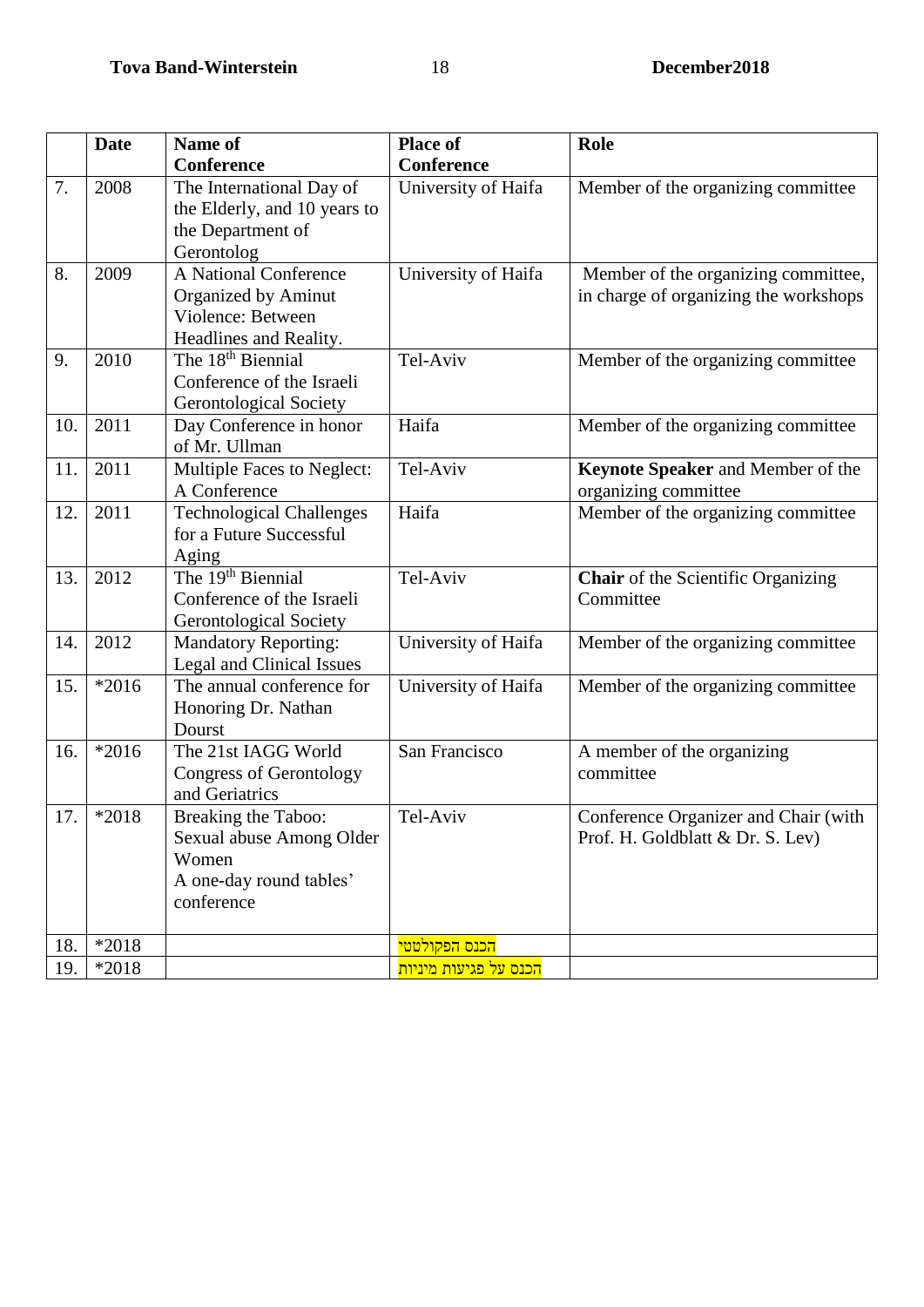|  | Date | Name of Conference | Place of Conference | Role |
|---|---|---|---|---|
| 7. | 2008 | The International Day of the Elderly, and 10 years to the Department of Gerontolog | University of Haifa | Member of the organizing committee |
| 8. | 2009 | A National Conference Organized by Aminut Violence: Between Headlines and Reality. | University of Haifa | Member of the organizing committee, in charge of organizing the workshops |
| 9. | 2010 | The 18th Biennial Conference of the Israeli Gerontological Society | Tel-Aviv | Member of the organizing committee |
| 10. | 2011 | Day Conference in honor of Mr. Ullman | Haifa | Member of the organizing committee |
| 11. | 2011 | Multiple Faces to Neglect: A Conference | Tel-Aviv | **Keynote Speaker** and Member of the organizing committee |
| 12. | 2011 | Technological Challenges for a Future Successful Aging | Haifa | Member of the organizing committee |
| 13. | 2012 | The 19th Biennial Conference of the Israeli Gerontological Society | Tel-Aviv | **Chair** of the Scientific Organizing Committee |
| 14. | 2012 | Mandatory Reporting: Legal and Clinical Issues | University of Haifa | Member of the organizing committee |
| 15. | *2016 | The annual conference for Honoring Dr. Nathan Dourst | University of Haifa | Member of the organizing committee |
| 16. | *2016 | The 21st IAGG World Congress of Gerontology and Geriatrics | San Francisco | A member of the organizing committee |
| 17. | *2018 | Breaking the Taboo: Sexual abuse Among Older Women A one-day round tables' conference | Tel-Aviv | Conference Organizer and Chair (with Prof. H. Goldblatt & Dr. S. Lev) |
| 18. | *2018 |  | הכנס הפקולטטי |  |
| 19. | *2018 |  | הכנס על פגיעות מיניות |  |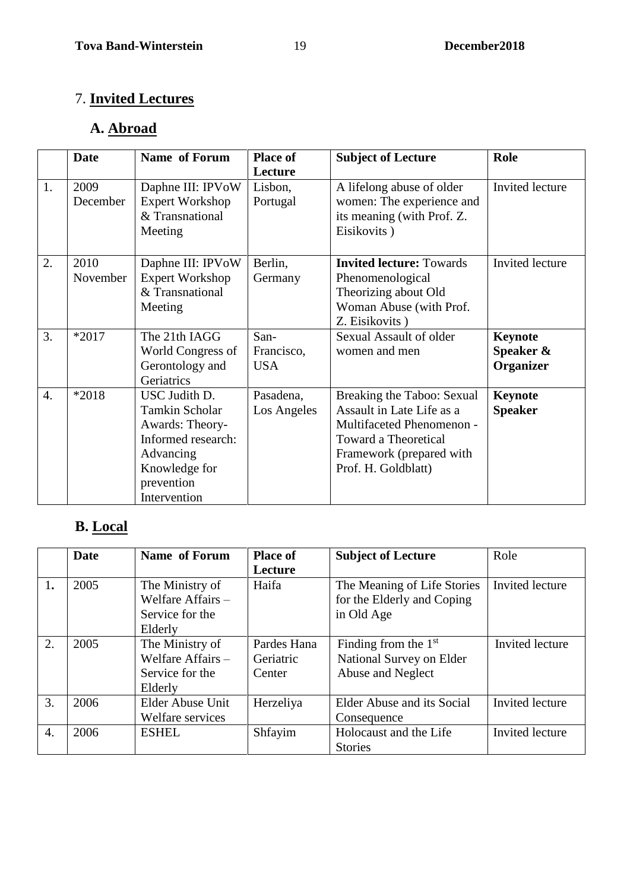## 7. **Invited Lectures**

### A. **Abroad**

| | **Date** | **Name of Forum** | **Place of Lecture** | **Subject of Lecture** | **Role** |
|---|---|---|---|---|---|
| 1. | 2009 December | Daphne III: IPVoW Expert Workshop & Transnational Meeting | Lisbon, Portugal | A lifelong abuse of older women: The experience and its meaning (with Prof. Z. Eisikovits ) | Invited lecture |
| 2. | 2010 November | Daphne III: IPVoW Expert Workshop & Transnational Meeting | Berlin, Germany | **Invited lecture:** Towards Phenomenological Theorizing about Old Woman Abuse (with Prof. Z. Eisikovits ) | Invited lecture |
| 3. | *2017 | The 21th IAGG World Congress of Gerontology and Geriatrics | San-Francisco, USA | Sexual Assault of older women and men | **Keynote Speaker & Organizer** |
| 4. | *2018 | USC Judith D. Tamkin Scholar Awards: Theory-Informed research: Advancing Knowledge for prevention Intervention | Pasadena, Los Angeles | Breaking the Taboo: Sexual Assault in Late Life as a Multifaceted Phenomenon - Toward a Theoretical Framework (prepared with Prof. H. Goldblatt) | **Keynote Speaker** |

### B. **Local**

| | **Date** | **Name of Forum** | **Place of Lecture** | **Subject of Lecture** | Role |
|---|---|---|---|---|---|
| **1.** | 2005 | The Ministry of Welfare Affairs – Service for the Elderly | Haifa | The Meaning of Life Stories for the Elderly and Coping in Old Age | Invited lecture |
| 2. | 2005 | The Ministry of Welfare Affairs – Service for the Elderly | Pardes Hana Geriatric Center | Finding from the 1st National Survey on Elder Abuse and Neglect | Invited lecture |
| 3. | 2006 | Elder Abuse Unit Welfare services | Herzeliya | Elder Abuse and its Social Consequence | Invited lecture |
| 4. | 2006 | ESHEL | Shfayim | Holocaust and the Life Stories | Invited lecture |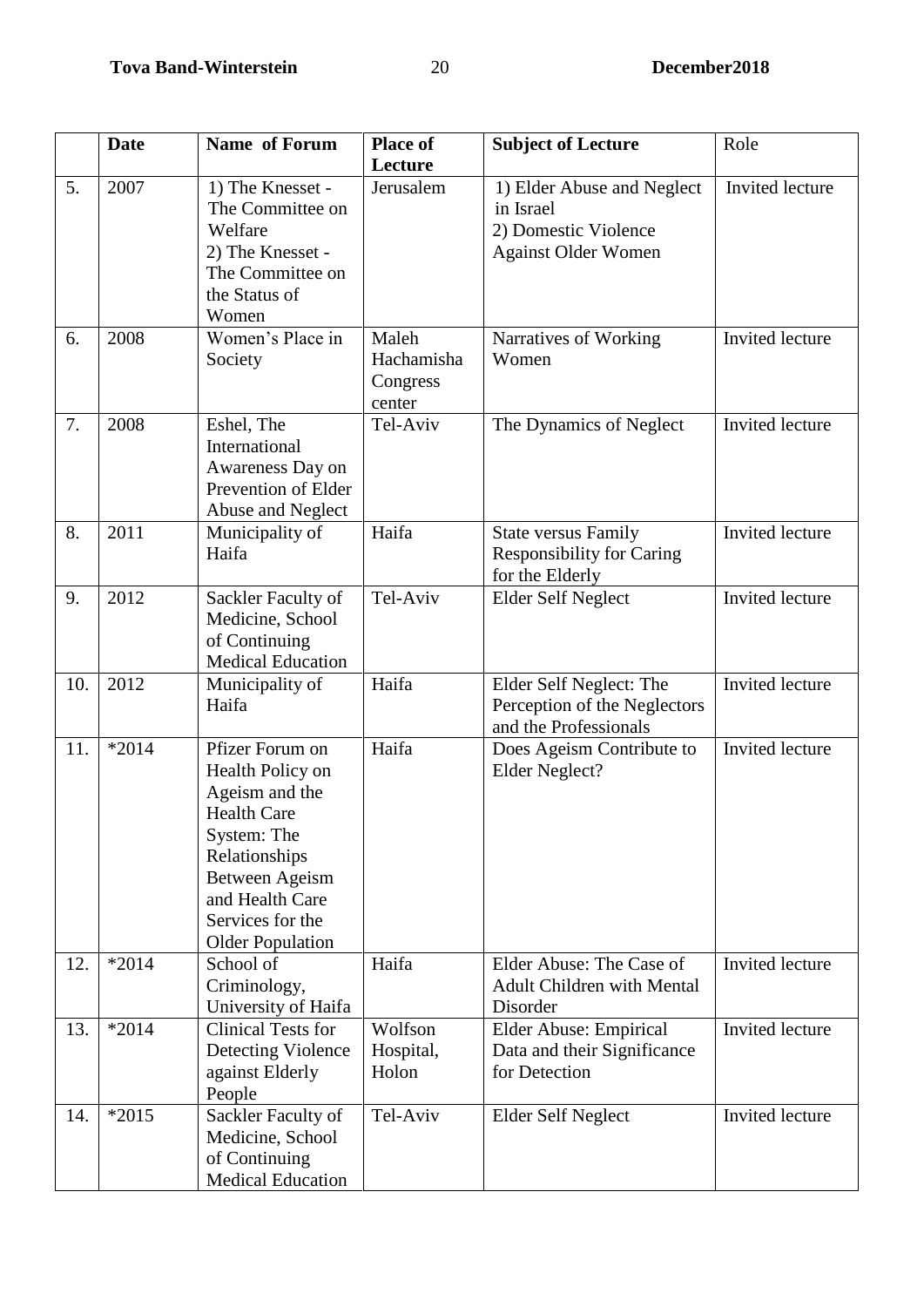| | Date | Name of Forum | Place of Lecture | Subject of Lecture | Role |
|---|---|---|---|---|---|
| 5. | 2007 | 1) The Knesset - The Committee on Welfare<br>2) The Knesset - The Committee on the Status of Women | Jerusalem | 1) Elder Abuse and Neglect in Israel<br>2) Domestic Violence Against Older Women | Invited lecture |
| 6. | 2008 | Women's Place in Society | Maleh Hachamisha Congress center | Narratives of Working Women | Invited lecture |
| 7. | 2008 | Eshel, The International Awareness Day on Prevention of Elder Abuse and Neglect | Tel-Aviv | The Dynamics of Neglect | Invited lecture |
| 8. | 2011 | Municipality of Haifa | Haifa | State versus Family Responsibility for Caring for the Elderly | Invited lecture |
| 9. | 2012 | Sackler Faculty of Medicine, School of Continuing Medical Education | Tel-Aviv | Elder Self Neglect | Invited lecture |
| 10. | 2012 | Municipality of Haifa | Haifa | Elder Self Neglect: The Perception of the Neglectors and the Professionals | Invited lecture |
| 11. | *2014 | Pfizer Forum on Health Policy on Ageism and the Health Care System: The Relationships Between Ageism and Health Care Services for the Older Population | Haifa | Does Ageism Contribute to Elder Neglect? | Invited lecture |
| 12. | *2014 | School of Criminology, University of Haifa | Haifa | Elder Abuse: The Case of Adult Children with Mental Disorder | Invited lecture |
| 13. | *2014 | Clinical Tests for Detecting Violence against Elderly People | Wolfson Hospital, Holon | Elder Abuse: Empirical Data and their Significance for Detection | Invited lecture |
| 14. | *2015 | Sackler Faculty of Medicine, School of Continuing Medical Education | Tel-Aviv | Elder Self Neglect | Invited lecture |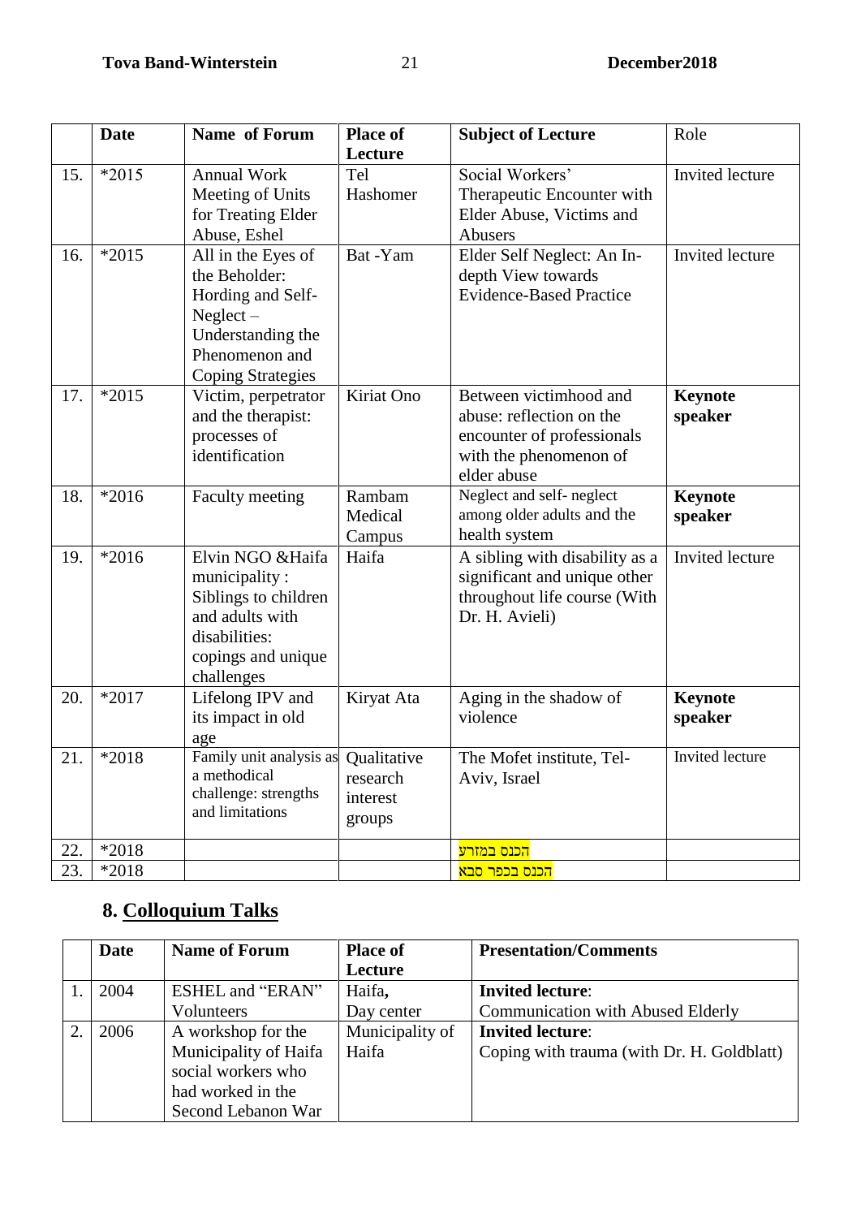| | Date | Name of Forum | Place of Lecture | Subject of Lecture | Role |
|---|---|---|---|---|---|
| 15. | *2015 | Annual Work Meeting of Units for Treating Elder Abuse, Eshel | Tel Hashomer | Social Workers' Therapeutic Encounter with Elder Abuse, Victims and Abusers | Invited lecture |
| 16. | *2015 | All in the Eyes of the Beholder: Hording and Self-Neglect – Understanding the Phenomenon and Coping Strategies | Bat -Yam | Elder Self Neglect: An In-depth View towards Evidence-Based Practice | Invited lecture |
| 17. | *2015 | Victim, perpetrator and the therapist: processes of identification | Kiriat Ono | Between victimhood and abuse: reflection on the encounter of professionals with the phenomenon of elder abuse | **Keynote speaker** |
| 18. | *2016 | Faculty meeting | Rambam Medical Campus | Neglect and self- neglect among older adults and the health system | **Keynote speaker** |
| 19. | *2016 | Elvin NGO &Haifa municipality : Siblings to children and adults with disabilities: copings and unique challenges | Haifa | A sibling with disability as a significant and unique other throughout life course (With Dr. H. Avieli) | Invited lecture |
| 20. | *2017 | Lifelong IPV and its impact in old age | Kiryat Ata | Aging in the shadow of violence | **Keynote speaker** |
| 21. | *2018 | Family unit analysis as a methodical challenge: strengths and limitations | Qualitative research interest groups | The Mofet institute, Tel-Aviv, Israel | Invited lecture |
| 22. | *2018 | | | הכנס במזרע | |
| 23. | *2018 | | | הכנס בכפר סבא | |

## 8. Colloquium Talks

| | Date | Name of Forum | Place of Lecture | Presentation/Comments |
|---|---|---|---|---|
| 1. | 2004 | ESHEL and "ERAN" Volunteers | Haifa, Day center | **Invited lecture**: Communication with Abused Elderly |
| 2. | 2006 | A workshop for the Municipality of Haifa social workers who had worked in the Second Lebanon War | Municipality of Haifa | **Invited lecture**: Coping with trauma (with Dr. H. Goldblatt) |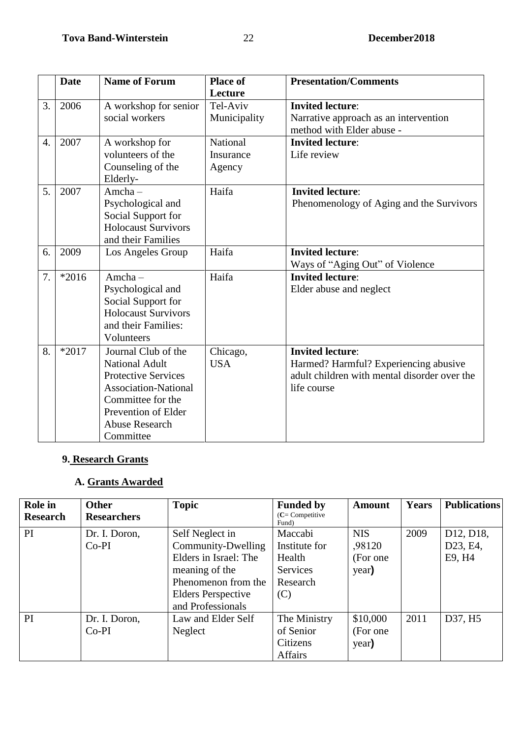|  | Date | Name of Forum | Place of Lecture | Presentation/Comments |
|---|---|---|---|---|
| 3. | 2006 | A workshop for senior social workers | Tel-Aviv Municipality | **Invited lecture**: Narrative approach as an intervention method with Elder abuse - |
| 4. | 2007 | A workshop for volunteers of the Counseling of the Elderly- | National Insurance Agency | **Invited lecture**: Life review |
| 5. | 2007 | Amcha – Psychological and Social Support for Holocaust Survivors and their Families | Haifa | **Invited lecture**: Phenomenology of Aging and the Survivors |
| 6. | 2009 | Los Angeles Group | Haifa | **Invited lecture**: Ways of "Aging Out" of Violence |
| 7. | *2016 | Amcha – Psychological and Social Support for Holocaust Survivors and their Families: Volunteers | Haifa | **Invited lecture**: Elder abuse and neglect |
| 8. | *2017 | Journal Club of the National Adult Protective Services Association-National Committee for the Prevention of Elder Abuse Research Committee | Chicago, USA | **Invited lecture**: Harmed? Harmful? Experiencing abusive adult children with mental disorder over the life course |

## 9. Research Grants

### A. Grants Awarded

| Role in Research | Other Researchers | Topic | Funded by (C= Competitive Fund) | Amount | Years | Publications |
|---|---|---|---|---|---|---|
| PI | Dr. I. Doron, Co-PI | Self Neglect in Community-Dwelling Elders in Israel: The meaning of the Phenomenon from the Elders Perspective and Professionals | Maccabi Institute for Health Services Research (C) | NIS ,98120 (For one year) | 2009 | D12, D18, D23, E4, E9, H4 |
| PI | Dr. I. Doron, Co-PI | Law and Elder Self Neglect | The Ministry of Senior Citizens Affairs | $10,000 (For one year) | 2011 | D37, H5 |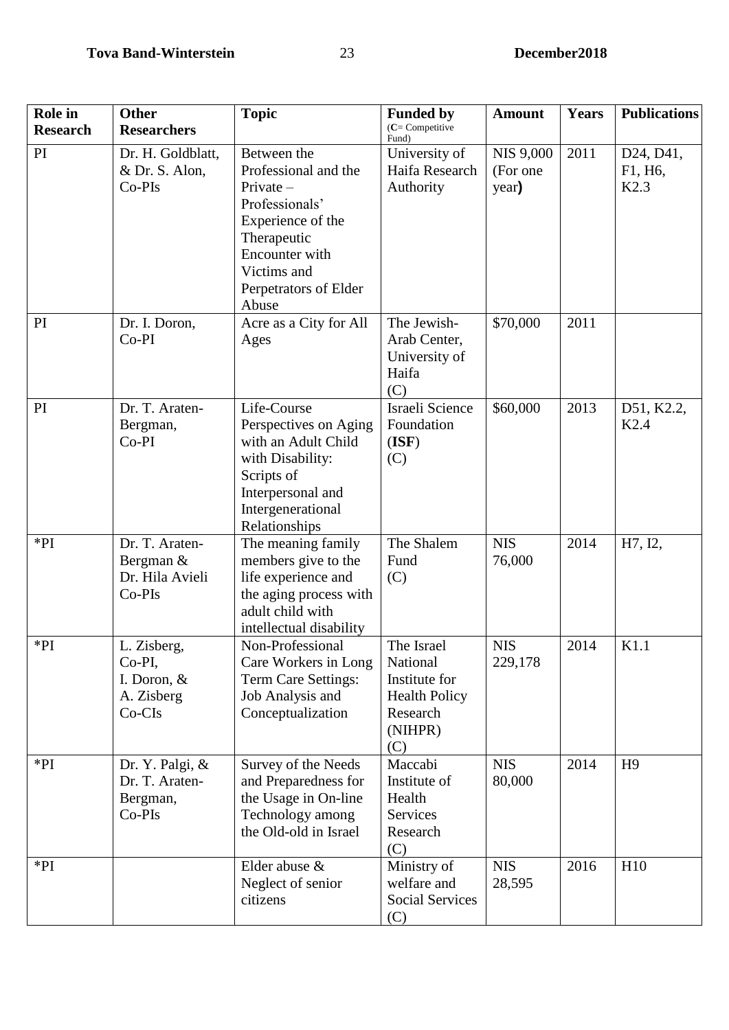| **Role in Research** | **Other Researchers** | **Topic** | **Funded by** (**C**= Competitive Fund) | **Amount** | **Years** | **Publications** |
|---|---|---|---|---|---|---|
| PI | Dr. H. Goldblatt, & Dr. S. Alon, Co-PIs | Between the Professional and the Private – Professionals' Experience of the Therapeutic Encounter with Victims and Perpetrators of Elder Abuse | University of Haifa Research Authority | NIS 9,000 (For one year**)** | 2011 | D24, D41, F1, H6, K2.3 |
| PI | Dr. I. Doron, Co-PI | Acre as a City for All Ages | The Jewish-Arab Center, University of Haifa (C) | $70,000 | 2011 | |
| PI | Dr. T. Araten-Bergman, Co-PI | Life-Course Perspectives on Aging with an Adult Child with Disability: Scripts of Interpersonal and Intergenerational Relationships | Israeli Science Foundation (**ISF**) (C) | $60,000 | 2013 | D51, K2.2, K2.4 |
| *PI | Dr. T. Araten-Bergman & Dr. Hila Avieli Co-PIs | The meaning family members give to the life experience and the aging process with adult child with intellectual disability | The Shalem Fund (C) | NIS 76,000 | 2014 | H7, I2, |
| *PI | L. Zisberg, Co-PI, I. Doron, & A. Zisberg Co-CIs | Non-Professional Care Workers in Long Term Care Settings: Job Analysis and Conceptualization | The Israel National Institute for Health Policy Research (NIHPR) (C) | NIS 229,178 | 2014 | K1.1 |
| *PI | Dr. Y. Palgi, & Dr. T. Araten-Bergman, Co-PIs | Survey of the Needs and Preparedness for the Usage in On-line Technology among the Old-old in Israel | Maccabi Institute of Health Services Research (C) | NIS 80,000 | 2014 | H9 |
| *PI | | Elder abuse & Neglect of senior citizens | Ministry of welfare and Social Services (C) | NIS 28,595 | 2016 | H10 |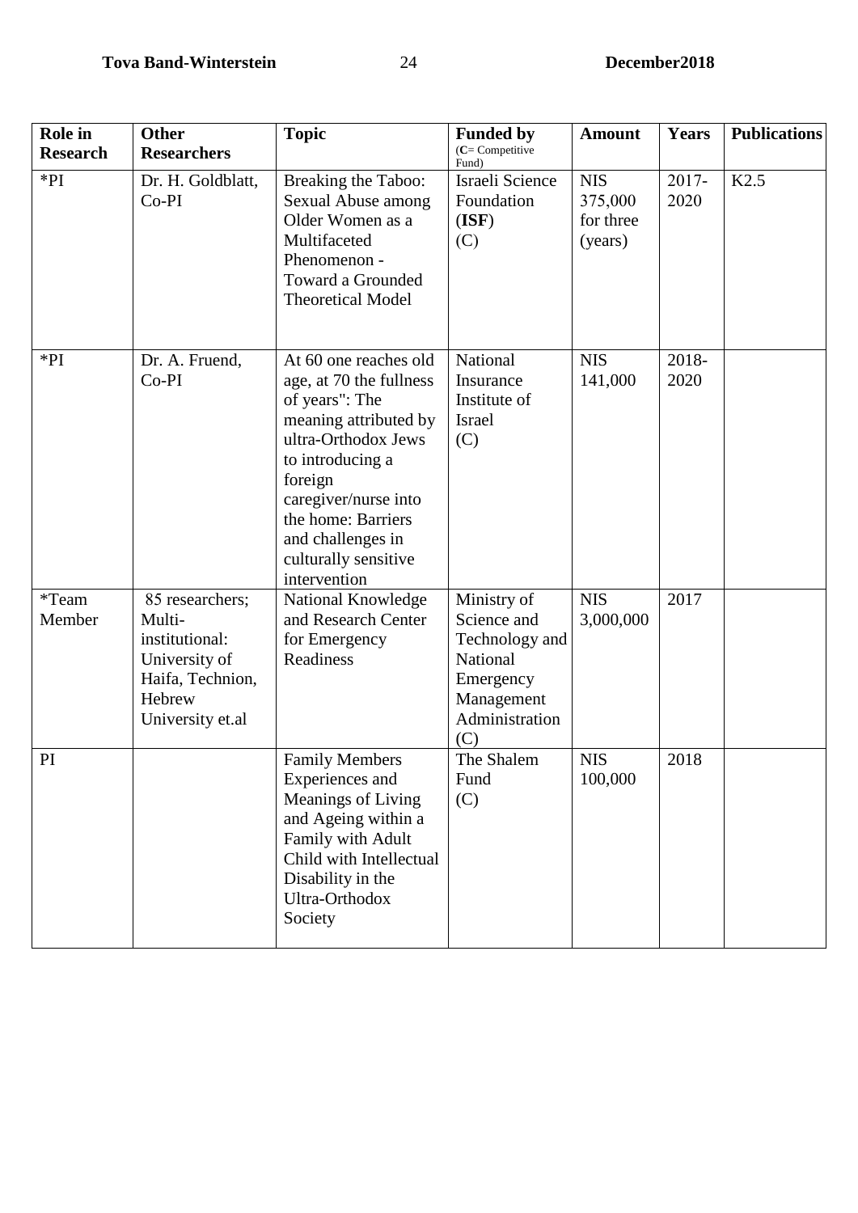| Role in Research | Other Researchers | Topic | Funded by (C= Competitive Fund) | Amount | Years | Publications |
|---|---|---|---|---|---|---|
| *PI | Dr. H. Goldblatt, Co-PI | Breaking the Taboo: Sexual Abuse among Older Women as a Multifaceted Phenomenon - Toward a Grounded Theoretical Model | Israeli Science Foundation (**ISF**) (C) | NIS 375,000 for three (years) | 2017-2020 | K2.5 |
| *PI | Dr. A. Fruend, Co-PI | At 60 one reaches old age, at 70 the fullness of years": The meaning attributed by ultra-Orthodox Jews to introducing a foreign caregiver/nurse into the home: Barriers and challenges in culturally sensitive intervention | National Insurance Institute of Israel (C) | NIS 141,000 | 2018-2020 | |
| *Team Member | 85 researchers; Multi-institutional: University of Haifa, Technion, Hebrew University et.al | National Knowledge and Research Center for Emergency Readiness | Ministry of Science and Technology and National Emergency Management Administration (C) | NIS 3,000,000 | 2017 | |
| PI | | Family Members Experiences and Meanings of Living and Ageing within a Family with Adult Child with Intellectual Disability in the Ultra-Orthodox Society | The Shalem Fund (C) | NIS 100,000 | 2018 | |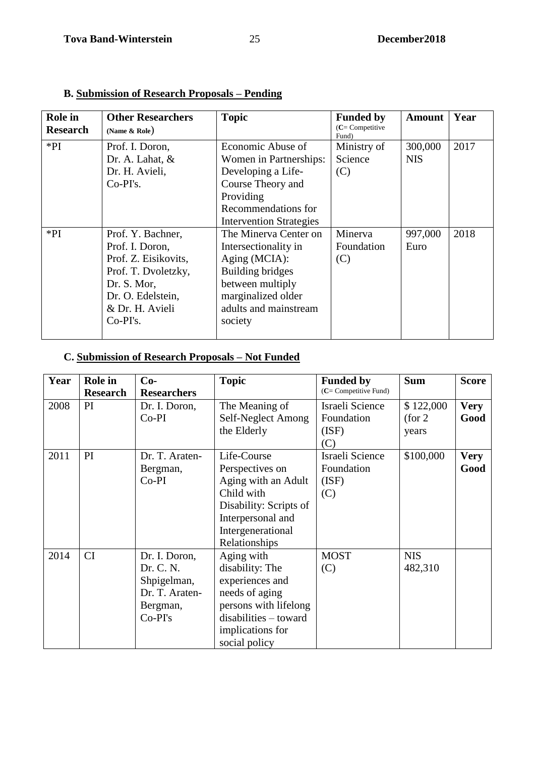### B. Submission of Research Proposals – Pending

| Role in Research | Other Researchers (Name & Role) | Topic | Funded by (C= Competitive Fund) | Amount | Year |
|---|---|---|---|---|---|
| *PI | Prof. I. Doron, Dr. A. Lahat, & Dr. H. Avieli, Co-PI's. | Economic Abuse of Women in Partnerships: Developing a Life-Course Theory and Providing Recommendations for Intervention Strategies | Ministry of Science (C) | 300,000 NIS | 2017 |
| *PI | Prof. Y. Bachner, Prof. I. Doron, Prof. Z. Eisikovits, Prof. T. Dvoletzky, Dr. S. Mor, Dr. O. Edelstein, & Dr. H. Avieli Co-PI's. | The Minerva Center on Intersectionality in Aging (MCIA): Building bridges between multiply marginalized older adults and mainstream society | Minerva Foundation (C) | 997,000 Euro | 2018 |

### C. Submission of Research Proposals – Not Funded

| Year | Role in Research | Co-Researchers | Topic | Funded by (C= Competitive Fund) | Sum | Score |
|---|---|---|---|---|---|---|
| 2008 | PI | Dr. I. Doron, Co-PI | The Meaning of Self-Neglect Among the Elderly | Israeli Science Foundation (ISF) (C) | $ 122,000 (for 2 years | **Very Good** |
| 2011 | PI | Dr. T. Araten-Bergman, Co-PI | Life-Course Perspectives on Aging with an Adult Child with Disability: Scripts of Interpersonal and Intergenerational Relationships | Israeli Science Foundation (ISF) (C) | $100,000 | **Very Good** |
| 2014 | CI | Dr. I. Doron, Dr. C. N. Shpigelman, Dr. T. Araten-Bergman, Co-PI's | Aging with disability: The experiences and needs of aging persons with lifelong disabilities – toward implications for social policy | MOST (C) | NIS 482,310 | |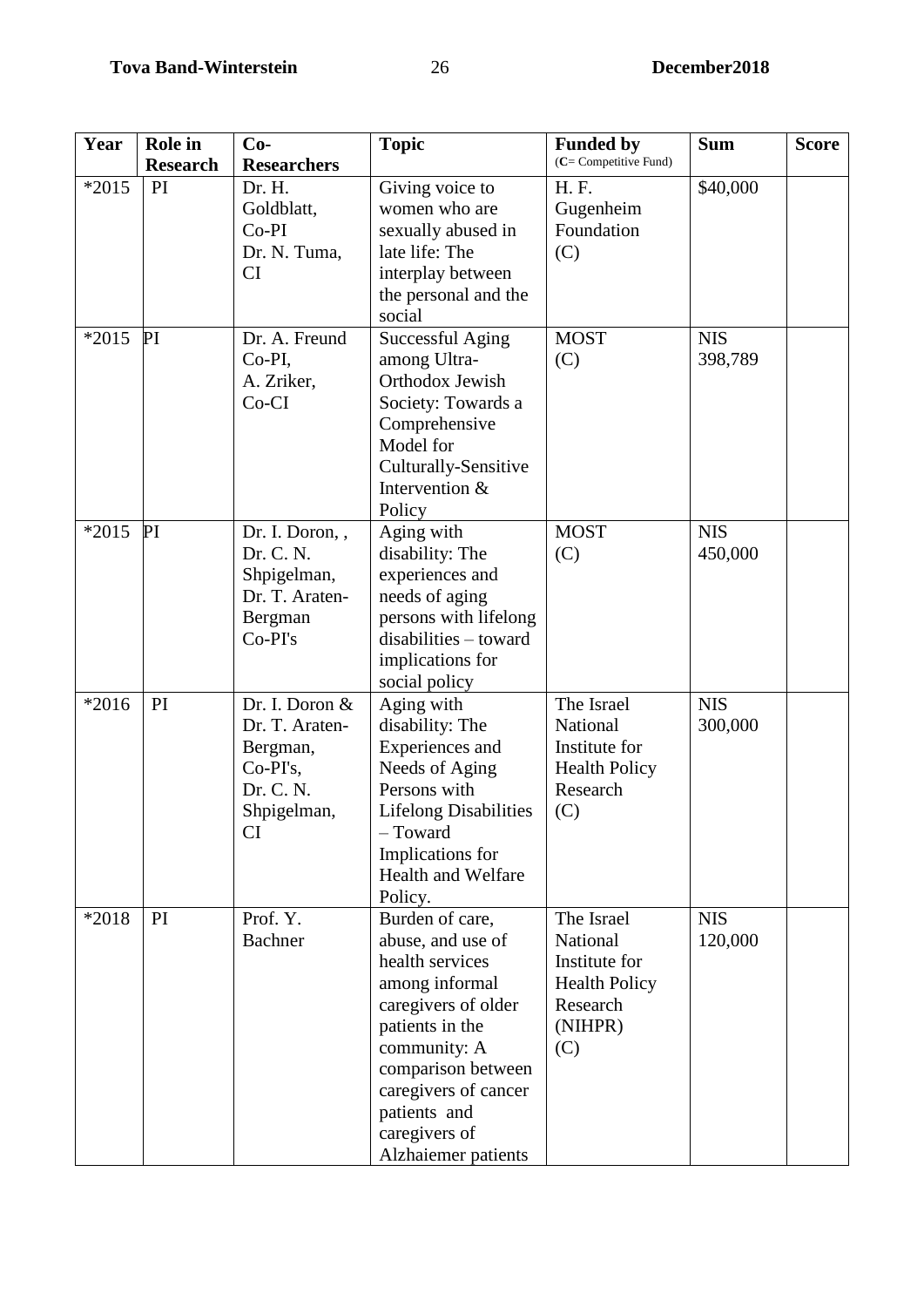| Year | Role in Research | Co-Researchers | Topic | Funded by (C= Competitive Fund) | Sum | Score |
|---|---|---|---|---|---|---|
| *2015 | PI | Dr. H. Goldblatt, Co-PI Dr. N. Tuma, CI | Giving voice to women who are sexually abused in late life: The interplay between the personal and the social | H. F. Gugenheim Foundation (C) | $40,000 | |
| *2015 | PI | Dr. A. Freund Co-PI, A. Zriker, Co-CI | Successful Aging among Ultra-Orthodox Jewish Society: Towards a Comprehensive Model for Culturally-Sensitive Intervention & Policy | MOST (C) | NIS 398,789 | |
| *2015 | PI | Dr. I. Doron, , Dr. C. N. Shpigelman, Dr. T. Araten-Bergman Co-PI's | Aging with disability: The experiences and needs of aging persons with lifelong disabilities – toward implications for social policy | MOST (C) | NIS 450,000 | |
| *2016 | PI | Dr. I. Doron & Dr. T. Araten-Bergman, Co-PI's, Dr. C. N. Shpigelman, CI | Aging with disability: The Experiences and Needs of Aging Persons with Lifelong Disabilities – Toward Implications for Health and Welfare Policy. | The Israel National Institute for Health Policy Research (C) | NIS 300,000 | |
| *2018 | PI | Prof. Y. Bachner | Burden of care, abuse, and use of health services among informal caregivers of older patients in the community: A comparison between caregivers of cancer patients and caregivers of Alzhaiemer patients | The Israel National Institute for Health Policy Research (NIHPR) (C) | NIS 120,000 | |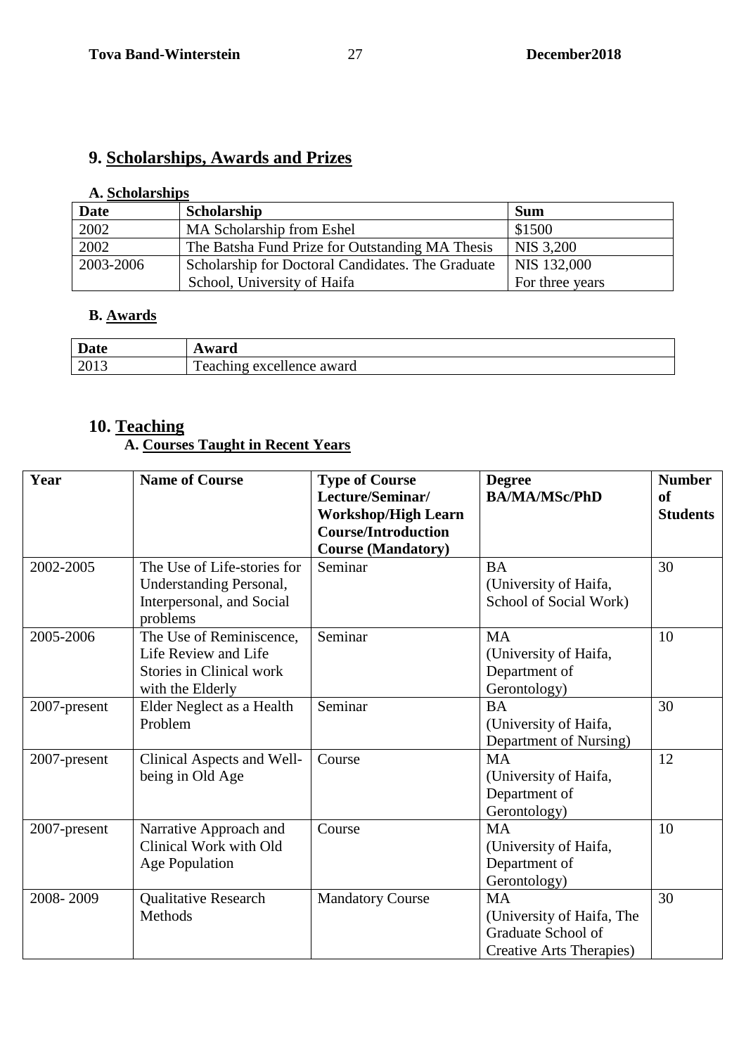## 9. Scholarships, Awards and Prizes

### A. Scholarships

| Date | Scholarship | Sum |
|---|---|---|
| 2002 | MA Scholarship from Eshel | $1500 |
| 2002 | The Batsha Fund Prize for Outstanding MA Thesis | NIS 3,200 |
| 2003-2006 | Scholarship for Doctoral Candidates. The Graduate School, University of Haifa | NIS 132,000 For three years |

### B. Awards

| Date | Award |
|---|---|
| 2013 | Teaching excellence award |

## 10. Teaching

### A. Courses Taught in Recent Years

| Year | Name of Course | Type of Course Lecture/Seminar/ Workshop/High Learn Course/Introduction Course (Mandatory) | Degree BA/MA/MSc/PhD | Number of Students |
|---|---|---|---|---|
| 2002-2005 | The Use of Life-stories for Understanding Personal, Interpersonal, and Social problems | Seminar | BA (University of Haifa, School of Social Work) | 30 |
| 2005-2006 | The Use of Reminiscence, Life Review and Life Stories in Clinical work with the Elderly | Seminar | MA (University of Haifa, Department of Gerontology) | 10 |
| 2007-present | Elder Neglect as a Health Problem | Seminar | BA (University of Haifa, Department of Nursing) | 30 |
| 2007-present | Clinical Aspects and Well-being in Old Age | Course | MA (University of Haifa, Department of Gerontology) | 12 |
| 2007-present | Narrative Approach and Clinical Work with Old Age Population | Course | MA (University of Haifa, Department of Gerontology) | 10 |
| 2008- 2009 | Qualitative Research Methods | Mandatory Course | MA (University of Haifa, The Graduate School of Creative Arts Therapies) | 30 |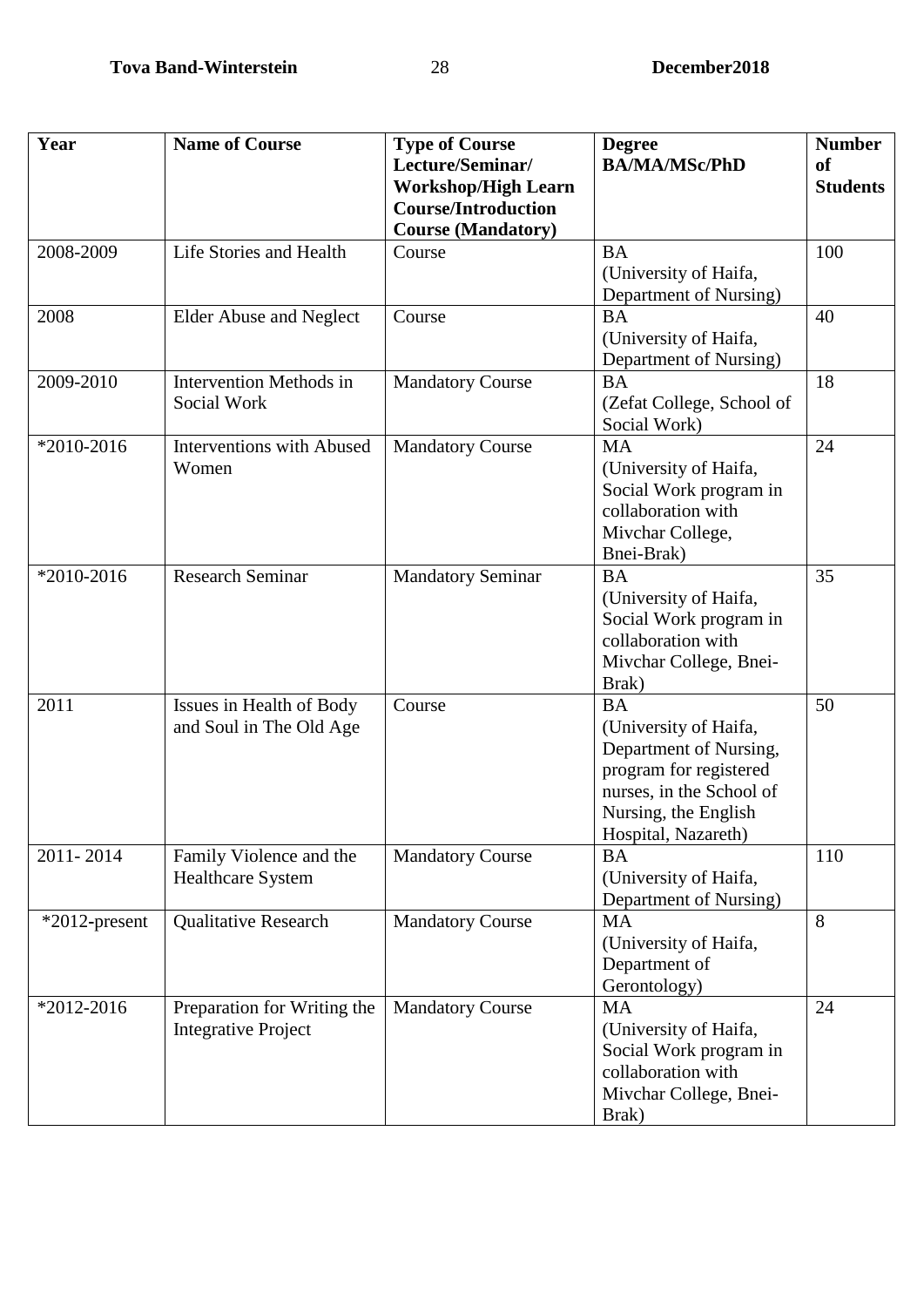| Year | Name of Course | Type of Course Lecture/Seminar/ Workshop/High Learn Course/Introduction Course (Mandatory) | Degree BA/MA/MSc/PhD | Number of Students |
|---|---|---|---|---|
| 2008-2009 | Life Stories and Health | Course | BA (University of Haifa, Department of Nursing) | 100 |
| 2008 | Elder Abuse and Neglect | Course | BA (University of Haifa, Department of Nursing) | 40 |
| 2009-2010 | Intervention Methods in Social Work | Mandatory Course | BA (Zefat College, School of Social Work) | 18 |
| *2010-2016 | Interventions with Abused Women | Mandatory Course | MA (University of Haifa, Social Work program in collaboration with Mivchar College, Bnei-Brak) | 24 |
| *2010-2016 | Research Seminar | Mandatory Seminar | BA (University of Haifa, Social Work program in collaboration with Mivchar College, Bnei-Brak) | 35 |
| 2011 | Issues in Health of Body and Soul in The Old Age | Course | BA (University of Haifa, Department of Nursing, program for registered nurses, in the School of Nursing, the English Hospital, Nazareth) | 50 |
| 2011- 2014 | Family Violence and the Healthcare System | Mandatory Course | BA (University of Haifa, Department of Nursing) | 110 |
| *2012-present | Qualitative Research | Mandatory Course | MA (University of Haifa, Department of Gerontology) | 8 |
| *2012-2016 | Preparation for Writing the Integrative Project | Mandatory Course | MA (University of Haifa, Social Work program in collaboration with Mivchar College, Bnei-Brak) | 24 |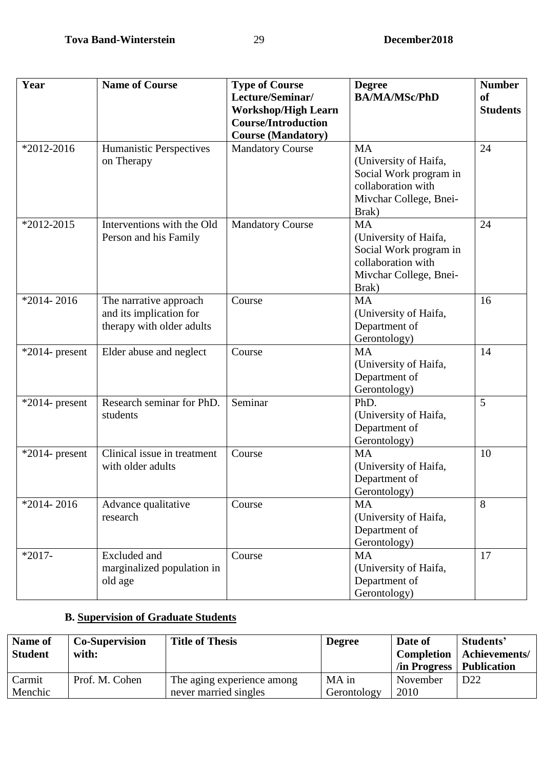| Year | Name of Course | Type of Course Lecture/Seminar/ Workshop/High Learn Course/Introduction Course (Mandatory) | Degree BA/MA/MSc/PhD | Number of Students |
|---|---|---|---|---|
| *2012-2016 | Humanistic Perspectives on Therapy | Mandatory Course | MA (University of Haifa, Social Work program in collaboration with Mivchar College, Bnei-Brak) | 24 |
| *2012-2015 | Interventions with the Old Person and his Family | Mandatory Course | MA (University of Haifa, Social Work program in collaboration with Mivchar College, Bnei-Brak) | 24 |
| *2014- 2016 | The narrative approach and its implication for therapy with older adults | Course | MA (University of Haifa, Department of Gerontology) | 16 |
| *2014- present | Elder abuse and neglect | Course | MA (University of Haifa, Department of Gerontology) | 14 |
| *2014- present | Research seminar for PhD. students | Seminar | PhD. (University of Haifa, Department of Gerontology) | 5 |
| *2014- present | Clinical issue in treatment with older adults | Course | MA (University of Haifa, Department of Gerontology) | 10 |
| *2014- 2016 | Advance qualitative research | Course | MA (University of Haifa, Department of Gerontology) | 8 |
| *2017- | Excluded and marginalized population in old age | Course | MA (University of Haifa, Department of Gerontology) | 17 |

### B. Supervision of Graduate Students

| Name of Student | Co-Supervision with: | Title of Thesis | Degree | Date of Completion /in Progress | Students' Achievements/ Publication |
|---|---|---|---|---|---|
| Carmit Menchic | Prof. M. Cohen | The aging experience among never married singles | MA in Gerontology | November 2010 | D22 |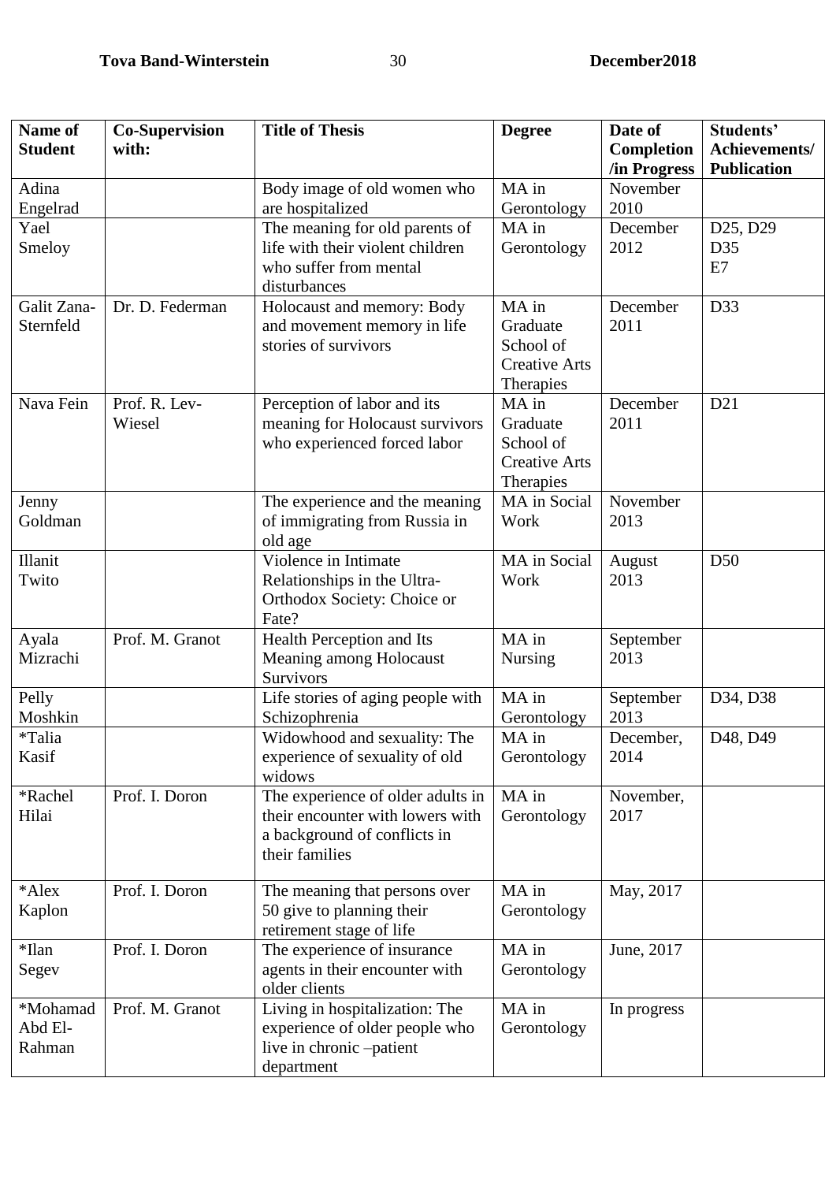| Name of Student | Co-Supervision with: | Title of Thesis | Degree | Date of Completion /in Progress | Students' Achievements/ Publication |
|---|---|---|---|---|---|
| Adina Engelrad | | Body image of old women who are hospitalized | MA in Gerontology | November 2010 | |
| Yael Smeloy | | The meaning for old parents of life with their violent children who suffer from mental disturbances | MA in Gerontology | December 2012 | D25, D29 D35 E7 |
| Galit Zana-Sternfeld | Dr. D. Federman | Holocaust and memory: Body and movement memory in life stories of survivors | MA in Graduate School of Creative Arts Therapies | December 2011 | D33 |
| Nava Fein | Prof. R. Lev-Wiesel | Perception of labor and its meaning for Holocaust survivors who experienced forced labor | MA in Graduate School of Creative Arts Therapies | December 2011 | D21 |
| Jenny Goldman | | The experience and the meaning of immigrating from Russia in old age | MA in Social Work | November 2013 | |
| Illanit Twito | | Violence in Intimate Relationships in the Ultra-Orthodox Society: Choice or Fate? | MA in Social Work | August 2013 | D50 |
| Ayala Mizrachi | Prof. M. Granot | Health Perception and Its Meaning among Holocaust Survivors | MA in Nursing | September 2013 | |
| Pelly Moshkin | | Life stories of aging people with Schizophrenia | MA in Gerontology | September 2013 | D34, D38 |
| *Talia Kasif | | Widowhood and sexuality: The experience of sexuality of old widows | MA in Gerontology | December, 2014 | D48, D49 |
| *Rachel Hilai | Prof. I. Doron | The experience of older adults in their encounter with lowers with a background of conflicts in their families | MA in Gerontology | November, 2017 | |
| *Alex Kaplon | Prof. I. Doron | The meaning that persons over 50 give to planning their retirement stage of life | MA in Gerontology | May, 2017 | |
| *Ilan Segev | Prof. I. Doron | The experience of insurance agents in their encounter with older clients | MA in Gerontology | June, 2017 | |
| *Mohamad Abd El-Rahman | Prof. M. Granot | Living in hospitalization: The experience of older people who live in chronic –patient department | MA in Gerontology | In progress | |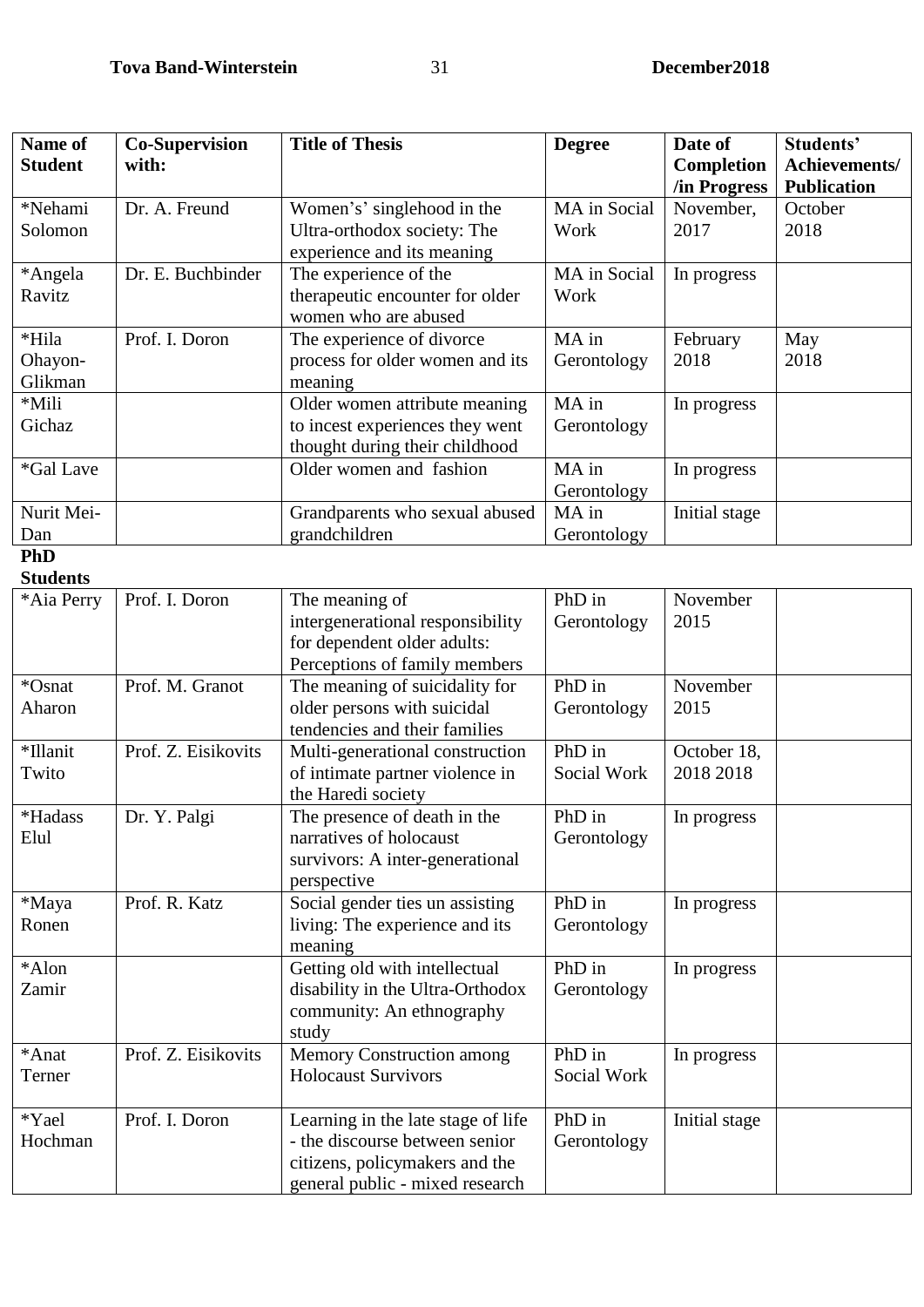| Name of Student | Co-Supervision with: | Title of Thesis | Degree | Date of Completion /in Progress | Students' Achievements/ Publication |
|---|---|---|---|---|---|
| *Nehami Solomon | Dr. A. Freund | Women's' singlehood in the Ultra-orthodox society: The experience and its meaning | MA in Social Work | November, 2017 | October 2018 |
| *Angela Ravitz | Dr. E. Buchbinder | The experience of the therapeutic encounter for older women who are abused | MA in Social Work | In progress | |
| *Hila Ohayon-Glikman | Prof. I. Doron | The experience of divorce process for older women and its meaning | MA in Gerontology | February 2018 | May 2018 |
| *Mili Gichaz | | Older women attribute meaning to incest experiences they went thought during their childhood | MA in Gerontology | In progress | |
| *Gal Lave | | Older women and fashion | MA in Gerontology | In progress | |
| Nurit Mei-Dan | | Grandparents who sexual abused grandchildren | MA in Gerontology | Initial stage | |

**PhD Students**

| Name of Student | Co-Supervision with: | Title of Thesis | Degree | Date of Completion /in Progress | Students' Achievements/ Publication |
|---|---|---|---|---|---|
| *Aia Perry | Prof. I. Doron | The meaning of intergenerational responsibility for dependent older adults: Perceptions of family members | PhD in Gerontology | November 2015 | |
| *Osnat Aharon | Prof. M. Granot | The meaning of suicidality for older persons with suicidal tendencies and their families | PhD in Gerontology | November 2015 | |
| *Illanit Twito | Prof. Z. Eisikovits | Multi-generational construction of intimate partner violence in the Haredi society | PhD in Social Work | October 18, 2018 2018 | |
| *Hadass Elul | Dr. Y. Palgi | The presence of death in the narratives of holocaust survivors: A inter-generational perspective | PhD in Gerontology | In progress | |
| *Maya Ronen | Prof. R. Katz | Social gender ties un assisting living: The experience and its meaning | PhD in Gerontology | In progress | |
| *Alon Zamir | | Getting old with intellectual disability in the Ultra-Orthodox community: An ethnography study | PhD in Gerontology | In progress | |
| *Anat Terner | Prof. Z. Eisikovits | Memory Construction among Holocaust Survivors | PhD in Social Work | In progress | |
| *Yael Hochman | Prof. I. Doron | Learning in the late stage of life - the discourse between senior citizens, policymakers and the general public - mixed research | PhD in Gerontology | Initial stage | |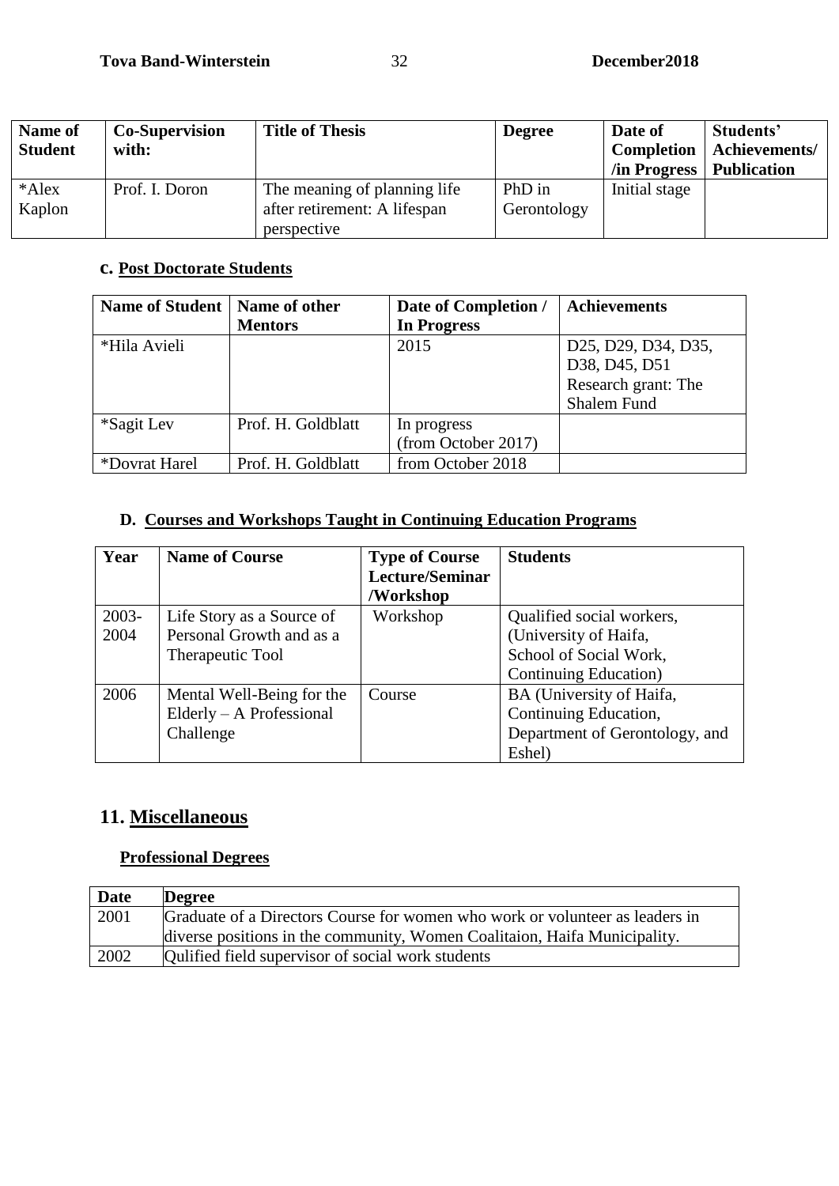| Name of Student | Co-Supervision with: | Title of Thesis | Degree | Date of Completion /in Progress | Students' Achievements/ Publication |
|---|---|---|---|---|---|
| *Alex Kaplon | Prof. I. Doron | The meaning of planning life after retirement: A lifespan perspective | PhD in Gerontology | Initial stage | |

### c. Post Doctorate Students

| Name of Student | Name of other Mentors | Date of Completion / In Progress | Achievements |
|---|---|---|---|
| *Hila Avieli | | 2015 | D25, D29, D34, D35, D38, D45, D51<br>Research grant: The Shalem Fund |
| *Sagit Lev | Prof. H. Goldblatt | In progress (from October 2017) | |
| *Dovrat Harel | Prof. H. Goldblatt | from October 2018 | |

### D. Courses and Workshops Taught in Continuing Education Programs

| Year | Name of Course | Type of Course Lecture/Seminar /Workshop | Students |
|---|---|---|---|
| 2003-2004 | Life Story as a Source of Personal Growth and as a Therapeutic Tool | Workshop | Qualified social workers, (University of Haifa, School of Social Work, Continuing Education) |
| 2006 | Mental Well-Being for the Elderly – A Professional Challenge | Course | BA (University of Haifa, Continuing Education, Department of Gerontology, and Eshel) |

## 11. Miscellaneous

### Professional Degrees

| Date | Degree |
|---|---|
| 2001 | Graduate of a Directors Course for women who work or volunteer as leaders in diverse positions in the community, Women Coalitaion, Haifa Municipality. |
| 2002 | Qulified field supervisor of social work students |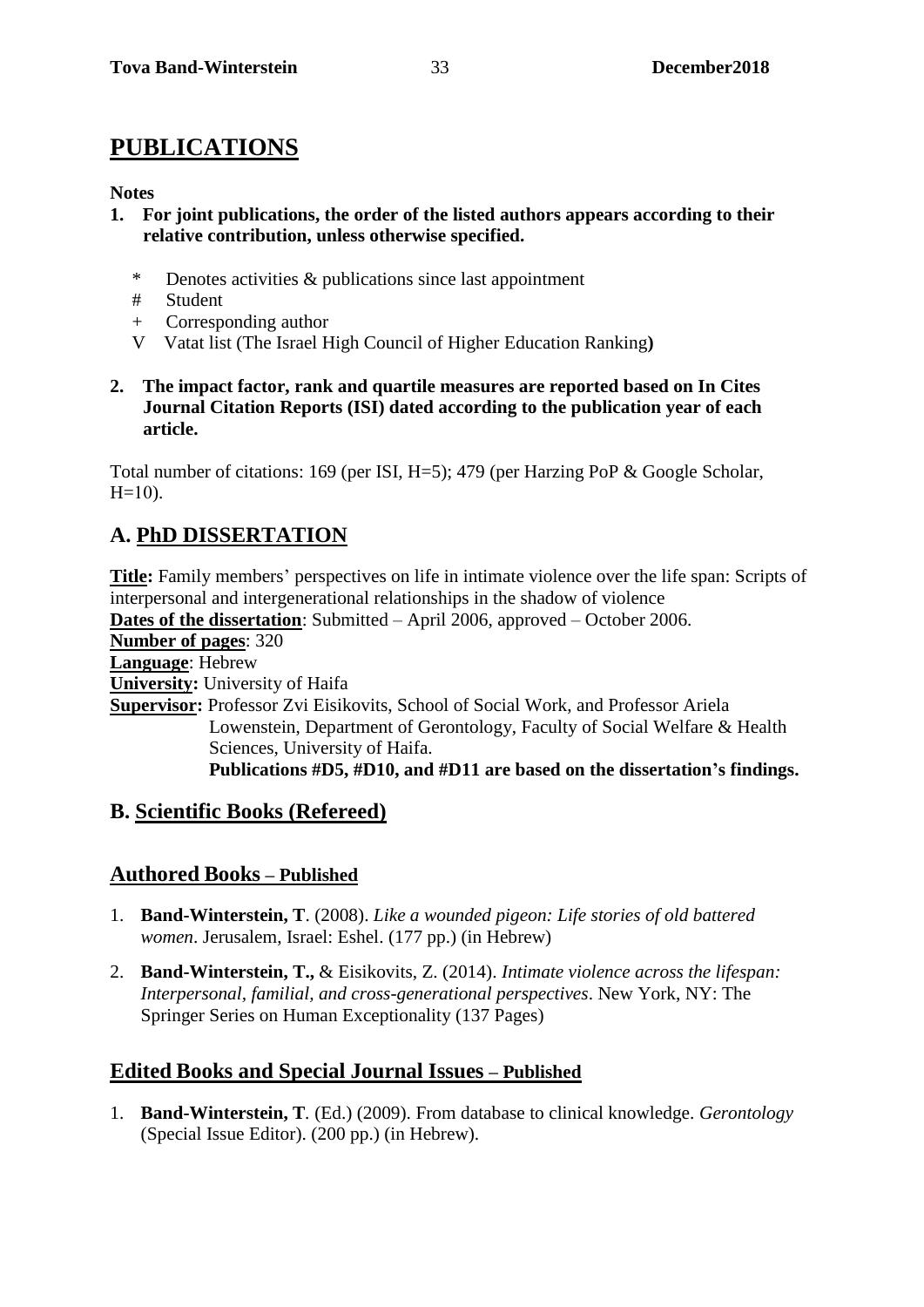# PUBLICATIONS

**Notes**

1. **For joint publications, the order of the listed authors appears according to their relative contribution, unless otherwise specified.**

   \* Denotes activities & publications since last appointment
   # Student
   + Corresponding author
   V Vatat list (The Israel High Council of Higher Education Ranking**)**

2. **The impact factor, rank and quartile measures are reported based on In Cites Journal Citation Reports (ISI) dated according to the publication year of each article.**

Total number of citations: 169 (per ISI, H=5); 479 (per Harzing PoP & Google Scholar, H=10).

## A. PhD DISSERTATION

**Title:** Family members' perspectives on life in intimate violence over the life span: Scripts of interpersonal and intergenerational relationships in the shadow of violence
**Dates of the dissertation**: Submitted – April 2006, approved – October 2006.
**Number of pages**: 320
**Language**: Hebrew
**University:** University of Haifa
**Supervisor:** Professor Zvi Eisikovits, School of Social Work, and Professor Ariela Lowenstein, Department of Gerontology, Faculty of Social Welfare & Health Sciences, University of Haifa.
**Publications #D5, #D10, and #D11 are based on the dissertation's findings.**

## B. Scientific Books (Refereed)

### Authored Books – Published

1. **Band-Winterstein, T**. (2008). *Like a wounded pigeon: Life stories of old battered women*. Jerusalem, Israel: Eshel. (177 pp.) (in Hebrew)
2. **Band-Winterstein, T.,** & Eisikovits, Z. (2014). *Intimate violence across the lifespan: Interpersonal, familial, and cross-generational perspectives*. New York, NY: The Springer Series on Human Exceptionality (137 Pages)

### Edited Books and Special Journal Issues – Published

1. **Band-Winterstein, T**. (Ed.) (2009). From database to clinical knowledge. *Gerontology* (Special Issue Editor). (200 pp.) (in Hebrew).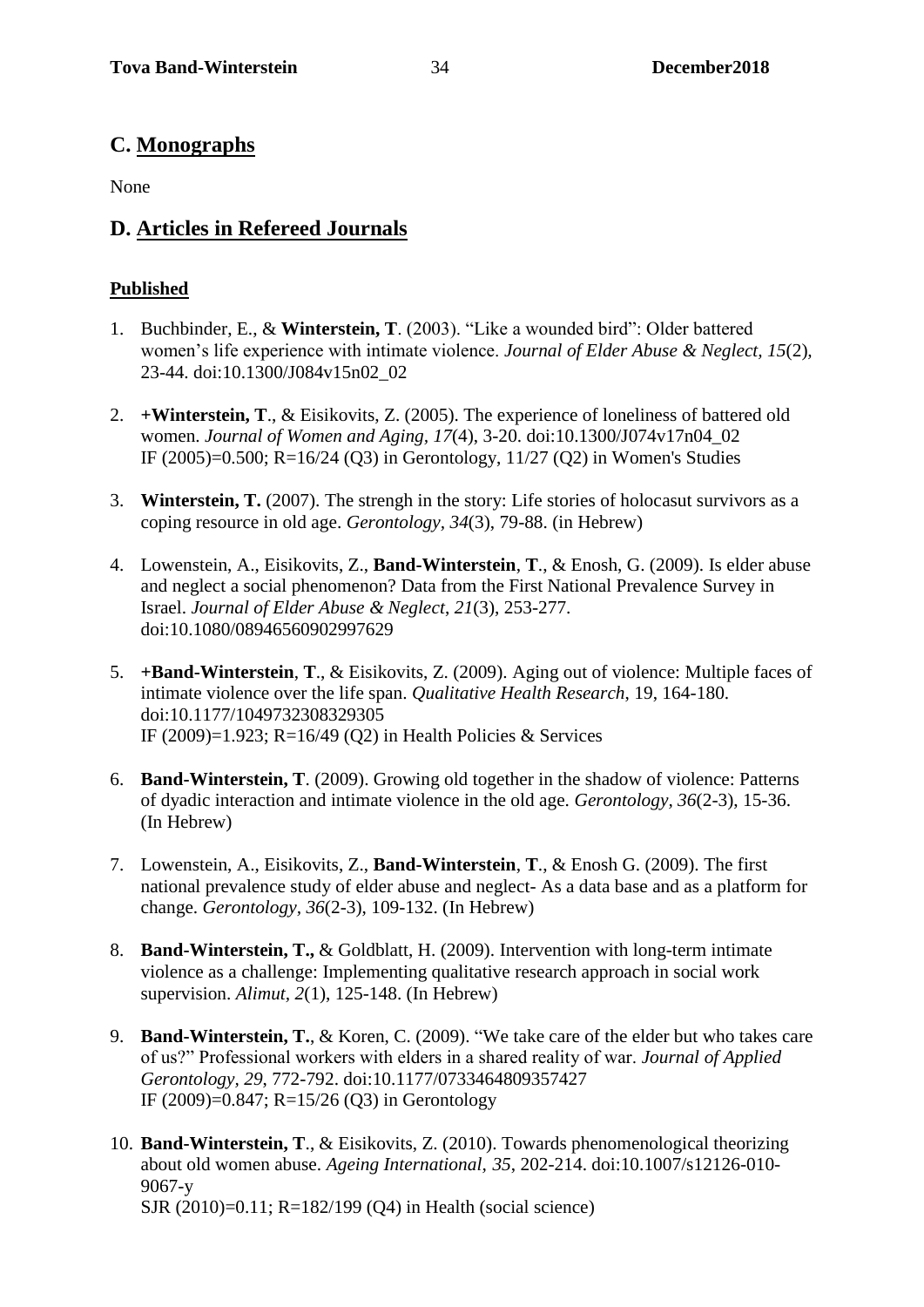## C. Monographs

None

## D. Articles in Refereed Journals

### Published

1. Buchbinder, E., & **Winterstein, T**. (2003). "Like a wounded bird": Older battered women's life experience with intimate violence. *Journal of Elder Abuse & Neglect, 15*(2), 23-44. doi:10.1300/J084v15n02_02

2. **+Winterstein, T**., & Eisikovits, Z. (2005). The experience of loneliness of battered old women. *Journal of Women and Aging*, *17*(4), 3-20. doi:10.1300/J074v17n04_02
   IF (2005)=0.500; R=16/24 (Q3) in Gerontology, 11/27 (Q2) in Women's Studies

3. **Winterstein, T.** (2007). The strengh in the story: Life stories of holocasut survivors as a coping resource in old age. *Gerontology*, *34*(3), 79-88. (in Hebrew)

4. Lowenstein, A., Eisikovits, Z., **Band-Winterstein**, **T**., & Enosh, G. (2009). Is elder abuse and neglect a social phenomenon? Data from the First National Prevalence Survey in Israel. *Journal of Elder Abuse & Neglect*, *21*(3), 253-277. doi:10.1080/08946560902997629

5. **+Band-Winterstein**, **T**., & Eisikovits, Z. (2009). Aging out of violence: Multiple faces of intimate violence over the life span. *Qualitative Health Research*, 19, 164-180. doi:10.1177/1049732308329305
   IF (2009)=1.923; R=16/49 (Q2) in Health Policies & Services

6. **Band-Winterstein, T**. (2009). Growing old together in the shadow of violence: Patterns of dyadic interaction and intimate violence in the old age. *Gerontology, 36*(2-3), 15-36. (In Hebrew)

7. Lowenstein, A., Eisikovits, Z., **Band-Winterstein**, **T**., & Enosh G. (2009). The first national prevalence study of elder abuse and neglect- As a data base and as a platform for change. *Gerontology*, *36*(2-3), 109-132. (In Hebrew)

8. **Band-Winterstein, T.,** & Goldblatt, H. (2009). Intervention with long-term intimate violence as a challenge: Implementing qualitative research approach in social work supervision. *Alimut*, *2*(1), 125-148. (In Hebrew)

9. **Band-Winterstein, T.**, & Koren, C. (2009). "We take care of the elder but who takes care of us?" Professional workers with elders in a shared reality of war. *Journal of Applied Gerontology, 29*, 772-792. doi:10.1177/0733464809357427
   IF (2009)=0.847; R=15/26 (Q3) in Gerontology

10. **Band-Winterstein, T**., & Eisikovits, Z. (2010). Towards phenomenological theorizing about old women abuse. *Ageing International, 35*, 202-214. doi:10.1007/s12126-010-9067-y
    SJR (2010)=0.11; R=182/199 (Q4) in Health (social science)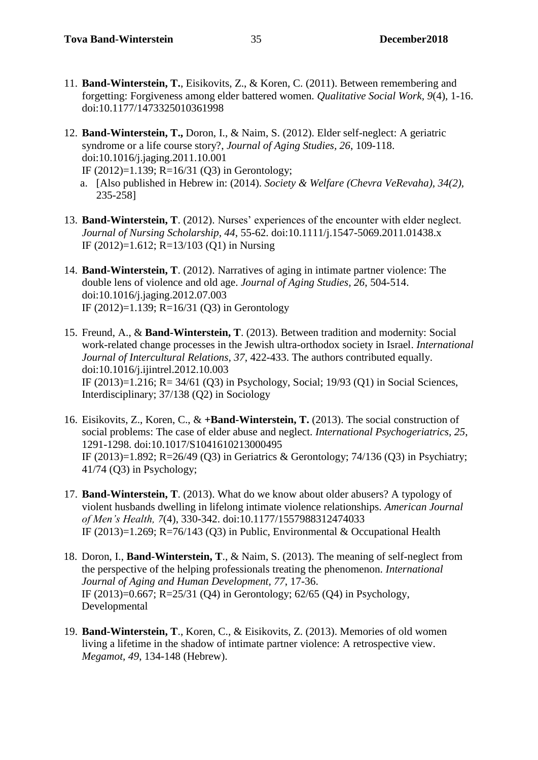11. **Band-Winterstein, T.**, Eisikovits, Z., & Koren, C. (2011). Between remembering and forgetting: Forgiveness among elder battered women. *Qualitative Social Work, 9*(4), 1-16. doi:10.1177/1473325010361998

12. **Band-Winterstein, T.,** Doron, I., & Naim, S. (2012). Elder self-neglect: A geriatric syndrome or a life course story?, *Journal of Aging Studies, 26*, 109-118. doi:10.1016/j.jaging.2011.10.001
    IF (2012)=1.139; R=16/31 (Q3) in Gerontology;
    a. [Also published in Hebrew in: (2014). *Society & Welfare (Chevra VeRevaha), 34(2),* 235-258]

13. **Band-Winterstein, T**. (2012). Nurses' experiences of the encounter with elder neglect. *Journal of Nursing Scholarship, 44*, 55-62. doi:10.1111/j.1547-5069.2011.01438.x
    IF (2012)=1.612; R=13/103 (Q1) in Nursing

14. **Band-Winterstein, T**. (2012). Narratives of aging in intimate partner violence: The double lens of violence and old age. *Journal of Aging Studies, 26*, 504-514. doi:10.1016/j.jaging.2012.07.003
    IF (2012)=1.139; R=16/31 (Q3) in Gerontology

15. Freund, A., & **Band-Winterstein, T**. (2013). Between tradition and modernity: Social work-related change processes in the Jewish ultra-orthodox society in Israel. *International Journal of Intercultural Relations, 37*, 422-433. The authors contributed equally. doi:10.1016/j.ijintrel.2012.10.003
    IF (2013)=1.216; R= 34/61 (Q3) in Psychology, Social; 19/93 (Q1) in Social Sciences, Interdisciplinary; 37/138 (Q2) in Sociology

16. Eisikovits, Z., Koren, C., & **+Band-Winterstein, T.** (2013). The social construction of social problems: The case of elder abuse and neglect. *International Psychogeriatrics, 25*, 1291-1298. doi:10.1017/S1041610213000495
    IF (2013)=1.892; R=26/49 (Q3) in Geriatrics & Gerontology; 74/136 (Q3) in Psychiatry; 41/74 (Q3) in Psychology;

17. **Band-Winterstein, T**. (2013). What do we know about older abusers? A typology of violent husbands dwelling in lifelong intimate violence relationships. *American Journal of Men's Health, 7*(4), 330-342. doi:10.1177/1557988312474033
    IF (2013)=1.269; R=76/143 (Q3) in Public, Environmental & Occupational Health

18. Doron, I., **Band-Winterstein, T**., & Naim, S. (2013). The meaning of self-neglect from the perspective of the helping professionals treating the phenomenon. *International Journal of Aging and Human Development, 77*, 17-36.
    IF (2013)=0.667; R=25/31 (Q4) in Gerontology; 62/65 (Q4) in Psychology, Developmental

19. **Band-Winterstein, T**., Koren, C., & Eisikovits, Z. (2013). Memories of old women living a lifetime in the shadow of intimate partner violence: A retrospective view. *Megamot, 49*, 134-148 (Hebrew).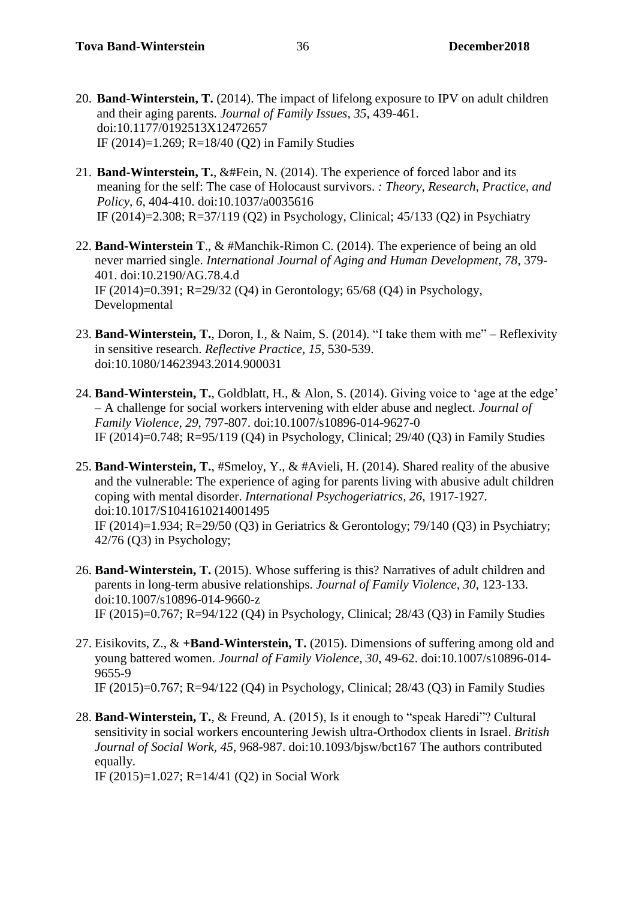20. **Band-Winterstein, T.** (2014). The impact of lifelong exposure to IPV on adult children and their aging parents. *Journal of Family Issues, 35*, 439-461. doi:10.1177/0192513X12472657
    IF (2014)=1.269; R=18/40 (Q2) in Family Studies

21. **Band-Winterstein, T.**, &#Fein, N. (2014). The experience of forced labor and its meaning for the self: The case of Holocaust survivors. *: Theory, Research, Practice, and Policy, 6*, 404-410. doi:10.1037/a0035616
    IF (2014)=2.308; R=37/119 (Q2) in Psychology, Clinical; 45/133 (Q2) in Psychiatry

22. **Band-Winterstein T**., & #Manchik-Rimon C. (2014). The experience of being an old never married single. *International Journal of Aging and Human Development, 78*, 379-401. doi:10.2190/AG.78.4.d
    IF (2014)=0.391; R=29/32 (Q4) in Gerontology; 65/68 (Q4) in Psychology, Developmental

23. **Band-Winterstein, T.**, Doron, I., & Naim, S. (2014). "I take them with me" – Reflexivity in sensitive research. *Reflective Practice, 15*, 530-539. doi:10.1080/14623943.2014.900031

24. **Band-Winterstein, T.**, Goldblatt, H., & Alon, S. (2014). Giving voice to 'age at the edge' – A challenge for social workers intervening with elder abuse and neglect. *Journal of Family Violence, 29*, 797-807. doi:10.1007/s10896-014-9627-0
    IF (2014)=0.748; R=95/119 (Q4) in Psychology, Clinical; 29/40 (Q3) in Family Studies

25. **Band-Winterstein, T.**, #Smeloy, Y., & #Avieli, H. (2014). Shared reality of the abusive and the vulnerable: The experience of aging for parents living with abusive adult children coping with mental disorder. *International Psychogeriatrics, 26*, 1917-1927. doi:10.1017/S1041610214001495
    IF (2014)=1.934; R=29/50 (Q3) in Geriatrics & Gerontology; 79/140 (Q3) in Psychiatry; 42/76 (Q3) in Psychology;

26. **Band-Winterstein, T.** (2015). Whose suffering is this? Narratives of adult children and parents in long-term abusive relationships. *Journal of Family Violence, 30*, 123-133. doi:10.1007/s10896-014-9660-z
    IF (2015)=0.767; R=94/122 (Q4) in Psychology, Clinical; 28/43 (Q3) in Family Studies

27. Eisikovits, Z., & **+Band-Winterstein, T.** (2015). Dimensions of suffering among old and young battered women. *Journal of Family Violence, 30*, 49-62. doi:10.1007/s10896-014-9655-9
    IF (2015)=0.767; R=94/122 (Q4) in Psychology, Clinical; 28/43 (Q3) in Family Studies

28. **Band-Winterstein, T.**, & Freund, A. (2015), Is it enough to "speak Haredi"? Cultural sensitivity in social workers encountering Jewish ultra-Orthodox clients in Israel. *British Journal of Social Work, 45*, 968-987. doi:10.1093/bjsw/bct167 The authors contributed equally.
    IF (2015)=1.027; R=14/41 (Q2) in Social Work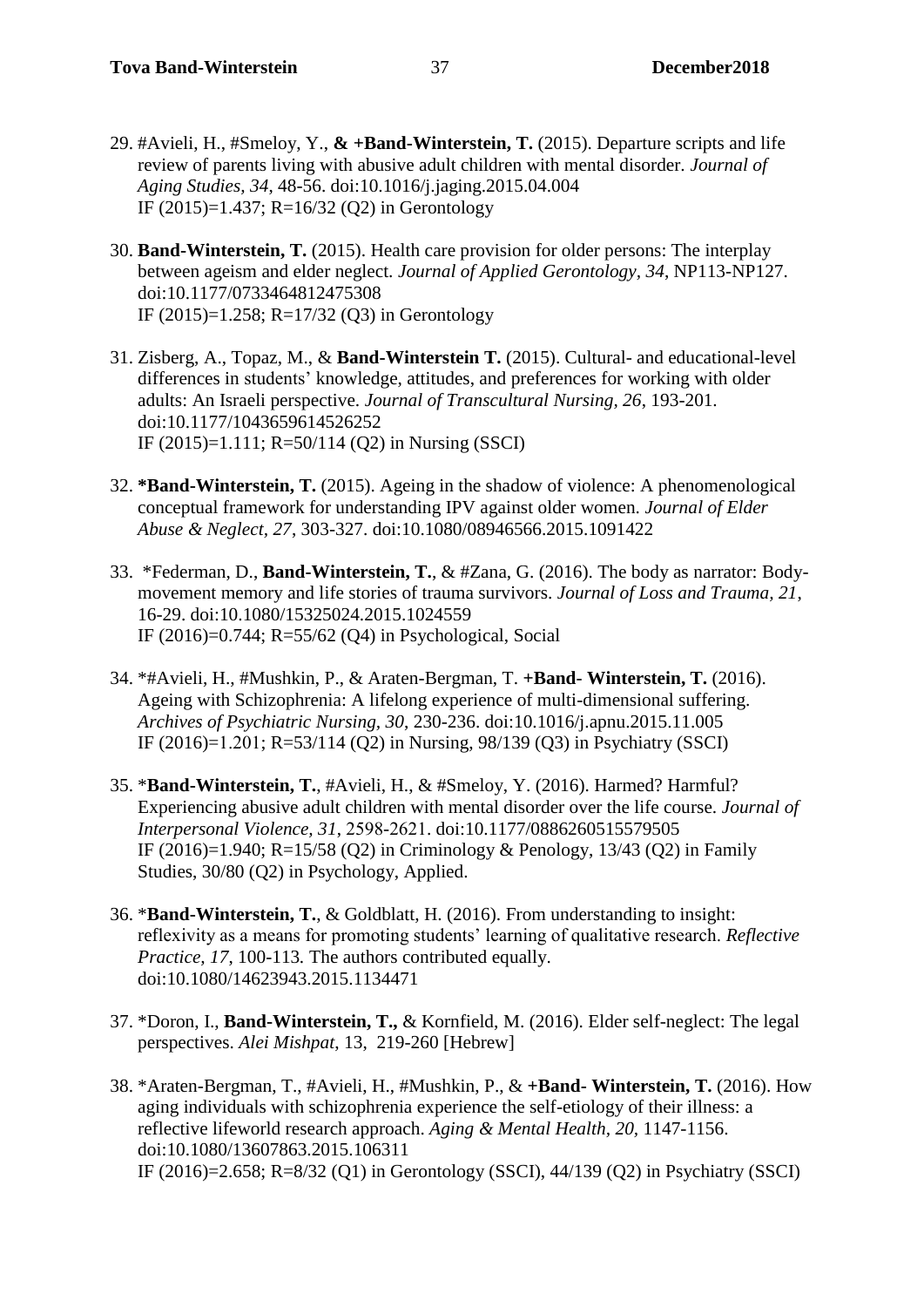29. #Avieli, H., #Smeloy, Y., **& +Band-Winterstein, T.** (2015). Departure scripts and life review of parents living with abusive adult children with mental disorder. *Journal of Aging Studies*, *34*, 48-56. doi:10.1016/j.jaging.2015.04.004
    IF (2015)=1.437; R=16/32 (Q2) in Gerontology

30. **Band-Winterstein, T.** (2015). Health care provision for older persons: The interplay between ageism and elder neglect. *Journal of Applied Gerontology*, *34*, NP113-NP127. doi:10.1177/0733464812475308
    IF (2015)=1.258; R=17/32 (Q3) in Gerontology

31. Zisberg, A., Topaz, M., & **Band-Winterstein T.** (2015). Cultural- and educational-level differences in students' knowledge, attitudes, and preferences for working with older adults: An Israeli perspective. *Journal of Transcultural Nursing*, *26*, 193-201. doi:10.1177/1043659614526252
    IF (2015)=1.111; R=50/114 (Q2) in Nursing (SSCI)

32. ***Band-Winterstein, T.** (2015). Ageing in the shadow of violence: A phenomenological conceptual framework for understanding IPV against older women. *Journal of Elder Abuse & Neglect*, *27*, 303-327. doi:10.1080/08946566.2015.1091422

33. *Federman, D., **Band-Winterstein, T.**, & #Zana, G. (2016). The body as narrator: Body-movement memory and life stories of trauma survivors. *Journal of Loss and Trauma, 21*, 16-29. doi:10.1080/15325024.2015.1024559
    IF (2016)=0.744; R=55/62 (Q4) in Psychological, Social

34. *#Avieli, H., #Mushkin, P., & Araten-Bergman, T. **+Band- Winterstein, T.** (2016). Ageing with Schizophrenia: A lifelong experience of multi-dimensional suffering. *Archives of Psychiatric Nursing, 30*, 230-236. doi:10.1016/j.apnu.2015.11.005
    IF (2016)=1.201; R=53/114 (Q2) in Nursing, 98/139 (Q3) in Psychiatry (SSCI)

35. ***Band-Winterstein, T.**, #Avieli, H., & #Smeloy, Y. (2016). Harmed? Harmful? Experiencing abusive adult children with mental disorder over the life course. *Journal of Interpersonal Violence, 31*, 2598-2621. doi:10.1177/0886260515579505
    IF (2016)=1.940; R=15/58 (Q2) in Criminology & Penology, 13/43 (Q2) in Family Studies, 30/80 (Q2) in Psychology, Applied.

36. ***Band-Winterstein, T.**, & Goldblatt, H. (2016). From understanding to insight: reflexivity as a means for promoting students' learning of qualitative research. *Reflective Practice, 17*, 100-113*.* The authors contributed equally. doi:10.1080/14623943.2015.1134471

37. *Doron, I., **Band-Winterstein, T.,** & Kornfield, M. (2016). Elder self-neglect: The legal perspectives. *Alei Mishpat*, 13, 219-260 [Hebrew]

38. *Araten-Bergman, T., #Avieli, H., #Mushkin, P., & **+Band- Winterstein, T.** (2016). How aging individuals with schizophrenia experience the self-etiology of their illness: a reflective lifeworld research approach. *Aging & Mental Health*, *20*, 1147-1156. doi:10.1080/13607863.2015.106311
    IF (2016)=2.658; R=8/32 (Q1) in Gerontology (SSCI), 44/139 (Q2) in Psychiatry (SSCI)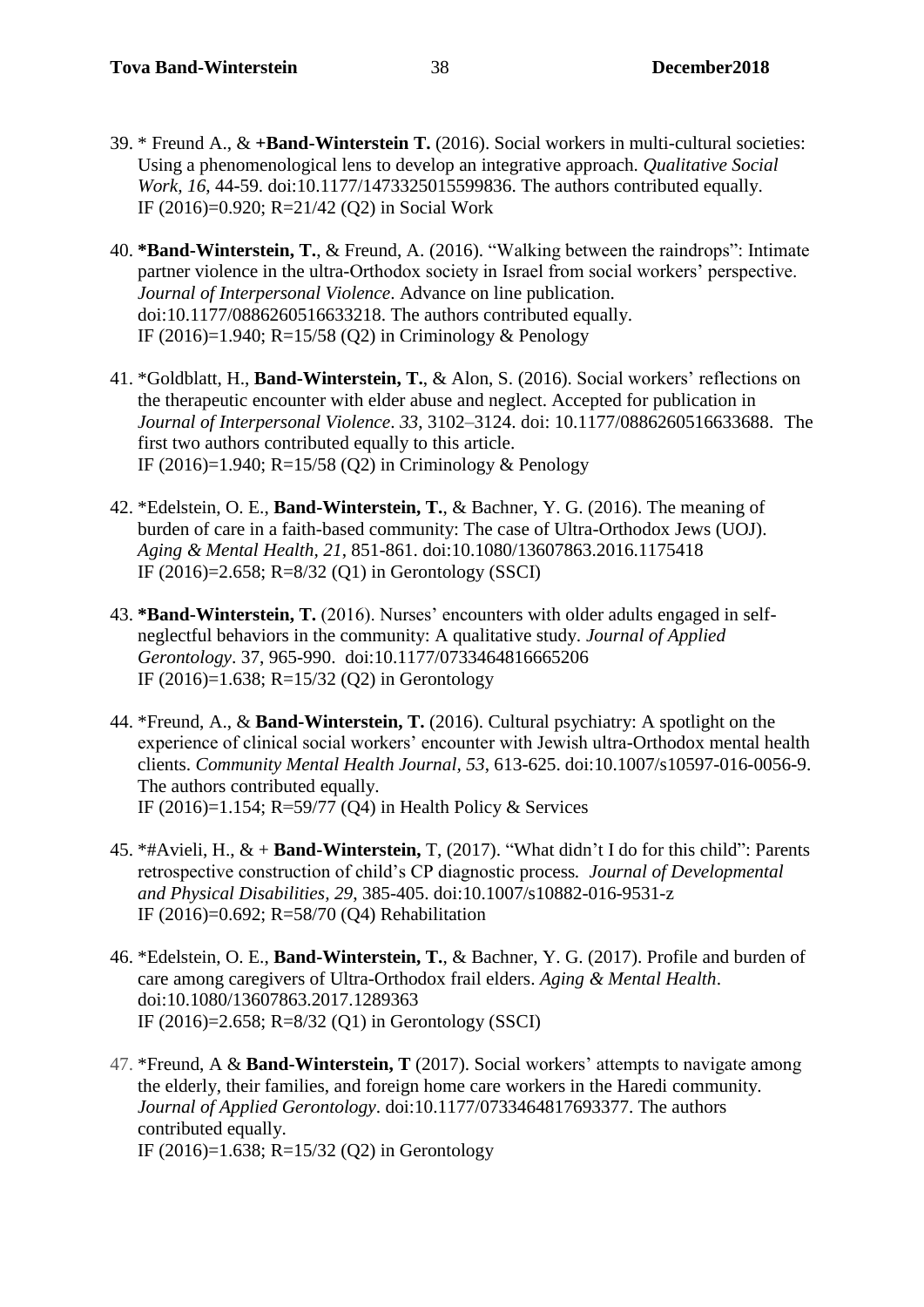39. * Freund A., & **+Band-Winterstein T.** (2016). Social workers in multi-cultural societies: Using a phenomenological lens to develop an integrative approach. *Qualitative Social Work, 16,* 44-59. doi:10.1177/1473325015599836. The authors contributed equally.
    IF (2016)=0.920; R=21/42 (Q2) in Social Work

40. **\*Band-Winterstein, T.**, & Freund, A. (2016). "Walking between the raindrops": Intimate partner violence in the ultra-Orthodox society in Israel from social workers' perspective. *Journal of Interpersonal Violence*. Advance on line publication. doi:10.1177/0886260516633218. The authors contributed equally.
    IF (2016)=1.940; R=15/58 (Q2) in Criminology & Penology

41. *Goldblatt, H., **Band-Winterstein, T.**, & Alon, S. (2016). Social workers' reflections on the therapeutic encounter with elder abuse and neglect. Accepted for publication in *Journal of Interpersonal Violence*. *33,* 3102–3124. doi: 10.1177/0886260516633688. The first two authors contributed equally to this article.
    IF (2016)=1.940; R=15/58 (Q2) in Criminology & Penology

42. *Edelstein, O. E., **Band-Winterstein, T.**, & Bachner, Y. G. (2016). The meaning of burden of care in a faith-based community: The case of Ultra-Orthodox Jews (UOJ). *Aging & Mental Health, 21*, 851-861. doi:10.1080/13607863.2016.1175418
    IF (2016)=2.658; R=8/32 (Q1) in Gerontology (SSCI)

43. **\*Band-Winterstein, T.** (2016). Nurses' encounters with older adults engaged in self-neglectful behaviors in the community: A qualitative study. *Journal of Applied Gerontology*. 37, 965-990. doi:10.1177/0733464816665206
    IF (2016)=1.638; R=15/32 (Q2) in Gerontology

44. *Freund, A., & **Band-Winterstein, T.** (2016). Cultural psychiatry: A spotlight on the experience of clinical social workers' encounter with Jewish ultra-Orthodox mental health clients. *Community Mental Health Journal, 53*, 613-625. doi:10.1007/s10597-016-0056-9. The authors contributed equally.
    IF (2016)=1.154; R=59/77 (Q4) in Health Policy & Services

45. *#Avieli, H., & + **Band-Winterstein,** T, (2017). "What didn't I do for this child": Parents retrospective construction of child's CP diagnostic process. *Journal of Developmental and Physical Disabilities, 29*, 385-405. doi:10.1007/s10882-016-9531-z
    IF (2016)=0.692; R=58/70 (Q4) Rehabilitation

46. *Edelstein, O. E., **Band-Winterstein, T.**, & Bachner, Y. G. (2017). Profile and burden of care among caregivers of Ultra-Orthodox frail elders. *Aging & Mental Health*. doi:10.1080/13607863.2017.1289363
    IF (2016)=2.658; R=8/32 (Q1) in Gerontology (SSCI)

47. *Freund, A & **Band-Winterstein, T** (2017). Social workers' attempts to navigate among the elderly, their families, and foreign home care workers in the Haredi community. *Journal of Applied Gerontology*. doi:10.1177/0733464817693377. The authors contributed equally.
    IF (2016)=1.638; R=15/32 (Q2) in Gerontology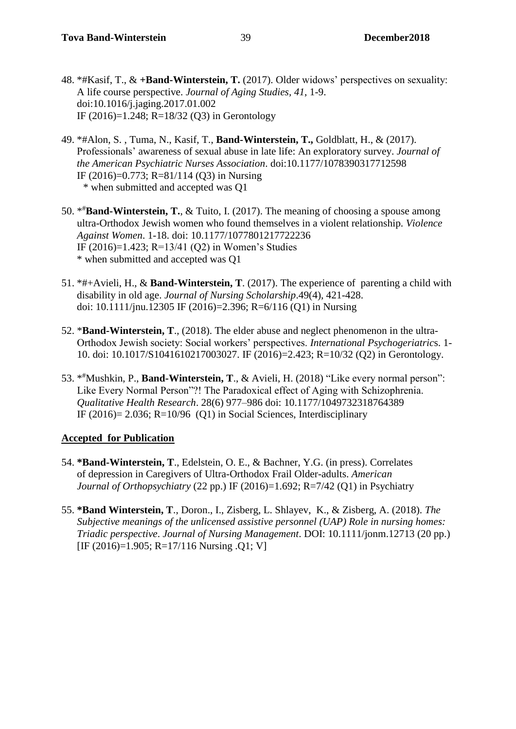48. *#Kasif, T., & **+Band-Winterstein, T.** (2017). Older widows' perspectives on sexuality: A life course perspective. *Journal of Aging Studies, 41*, 1-9. doi:10.1016/j.jaging.2017.01.002
    IF (2016)=1.248; R=18/32 (Q3) in Gerontology

49. *#Alon, S. , Tuma, N., Kasif, T., **Band-Winterstein, T.,** Goldblatt, H., & (2017). Professionals' awareness of sexual abuse in late life: An exploratory survey. *Journal of the American Psychiatric Nurses Association*. doi:10.1177/1078390317712598
    IF (2016)=0.773; R=81/114 (Q3) in Nursing
    * when submitted and accepted was Q1

50. *[#]**Band-Winterstein, T.**, & Tuito, I. (2017). The meaning of choosing a spouse among ultra-Orthodox Jewish women who found themselves in a violent relationship. *Violence Against Women*. 1-18. doi: 10.1177/1077801217722236
    IF (2016)=1.423; R=13/41 (Q2) in Women's Studies
    * when submitted and accepted was Q1

51. *#+Avieli, H., & **Band-Winterstein, T**. (2017). The experience of parenting a child with disability in old age. *Journal of Nursing Scholarship*.49(4), 421-428. doi: 10.1111/jnu.12305 IF (2016)=2.396; R=6/116 (Q1) in Nursing

52. ***Band-Winterstein, T**., (2018). The elder abuse and neglect phenomenon in the ultra-Orthodox Jewish society: Social workers' perspectives. *International Psychogeriatrics*. 1-10. doi: 10.1017/S1041610217003027. IF (2016)=2.423; R=10/32 (Q2) in Gerontology.

53. *[#]Mushkin, P., **Band-Winterstein, T**., & Avieli, H. (2018) "Like every normal person": Like Every Normal Person"?! The Paradoxical effect of Aging with Schizophrenia. *Qualitative Health Research*. 28(6) 977–986 doi: 10.1177/1049732318764389
    IF (2016)= 2.036; R=10/96 (Q1) in Social Sciences, Interdisciplinary

**Accepted for Publication**

54. ***Band-Winterstein, T**., Edelstein, O. E., & Bachner, Y.G. (in press). Correlates of depression in Caregivers of Ultra-Orthodox Frail Older-adults. *American Journal of Orthopsychiatry* (22 pp.) IF (2016)=1.692; R=7/42 (Q1) in Psychiatry

55. ***Band Winterstein, T**., Doron., I., Zisberg, L. Shlayev, K., & Zisberg, A. (2018). *The Subjective meanings of the unlicensed assistive personnel (UAP) Role in nursing homes: Triadic perspective*. *Journal of Nursing Management*. DOI: 10.1111/jonm.12713 (20 pp.) [IF (2016)=1.905; R=17/116 Nursing .Q1; V]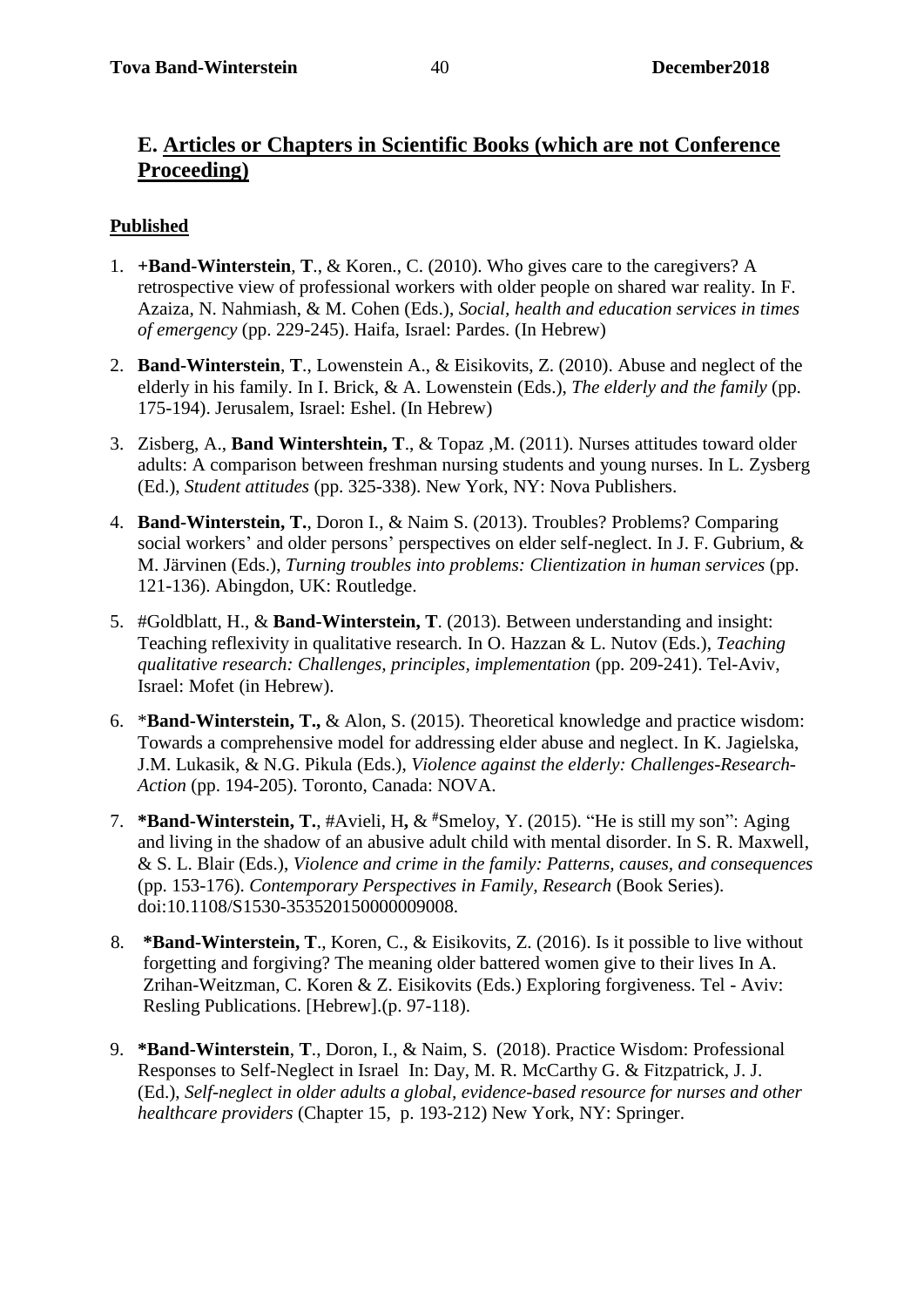## E. Articles or Chapters in Scientific Books (which are not Conference Proceeding)

### Published

1. **+Band-Winterstein**, **T**., & Koren., C. (2010). Who gives care to the caregivers? A retrospective view of professional workers with older people on shared war reality. In F. Azaiza, N. Nahmiash, & M. Cohen (Eds.), *Social, health and education services in times of emergency* (pp. 229-245). Haifa, Israel: Pardes. (In Hebrew)

2. **Band-Winterstein**, **T**., Lowenstein A., & Eisikovits, Z. (2010). Abuse and neglect of the elderly in his family. In I. Brick, & A. Lowenstein (Eds.), *The elderly and the family* (pp. 175-194). Jerusalem, Israel: Eshel. (In Hebrew)

3. Zisberg, A., **Band Wintershtein, T**., & Topaz ,M. (2011). Nurses attitudes toward older adults: A comparison between freshman nursing students and young nurses. In L. Zysberg (Ed.), *Student attitudes* (pp. 325-338). New York, NY: Nova Publishers.

4. **Band-Winterstein, T.**, Doron I., & Naim S. (2013). Troubles? Problems? Comparing social workers' and older persons' perspectives on elder self-neglect. In J. F. Gubrium, & M. Järvinen (Eds.), *Turning troubles into problems: Clientization in human services* (pp. 121-136). Abingdon, UK: Routledge.

5. #Goldblatt, H., & **Band-Winterstein, T**. (2013). Between understanding and insight: Teaching reflexivity in qualitative research. In O. Hazzan & L. Nutov (Eds.), *Teaching qualitative research: Challenges, principles, implementation* (pp. 209-241). Tel-Aviv, Israel: Mofet (in Hebrew).

6. *__Band-Winterstein, T.,__ & Alon, S. (2015). Theoretical knowledge and practice wisdom: Towards a comprehensive model for addressing elder abuse and neglect. In K. Jagielska, J.M. Lukasik, & N.G. Pikula (Eds.), *Violence against the elderly: Challenges-Research-Action* (pp. 194-205). Toronto, Canada: NOVA.

7. **\*Band-Winterstein, T.**, #Avieli, H**,** & #Smeloy, Y. (2015). "He is still my son": Aging and living in the shadow of an abusive adult child with mental disorder. In S. R. Maxwell, & S. L. Blair (Eds.), *Violence and crime in the family: Patterns, causes, and consequences* (pp. 153-176). *Contemporary Perspectives in Family, Research* (Book Series). doi:10.1108/S1530-353520150000009008.

8. **\*Band-Winterstein, T**., Koren, C., & Eisikovits, Z. (2016). Is it possible to live without forgetting and forgiving? The meaning older battered women give to their lives In A. Zrihan-Weitzman, C. Koren & Z. Eisikovits (Eds.) Exploring forgiveness. Tel - Aviv: Resling Publications. [Hebrew].(p. 97-118).

9. **\*Band-Winterstein**, **T**., Doron, I., & Naim, S. (2018). Practice Wisdom: Professional Responses to Self-Neglect in Israel In: Day, M. R. McCarthy G. & Fitzpatrick, J. J. (Ed.), *Self-neglect in older adults a global, evidence-based resource for nurses and other healthcare providers* (Chapter 15, p. 193-212) New York, NY: Springer.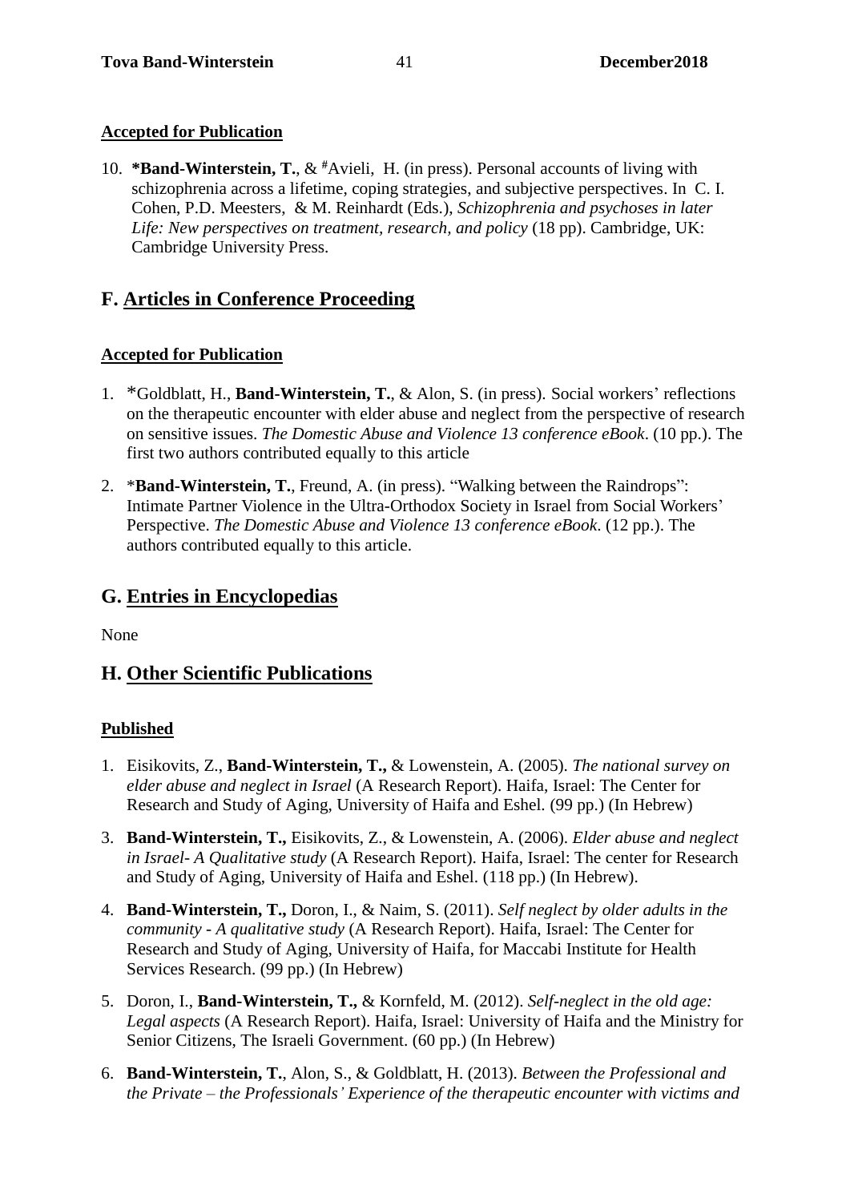**Accepted for Publication**

10. ***Band-Winterstein, T.**, & [#]Avieli, H. (in press). Personal accounts of living with schizophrenia across a lifetime, coping strategies, and subjective perspectives. In C. I. Cohen, P.D. Meesters, & M. Reinhardt (Eds.), *Schizophrenia and psychoses in later Life: New perspectives on treatment, research, and policy* (18 pp). Cambridge, UK: Cambridge University Press.

## F. Articles in Conference Proceeding

**Accepted for Publication**

1. *Goldblatt, H., **Band-Winterstein, T.**, & Alon, S. (in press). Social workers' reflections on the therapeutic encounter with elder abuse and neglect from the perspective of research on sensitive issues. *The Domestic Abuse and Violence 13 conference eBook*. (10 pp.). The first two authors contributed equally to this article

2. ***Band-Winterstein, T.**, Freund, A. (in press). "Walking between the Raindrops": Intimate Partner Violence in the Ultra-Orthodox Society in Israel from Social Workers' Perspective. *The Domestic Abuse and Violence 13 conference eBook*. (12 pp.). The authors contributed equally to this article.

## G. Entries in Encyclopedias

None

## H. Other Scientific Publications

**Published**

1. Eisikovits, Z., **Band-Winterstein, T.,** & Lowenstein, A. (2005). *The national survey on elder abuse and neglect in Israel* (A Research Report). Haifa, Israel: The Center for Research and Study of Aging, University of Haifa and Eshel. (99 pp.) (In Hebrew)

3. **Band-Winterstein, T.,** Eisikovits, Z., & Lowenstein, A. (2006). *Elder abuse and neglect in Israel- A Qualitative study* (A Research Report). Haifa, Israel: The center for Research and Study of Aging, University of Haifa and Eshel. (118 pp.) (In Hebrew).

4. **Band-Winterstein, T.,** Doron, I., & Naim, S. (2011). *Self neglect by older adults in the community - A qualitative study* (A Research Report). Haifa, Israel: The Center for Research and Study of Aging, University of Haifa, for Maccabi Institute for Health Services Research. (99 pp.) (In Hebrew)

5. Doron, I., **Band-Winterstein, T.,** & Kornfeld, M. (2012). *Self-neglect in the old age: Legal aspects* (A Research Report). Haifa, Israel: University of Haifa and the Ministry for Senior Citizens, The Israeli Government. (60 pp.) (In Hebrew)

6. **Band-Winterstein, T.**, Alon, S., & Goldblatt, H. (2013). *Between the Professional and the Private – the Professionals' Experience of the therapeutic encounter with victims and*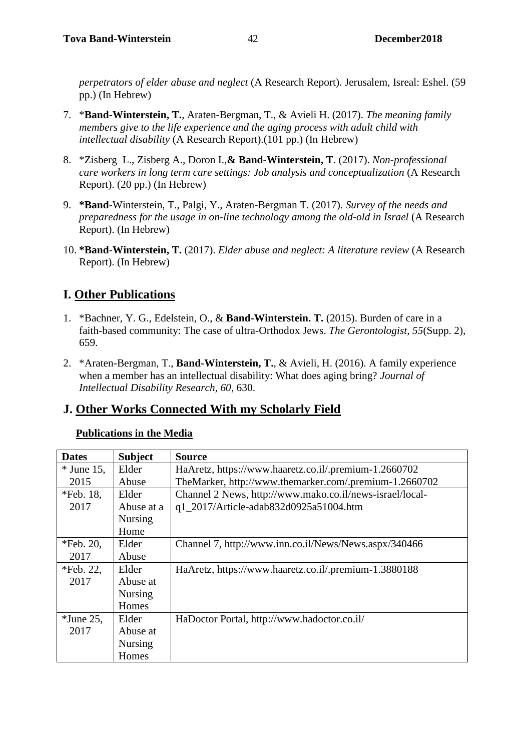*perpetrators of elder abuse and neglect* (A Research Report). Jerusalem, Isreal: Eshel. (59 pp.) (In Hebrew)

7. \***Band-Winterstein, T.**, Araten-Bergman, T., & Avieli H. (2017). *The meaning family members give to the life experience and the aging process with adult child with intellectual disability* (A Research Report).(101 pp.) (In Hebrew)

8. \*Zisberg L., Zisberg A., Doron I.,**& Band-Winterstein, T**. (2017). *Non-professional care workers in long term care settings: Job analysis and conceptualization* (A Research Report). (20 pp.) (In Hebrew)

9. **\*Band**-Winterstein, T., Palgi, Y., Araten-Bergman T. (2017). *Survey of the needs and preparedness for the usage in on-line technology among the old-old in Israel* (A Research Report). (In Hebrew)

10. **\*Band-Winterstein, T.** (2017). *Elder abuse and neglect: A literature review* (A Research Report). (In Hebrew)

## I. Other Publications

1. \*Bachner, Y. G., Edelstein, O., & **Band-Winterstein. T.** (2015). Burden of care in a faith-based community: The case of ultra-Orthodox Jews. *The Gerontologist, 55*(Supp. 2), 659.

2. \*Araten-Bergman, T., **Band-Winterstein, T.**, & Avieli, H. (2016). A family experience when a member has an intellectual disability: What does aging bring? *Journal of Intellectual Disability Research, 60*, 630.

## J. Other Works Connected With my Scholarly Field

**Publications in the Media**

| Dates | Subject | Source |
|---|---|---|
| * June 15, 2015 | Elder Abuse | HaAretz, https://www.haaretz.co.il/.premium-1.2660702<br>TheMarker, http://www.themarker.com/.premium-1.2660702 |
| *Feb. 18, 2017 | Elder Abuse at a Nursing Home | Channel 2 News, http://www.mako.co.il/news-israel/local-q1_2017/Article-adab832d0925a51004.htm |
| *Feb. 20, 2017 | Elder Abuse | Channel 7, http://www.inn.co.il/News/News.aspx/340466 |
| *Feb. 22, 2017 | Elder Abuse at Nursing Homes | HaAretz, https://www.haaretz.co.il/.premium-1.3880188 |
| *June 25, 2017 | Elder Abuse at Nursing Homes | HaDoctor Portal, http://www.hadoctor.co.il/ |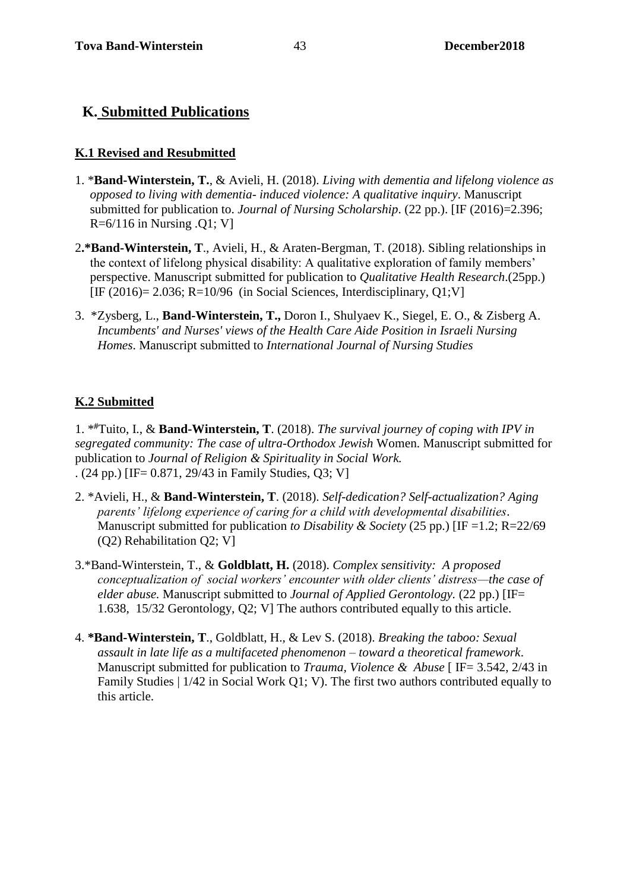## K. Submitted Publications

### K.1 Revised and Resubmitted

1. *<strong>Band-Winterstein, T.</strong>, & Avieli, H. (2018). *Living with dementia and lifelong violence as opposed to living with dementia- induced violence: A qualitative inquiry*. Manuscript submitted for publication to. *Journal of Nursing Scholarship*. (22 pp.). [IF (2016)=2.396; R=6/116 in Nursing .Q1; V]

2. <strong>*Band-Winterstein, T</strong>., Avieli, H., & Araten-Bergman, T. (2018). Sibling relationships in the context of lifelong physical disability: A qualitative exploration of family members' perspective. Manuscript submitted for publication to *Qualitative Health Research*.(25pp.) [IF (2016)= 2.036; R=10/96 (in Social Sciences, Interdisciplinary, Q1;V]

3. *Zysberg, L., <strong>Band-Winterstein, T.,</strong> Doron I., Shulyaev K., Siegel, E. O., & Zisberg A. *Incumbents' and Nurses' views of the Health Care Aide Position in Israeli Nursing Homes*. Manuscript submitted to *International Journal of Nursing Studies*

### K.2 Submitted

1. *#Tuito, I., & <strong>Band-Winterstein, T</strong>. (2018). *The survival journey of coping with IPV in segregated community: The case of ultra-Orthodox Jewish* Women. Manuscript submitted for publication to *Journal of Religion & Spirituality in Social Work.* . (24 pp.) [IF= 0.871, 29/43 in Family Studies, Q3; V]

2. *Avieli, H., & <strong>Band-Winterstein, T</strong>. (2018). *Self-dedication? Self-actualization? Aging parents' lifelong experience of caring for a child with developmental disabilities*. Manuscript submitted for publication *to Disability & Society* (25 pp.) [IF =1.2; R=22/69 (Q2) Rehabilitation Q2; V]

3. *Band-Winterstein, T., & <strong>Goldblatt, H.</strong> (2018). *Complex sensitivity: A proposed conceptualization of social workers' encounter with older clients' distress—the case of elder abuse.* Manuscript submitted to *Journal of Applied Gerontology.* (22 pp.) [IF= 1.638, 15/32 Gerontology, Q2; V] The authors contributed equally to this article.

4. <strong>*Band-Winterstein, T</strong>., Goldblatt, H., & Lev S. (2018). *Breaking the taboo: Sexual assault in late life as a multifaceted phenomenon – toward a theoretical framework*. Manuscript submitted for publication to *Trauma, Violence & Abuse* [ IF= 3.542, 2/43 in Family Studies | 1/42 in Social Work Q1; V). The first two authors contributed equally to this article.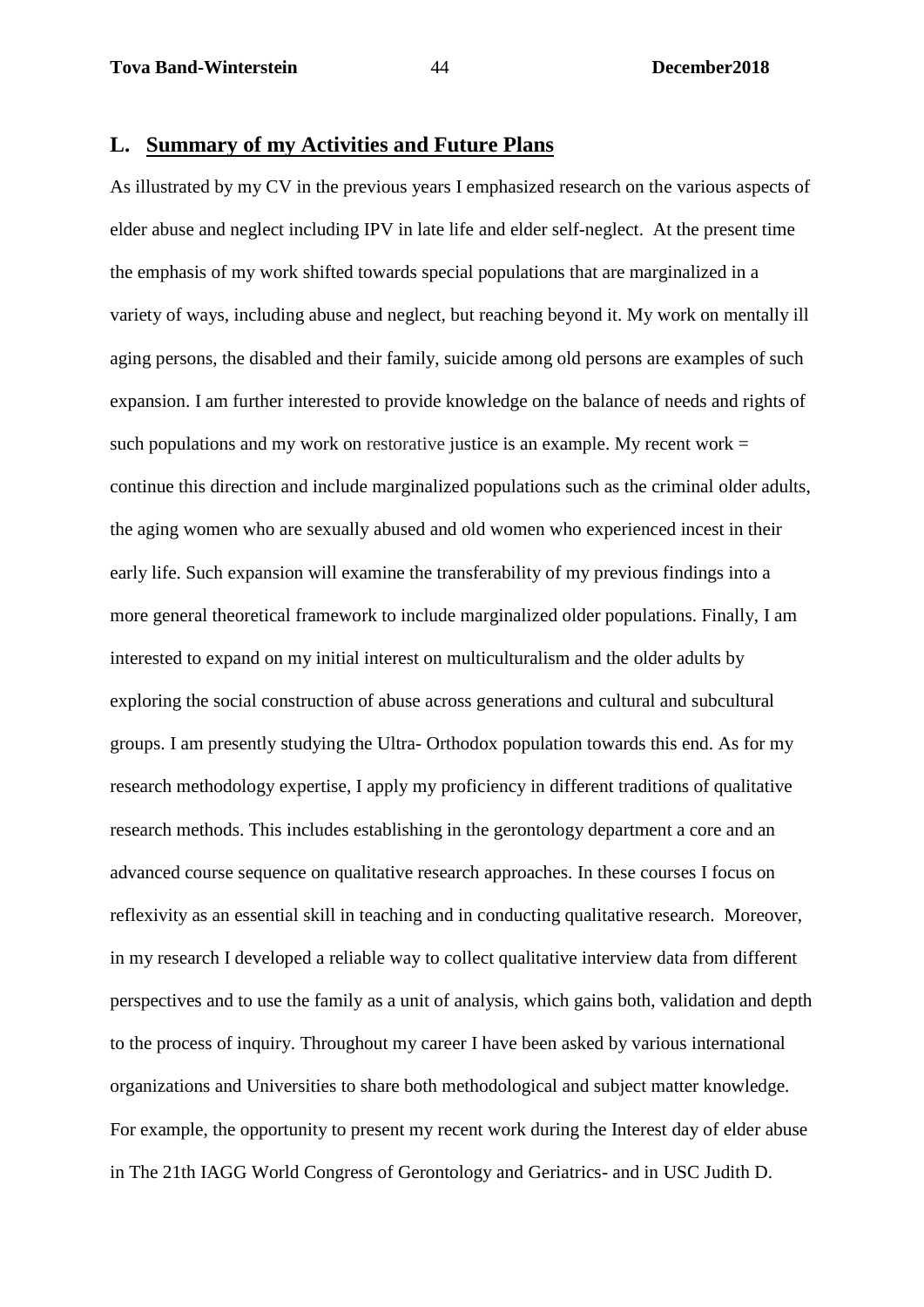## L. Summary of my Activities and Future Plans

As illustrated by my CV in the previous years I emphasized research on the various aspects of elder abuse and neglect including IPV in late life and elder self-neglect. At the present time the emphasis of my work shifted towards special populations that are marginalized in a variety of ways, including abuse and neglect, but reaching beyond it. My work on mentally ill aging persons, the disabled and their family, suicide among old persons are examples of such expansion. I am further interested to provide knowledge on the balance of needs and rights of such populations and my work on restorative justice is an example. My recent work = continue this direction and include marginalized populations such as the criminal older adults, the aging women who are sexually abused and old women who experienced incest in their early life. Such expansion will examine the transferability of my previous findings into a more general theoretical framework to include marginalized older populations. Finally, I am interested to expand on my initial interest on multiculturalism and the older adults by exploring the social construction of abuse across generations and cultural and subcultural groups. I am presently studying the Ultra- Orthodox population towards this end. As for my research methodology expertise, I apply my proficiency in different traditions of qualitative research methods. This includes establishing in the gerontology department a core and an advanced course sequence on qualitative research approaches. In these courses I focus on reflexivity as an essential skill in teaching and in conducting qualitative research. Moreover, in my research I developed a reliable way to collect qualitative interview data from different perspectives and to use the family as a unit of analysis, which gains both, validation and depth to the process of inquiry. Throughout my career I have been asked by various international organizations and Universities to share both methodological and subject matter knowledge. For example, the opportunity to present my recent work during the Interest day of elder abuse in The 21th IAGG World Congress of Gerontology and Geriatrics- and in USC Judith D.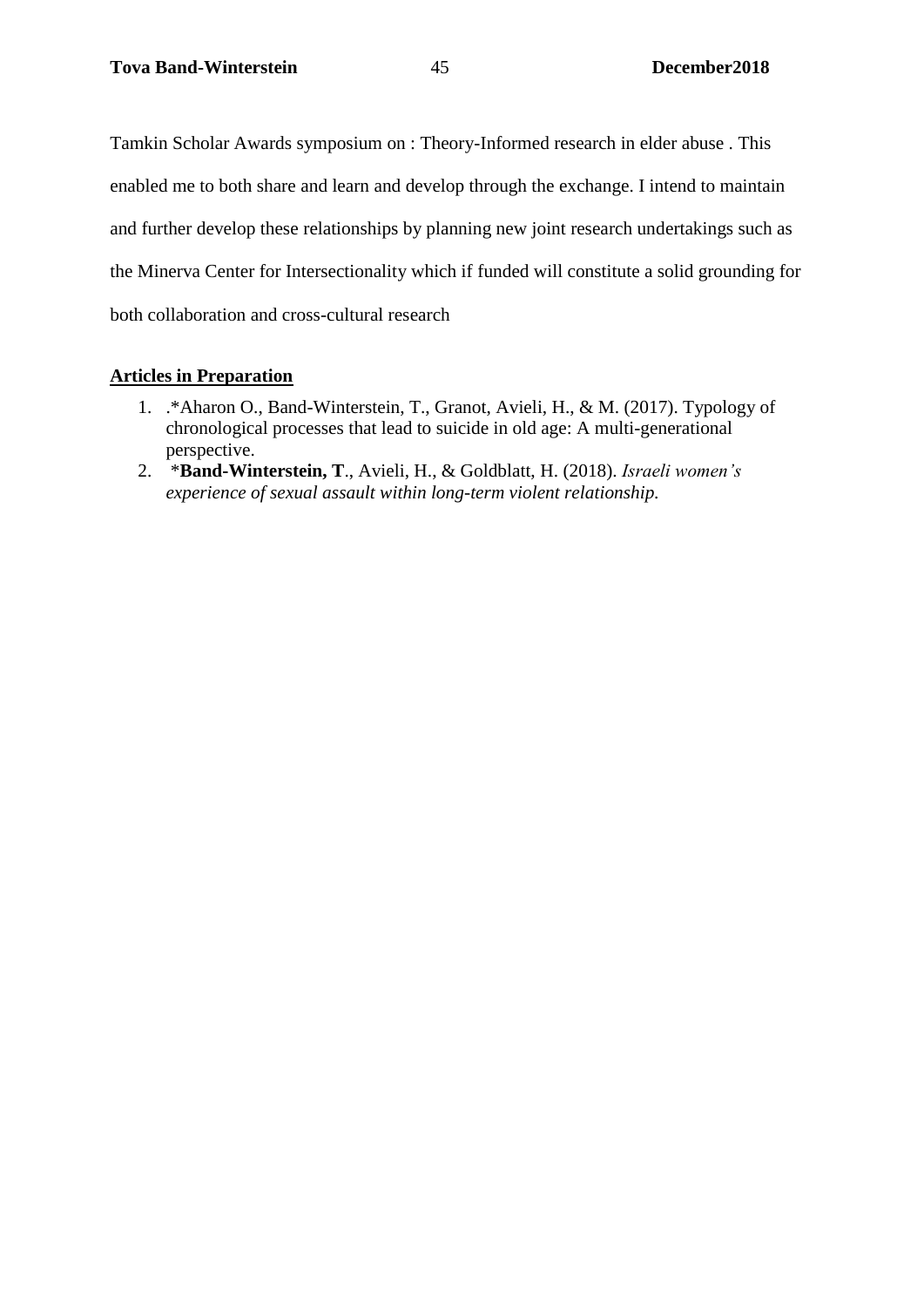Tamkin Scholar Awards symposium on : Theory-Informed research in elder abuse . This enabled me to both share and learn and develop through the exchange. I intend to maintain and further develop these relationships by planning new joint research undertakings such as the Minerva Center for Intersectionality which if funded will constitute a solid grounding for both collaboration and cross-cultural research

**Articles in Preparation**

1. .*Aharon O., Band-Winterstein, T., Granot, Avieli, H., & M. (2017). Typology of chronological processes that lead to suicide in old age: A multi-generational perspective.
2. *<strong>Band-Winterstein, T</strong>., Avieli, H., & Goldblatt, H. (2018). *Israeli women's experience of sexual assault within long-term violent relationship.*